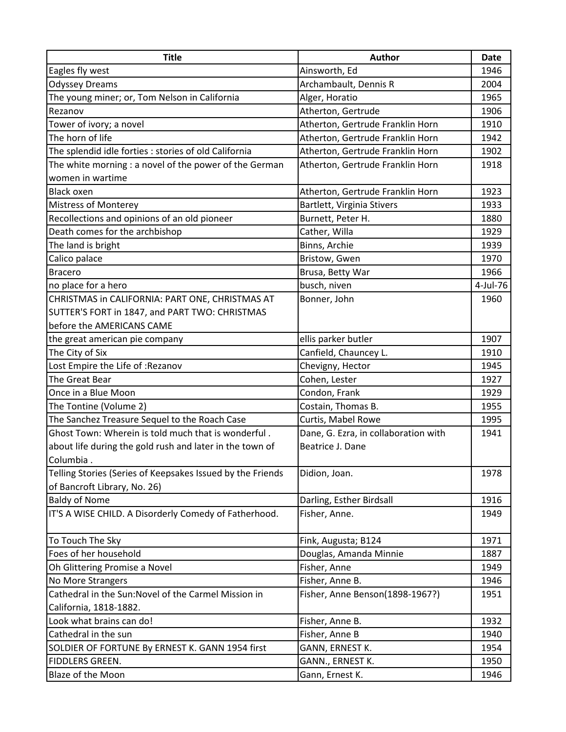| Title | Author | Date |
| --- | --- | --- |
| Eagles fly west | Ainsworth, Ed | 1946 |
| Odyssey Dreams | Archambault, Dennis R | 2004 |
| The young miner; or, Tom Nelson in California | Alger, Horatio | 1965 |
| Rezanov | Atherton, Gertrude | 1906 |
| Tower of ivory; a novel | Atherton, Gertrude Franklin Horn | 1910 |
| The horn of life | Atherton, Gertrude Franklin Horn | 1942 |
| The splendid idle forties : stories of old California | Atherton, Gertrude Franklin Horn | 1902 |
| The white morning : a novel of the power of the German women in wartime | Atherton, Gertrude Franklin Horn | 1918 |
| Black oxen | Atherton, Gertrude Franklin Horn | 1923 |
| Mistress of Monterey | Bartlett, Virginia Stivers | 1933 |
| Recollections and opinions of an old pioneer | Burnett, Peter H. | 1880 |
| Death comes for the archbishop | Cather, Willa | 1929 |
| The land is bright | Binns, Archie | 1939 |
| Calico palace | Bristow, Gwen | 1970 |
| Bracero | Brusa, Betty War | 1966 |
| no place for a hero | busch, niven | 4-Jul-76 |
| CHRISTMAS in CALIFORNIA: PART ONE, CHRISTMAS AT SUTTER'S FORT in 1847, and PART TWO: CHRISTMAS before the AMERICANS CAME | Bonner, John | 1960 |
| the great american pie company | ellis parker butler | 1907 |
| The City of Six | Canfield, Chauncey L. | 1910 |
| Lost Empire the Life of :Rezanov | Chevigny, Hector | 1945 |
| The Great Bear | Cohen, Lester | 1927 |
| Once in a Blue Moon | Condon, Frank | 1929 |
| The Tontine (Volume 2) | Costain, Thomas B. | 1955 |
| The Sanchez Treasure Sequel to the Roach Case | Curtis, Mabel Rowe | 1995 |
| Ghost Town: Wherein is told much that is wonderful . about life during the gold rush and later in the town of Columbia . | Dane, G. Ezra, in collaboration with Beatrice J. Dane | 1941 |
| Telling Stories (Series of Keepsakes Issued by the Friends of Bancroft Library, No. 26) | Didion, Joan. | 1978 |
| Baldy of Nome | Darling, Esther Birdsall | 1916 |
| IT'S A WISE CHILD. A Disorderly Comedy of Fatherhood. | Fisher, Anne. | 1949 |
| To Touch The Sky | Fink, Augusta; B124 | 1971 |
| Foes of her household | Douglas, Amanda Minnie | 1887 |
| Oh Glittering Promise a Novel | Fisher, Anne | 1949 |
| No More Strangers | Fisher, Anne B. | 1946 |
| Cathedral in the Sun:Novel of the Carmel Mission in California, 1818-1882. | Fisher, Anne Benson(1898-1967?) | 1951 |
| Look what brains can do! | Fisher, Anne B. | 1932 |
| Cathedral in the sun | Fisher, Anne B | 1940 |
| SOLDIER OF FORTUNE By ERNEST K. GANN 1954 first | GANN, ERNEST K. | 1954 |
| FIDDLERS GREEN. | GANN., ERNEST K. | 1950 |
| Blaze of the Moon | Gann, Ernest K. | 1946 |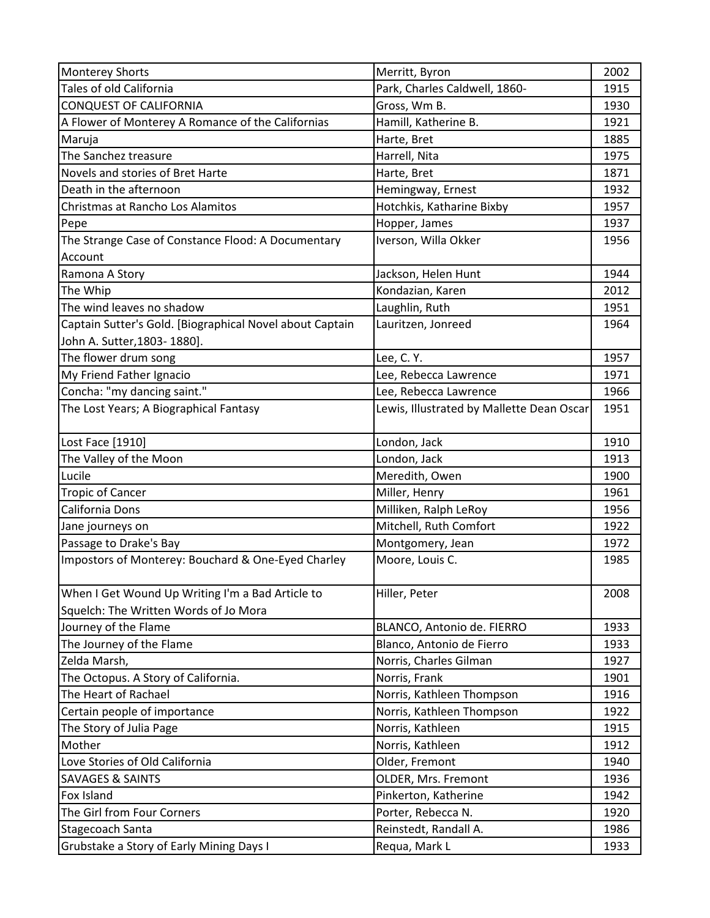| Monterey Shorts | Merritt, Byron | 2002 |
|---|---|---|
| Tales of old California | Park, Charles Caldwell, 1860- | 1915 |
| CONQUEST OF CALIFORNIA | Gross, Wm B. | 1930 |
| A Flower of Monterey A Romance of the Californias | Hamill, Katherine B. | 1921 |
| Maruja | Harte, Bret | 1885 |
| The Sanchez treasure | Harrell, Nita | 1975 |
| Novels and stories of Bret Harte | Harte, Bret | 1871 |
| Death in the afternoon | Hemingway, Ernest | 1932 |
| Christmas at Rancho Los Alamitos | Hotchkis, Katharine Bixby | 1957 |
| Pepe | Hopper, James | 1937 |
| The Strange Case of Constance Flood: A Documentary Account | Iverson, Willa Okker | 1956 |
| Ramona A Story | Jackson, Helen Hunt | 1944 |
| The Whip | Kondazian, Karen | 2012 |
| The wind leaves no shadow | Laughlin, Ruth | 1951 |
| Captain Sutter's Gold. [Biographical Novel about Captain John A. Sutter,1803- 1880]. | Lauritzen, Jonreed | 1964 |
| The flower drum song | Lee, C. Y. | 1957 |
| My Friend Father Ignacio | Lee, Rebecca Lawrence | 1971 |
| Concha: "my dancing saint." | Lee, Rebecca Lawrence | 1966 |
| The Lost Years; A Biographical Fantasy | Lewis, Illustrated by Mallette Dean Oscar | 1951 |
| Lost Face [1910] | London, Jack | 1910 |
| The Valley of the Moon | London, Jack | 1913 |
| Lucile | Meredith, Owen | 1900 |
| Tropic of Cancer | Miller, Henry | 1961 |
| California Dons | Milliken, Ralph LeRoy | 1956 |
| Jane journeys on | Mitchell, Ruth Comfort | 1922 |
| Passage to Drake's Bay | Montgomery, Jean | 1972 |
| Impostors of Monterey: Bouchard & One-Eyed Charley | Moore, Louis C. | 1985 |
| When I Get Wound Up Writing I'm a Bad Article to Squelch: The Written Words of Jo Mora | Hiller, Peter | 2008 |
| Journey of the Flame | BLANCO, Antonio de. FIERRO | 1933 |
| The Journey of the Flame | Blanco, Antonio de Fierro | 1933 |
| Zelda Marsh, | Norris, Charles Gilman | 1927 |
| The Octopus. A Story of California. | Norris, Frank | 1901 |
| The Heart of Rachael | Norris, Kathleen Thompson | 1916 |
| Certain people of importance | Norris, Kathleen Thompson | 1922 |
| The Story of Julia Page | Norris, Kathleen | 1915 |
| Mother | Norris, Kathleen | 1912 |
| Love Stories of Old California | Older, Fremont | 1940 |
| SAVAGES & SAINTS | OLDER, Mrs. Fremont | 1936 |
| Fox Island | Pinkerton, Katherine | 1942 |
| The Girl from Four Corners | Porter, Rebecca N. | 1920 |
| Stagecoach Santa | Reinstedt, Randall A. | 1986 |
| Grubstake a Story of Early Mining Days I | Requa, Mark L | 1933 |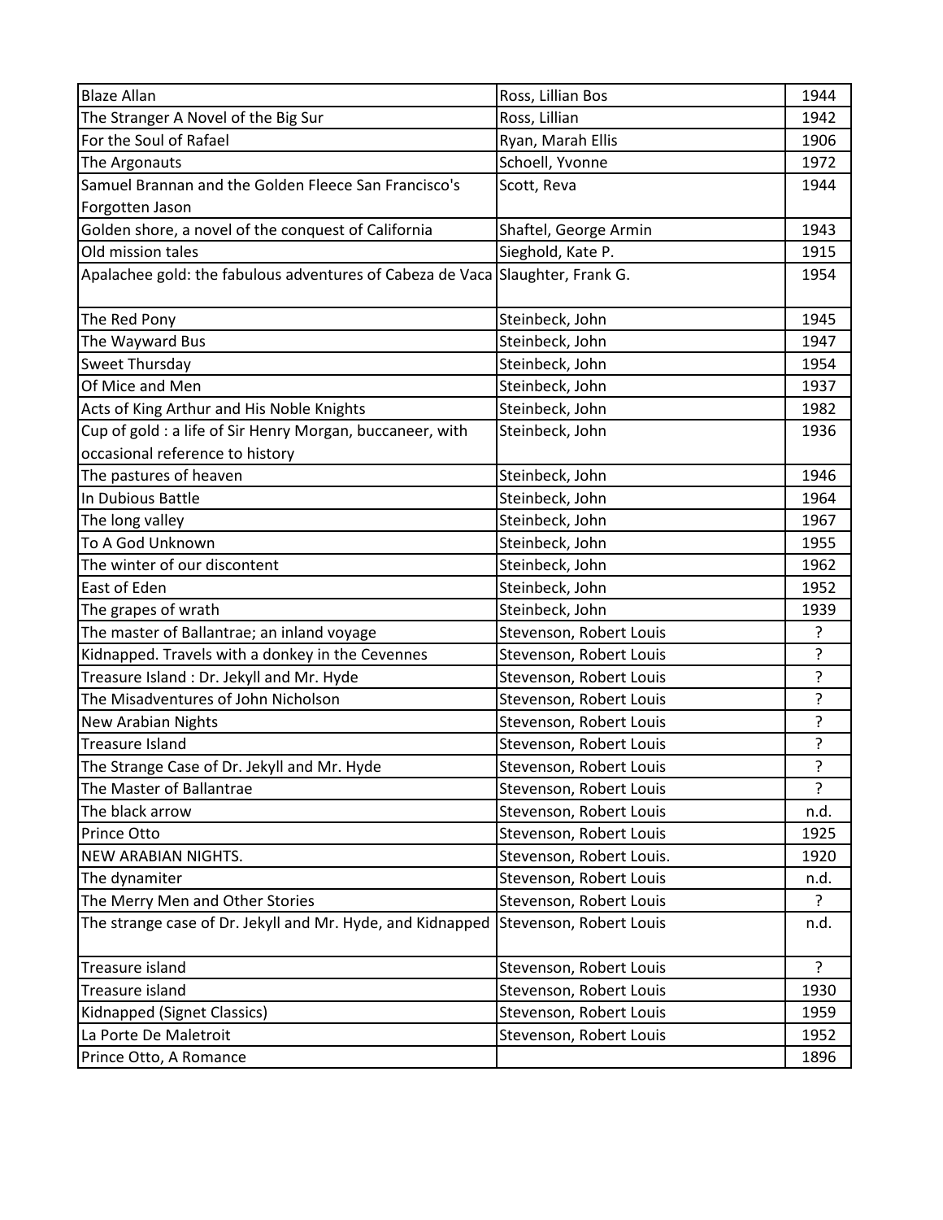| Blaze Allan | Ross, Lillian Bos | 1944 |
|---|---|---|
| The Stranger A Novel of the Big Sur | Ross, Lillian | 1942 |
| For the Soul of Rafael | Ryan, Marah Ellis | 1906 |
| The Argonauts | Schoell, Yvonne | 1972 |
| Samuel Brannan and the Golden Fleece San Francisco's Forgotten Jason | Scott, Reva | 1944 |
| Golden shore, a novel of the conquest of California | Shaftel, George Armin | 1943 |
| Old mission tales | Sieghold, Kate P. | 1915 |
| Apalachee gold: the fabulous adventures of Cabeza de Vaca | Slaughter, Frank G. | 1954 |
| The Red Pony | Steinbeck, John | 1945 |
| The Wayward Bus | Steinbeck, John | 1947 |
| Sweet Thursday | Steinbeck, John | 1954 |
| Of Mice and Men | Steinbeck, John | 1937 |
| Acts of King Arthur and His Noble Knights | Steinbeck, John | 1982 |
| Cup of gold : a life of Sir Henry Morgan, buccaneer, with occasional reference to history | Steinbeck, John | 1936 |
| The pastures of heaven | Steinbeck, John | 1946 |
| In Dubious Battle | Steinbeck, John | 1964 |
| The long valley | Steinbeck, John | 1967 |
| To A God Unknown | Steinbeck, John | 1955 |
| The winter of our discontent | Steinbeck, John | 1962 |
| East of Eden | Steinbeck, John | 1952 |
| The grapes of wrath | Steinbeck, John | 1939 |
| The master of Ballantrae; an inland voyage | Stevenson, Robert Louis | ? |
| Kidnapped. Travels with a donkey in the Cevennes | Stevenson, Robert Louis | ? |
| Treasure Island : Dr. Jekyll and Mr. Hyde | Stevenson, Robert Louis | ? |
| The Misadventures of John Nicholson | Stevenson, Robert Louis | ? |
| New Arabian Nights | Stevenson, Robert Louis | ? |
| Treasure Island | Stevenson, Robert Louis | ? |
| The Strange Case of Dr. Jekyll and Mr. Hyde | Stevenson, Robert Louis | ? |
| The Master of Ballantrae | Stevenson, Robert Louis | ? |
| The black arrow | Stevenson, Robert Louis | n.d. |
| Prince Otto | Stevenson, Robert Louis | 1925 |
| NEW ARABIAN NIGHTS. | Stevenson, Robert Louis. | 1920 |
| The dynamiter | Stevenson, Robert Louis | n.d. |
| The Merry Men and Other Stories | Stevenson, Robert Louis | ? |
| The strange case of Dr. Jekyll and Mr. Hyde, and Kidnapped | Stevenson, Robert Louis | n.d. |
| Treasure island | Stevenson, Robert Louis | ? |
| Treasure island | Stevenson, Robert Louis | 1930 |
| Kidnapped (Signet Classics) | Stevenson, Robert Louis | 1959 |
| La Porte De Maletroit | Stevenson, Robert Louis | 1952 |
| Prince Otto, A Romance | | 1896 |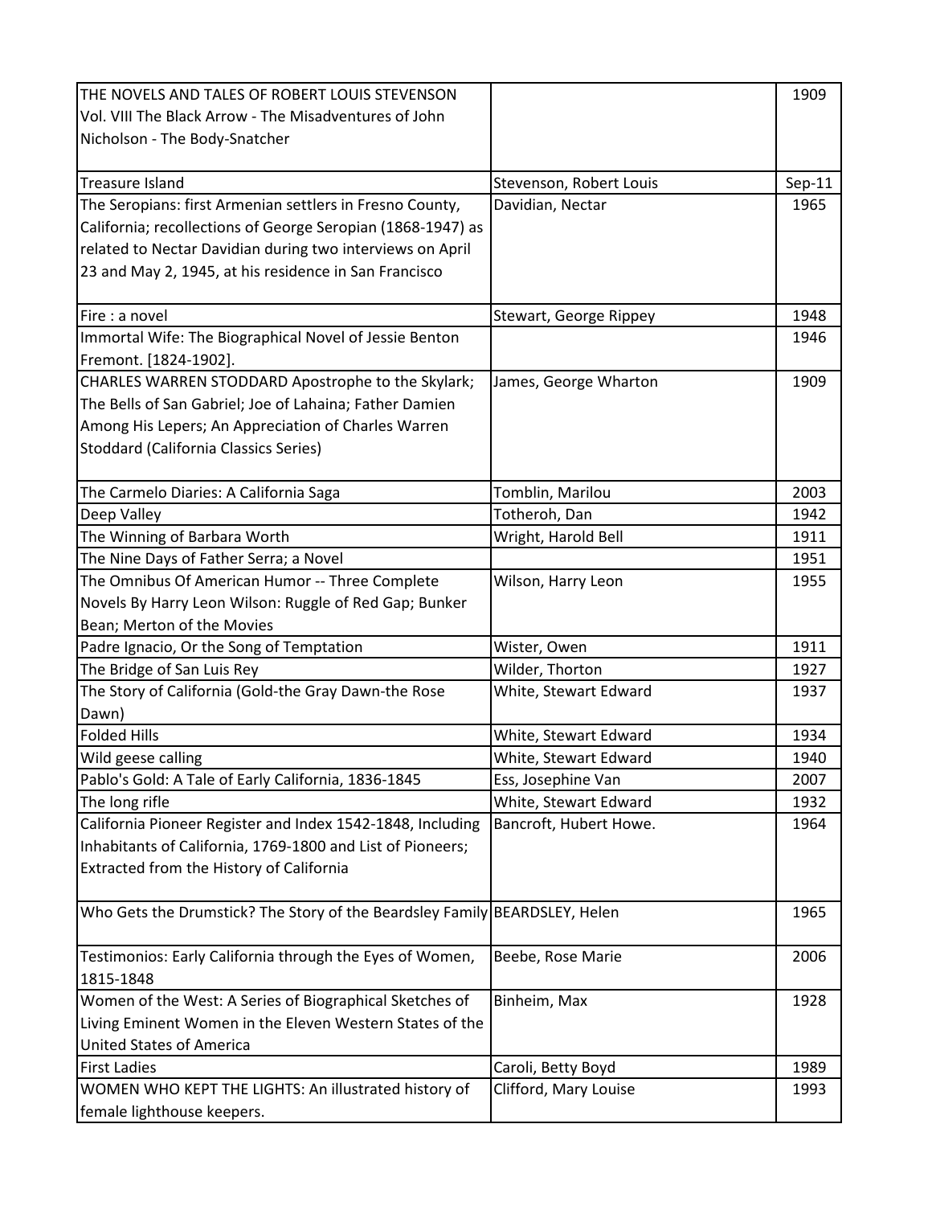| | | |
|---|---|---|
| THE NOVELS AND TALES OF ROBERT LOUIS STEVENSON Vol. VIII The Black Arrow - The Misadventures of John Nicholson - The Body-Snatcher | | 1909 |
| Treasure Island | Stevenson, Robert Louis | Sep-11 |
| The Seropians: first Armenian settlers in Fresno County, California; recollections of George Seropian (1868-1947) as related to Nectar Davidian during two interviews on April 23 and May 2, 1945, at his residence in San Francisco | Davidian, Nectar | 1965 |
| Fire : a novel | Stewart, George Rippey | 1948 |
| Immortal Wife: The Biographical Novel of Jessie Benton Fremont. [1824-1902]. | | 1946 |
| CHARLES WARREN STODDARD Apostrophe to the Skylark; The Bells of San Gabriel; Joe of Lahaina; Father Damien Among His Lepers; An Appreciation of Charles Warren Stoddard (California Classics Series) | James, George Wharton | 1909 |
| The Carmelo Diaries: A California Saga | Tomblin, Marilou | 2003 |
| Deep Valley | Totheroh, Dan | 1942 |
| The Winning of Barbara Worth | Wright, Harold Bell | 1911 |
| The Nine Days of Father Serra; a Novel | | 1951 |
| The Omnibus Of American Humor -- Three Complete Novels By Harry Leon Wilson: Ruggle of Red Gap; Bunker Bean; Merton of the Movies | Wilson, Harry Leon | 1955 |
| Padre Ignacio, Or the Song of Temptation | Wister, Owen | 1911 |
| The Bridge of San Luis Rey | Wilder, Thorton | 1927 |
| The Story of California (Gold-the Gray Dawn-the Rose Dawn) | White, Stewart Edward | 1937 |
| Folded Hills | White, Stewart Edward | 1934 |
| Wild geese calling | White, Stewart Edward | 1940 |
| Pablo's Gold: A Tale of Early California, 1836-1845 | Ess, Josephine Van | 2007 |
| The long rifle | White, Stewart Edward | 1932 |
| California Pioneer Register and Index 1542-1848, Including Inhabitants of California, 1769-1800 and List of Pioneers; Extracted from the History of California | Bancroft, Hubert Howe. | 1964 |
| Who Gets the Drumstick? The Story of the Beardsley Family | BEARDSLEY, Helen | 1965 |
| Testimonios: Early California through the Eyes of Women, 1815-1848 | Beebe, Rose Marie | 2006 |
| Women of the West: A Series of Biographical Sketches of Living Eminent Women in the Eleven Western States of the United States of America | Binheim, Max | 1928 |
| First Ladies | Caroli, Betty Boyd | 1989 |
| WOMEN WHO KEPT THE LIGHTS: An illustrated history of female lighthouse keepers. | Clifford, Mary Louise | 1993 |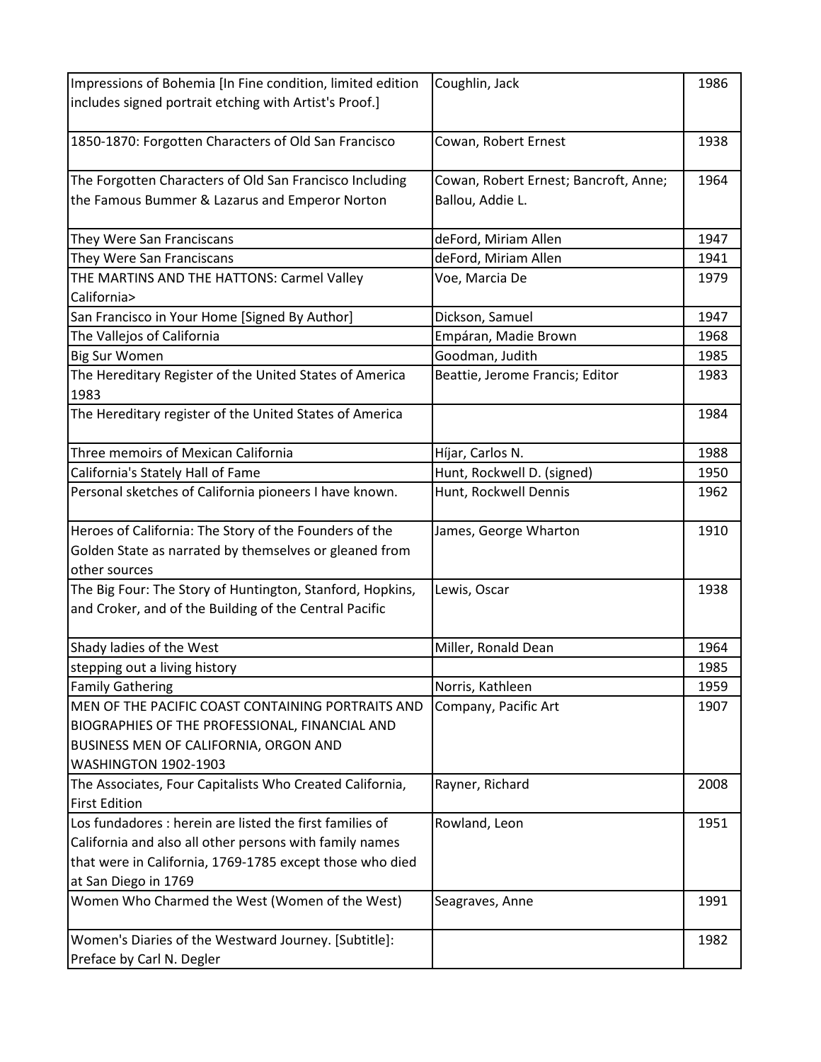| Impressions of Bohemia [In Fine condition, limited edition includes signed portrait etching with Artist's Proof.] | Coughlin, Jack | 1986 |
|---|---|---|
| 1850-1870: Forgotten Characters of Old San Francisco | Cowan, Robert Ernest | 1938 |
| The Forgotten Characters of Old San Francisco Including the Famous Bummer & Lazarus and Emperor Norton | Cowan, Robert Ernest; Bancroft, Anne; Ballou, Addie L. | 1964 |
| They Were San Franciscans | deFord, Miriam Allen | 1947 |
| They Were San Franciscans | deFord, Miriam Allen | 1941 |
| THE MARTINS AND THE HATTONS: Carmel Valley California> | Voe, Marcia De | 1979 |
| San Francisco in Your Home [Signed By Author] | Dickson, Samuel | 1947 |
| The Vallejos of California | Empáran, Madie Brown | 1968 |
| Big Sur Women | Goodman, Judith | 1985 |
| The Hereditary Register of the United States of America 1983 | Beattie, Jerome Francis; Editor | 1983 |
| The Hereditary register of the United States of America | | 1984 |
| Three memoirs of Mexican California | Híjar, Carlos N. | 1988 |
| California's Stately Hall of Fame | Hunt, Rockwell D. (signed) | 1950 |
| Personal sketches of California pioneers I have known. | Hunt, Rockwell Dennis | 1962 |
| Heroes of California: The Story of the Founders of the Golden State as narrated by themselves or gleaned from other sources | James, George Wharton | 1910 |
| The Big Four: The Story of Huntington, Stanford, Hopkins, and Croker, and of the Building of the Central Pacific | Lewis, Oscar | 1938 |
| Shady ladies of the West | Miller, Ronald Dean | 1964 |
| stepping out a living history | | 1985 |
| Family Gathering | Norris, Kathleen | 1959 |
| MEN OF THE PACIFIC COAST CONTAINING PORTRAITS AND BIOGRAPHIES OF THE PROFESSIONAL, FINANCIAL AND BUSINESS MEN OF CALIFORNIA, ORGON AND WASHINGTON 1902-1903 | Company, Pacific Art | 1907 |
| The Associates, Four Capitalists Who Created California, First Edition | Rayner, Richard | 2008 |
| Los fundadores : herein are listed the first families of California and also all other persons with family names that were in California, 1769-1785 except those who died at San Diego in 1769 | Rowland, Leon | 1951 |
| Women Who Charmed the West (Women of the West) | Seagraves, Anne | 1991 |
| Women's Diaries of the Westward Journey. [Subtitle]: Preface by Carl N. Degler | | 1982 |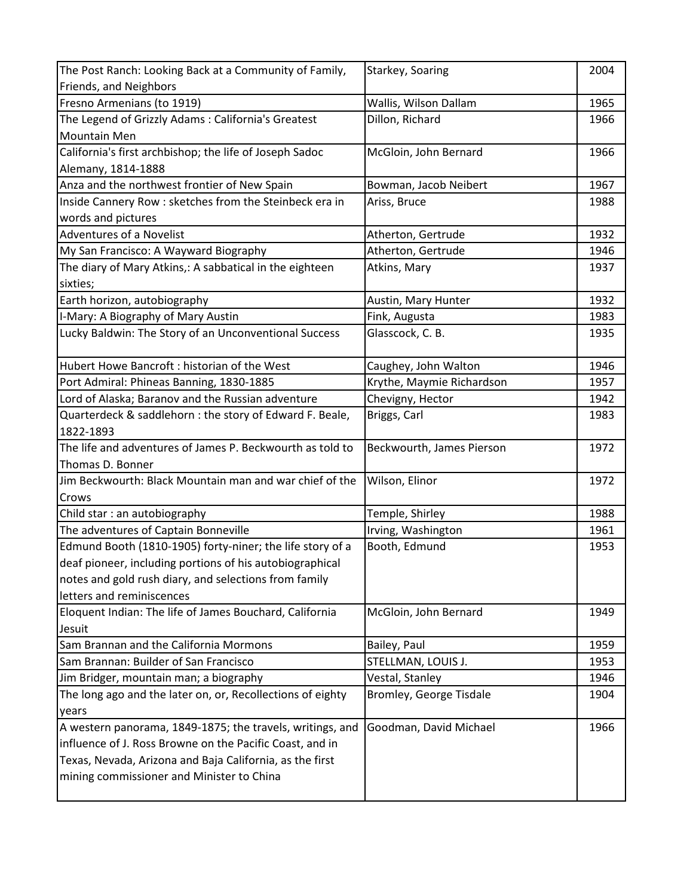| The Post Ranch: Looking Back at a Community of Family, Friends, and Neighbors | Starkey, Soaring | 2004 |
|---|---|---|
| Fresno Armenians (to 1919) | Wallis, Wilson Dallam | 1965 |
| The Legend of Grizzly Adams : California's Greatest Mountain Men | Dillon, Richard | 1966 |
| California's first archbishop; the life of Joseph Sadoc Alemany, 1814-1888 | McGloin, John Bernard | 1966 |
| Anza and the northwest frontier of New Spain | Bowman, Jacob Neibert | 1967 |
| Inside Cannery Row : sketches from the Steinbeck era in words and pictures | Ariss, Bruce | 1988 |
| Adventures of a Novelist | Atherton, Gertrude | 1932 |
| My San Francisco: A Wayward Biography | Atherton, Gertrude | 1946 |
| The diary of Mary Atkins,: A sabbatical in the eighteen sixties; | Atkins, Mary | 1937 |
| Earth horizon, autobiography | Austin, Mary Hunter | 1932 |
| I-Mary: A Biography of Mary Austin | Fink, Augusta | 1983 |
| Lucky Baldwin: The Story of an Unconventional Success | Glasscock, C. B. | 1935 |
| Hubert Howe Bancroft : historian of the West | Caughey, John Walton | 1946 |
| Port Admiral: Phineas Banning, 1830-1885 | Krythe, Maymie Richardson | 1957 |
| Lord of Alaska; Baranov and the Russian adventure | Chevigny, Hector | 1942 |
| Quarterdeck & saddlehorn : the story of Edward F. Beale, 1822-1893 | Briggs, Carl | 1983 |
| The life and adventures of James P. Beckwourth as told to Thomas D. Bonner | Beckwourth, James Pierson | 1972 |
| Jim Beckwourth: Black Mountain man and war chief of the Crows | Wilson, Elinor | 1972 |
| Child star : an autobiography | Temple, Shirley | 1988 |
| The adventures of Captain Bonneville | Irving, Washington | 1961 |
| Edmund Booth (1810-1905) forty-niner; the life story of a deaf pioneer, including portions of his autobiographical notes and gold rush diary, and selections from family letters and reminiscences | Booth, Edmund | 1953 |
| Eloquent Indian: The life of James Bouchard, California Jesuit | McGloin, John Bernard | 1949 |
| Sam Brannan and the California Mormons | Bailey, Paul | 1959 |
| Sam Brannan: Builder of San Francisco | STELLMAN, LOUIS J. | 1953 |
| Jim Bridger, mountain man; a biography | Vestal, Stanley | 1946 |
| The long ago and the later on, or, Recollections of eighty years | Bromley, George Tisdale | 1904 |
| A western panorama, 1849-1875; the travels, writings, and influence of J. Ross Browne on the Pacific Coast, and in Texas, Nevada, Arizona and Baja California, as the first mining commissioner and Minister to China | Goodman, David Michael | 1966 |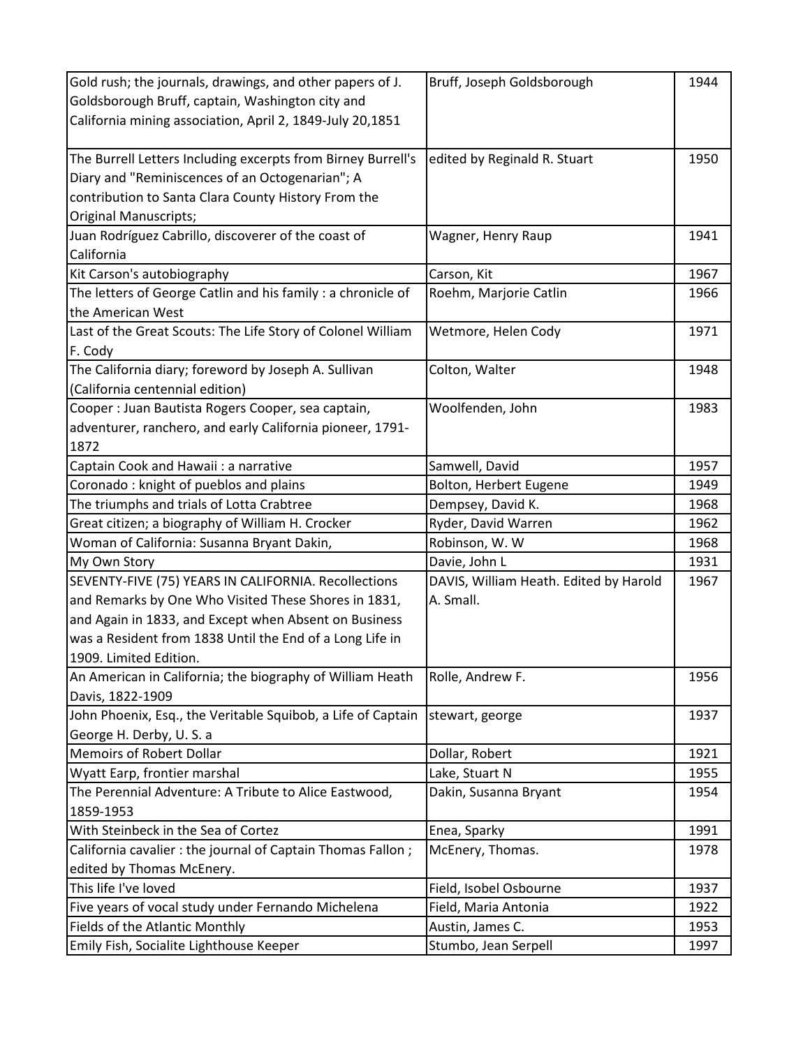| | | |
|---|---|---|
| Gold rush; the journals, drawings, and other papers of J. Goldsborough Bruff, captain, Washington city and California mining association, April 2, 1849-July 20,1851 | Bruff, Joseph Goldsborough | 1944 |
| The Burrell Letters Including excerpts from Birney Burrell's Diary and "Reminiscences of an Octogenarian"; A contribution to Santa Clara County History From the Original Manuscripts; | edited by Reginald R. Stuart | 1950 |
| Juan Rodríguez Cabrillo, discoverer of the coast of California | Wagner, Henry Raup | 1941 |
| Kit Carson's autobiography | Carson, Kit | 1967 |
| The letters of George Catlin and his family : a chronicle of the American West | Roehm, Marjorie Catlin | 1966 |
| Last of the Great Scouts: The Life Story of Colonel William F. Cody | Wetmore, Helen Cody | 1971 |
| The California diary; foreword by Joseph A. Sullivan (California centennial edition) | Colton, Walter | 1948 |
| Cooper : Juan Bautista Rogers Cooper, sea captain, adventurer, ranchero, and early California pioneer, 1791-1872 | Woolfenden, John | 1983 |
| Captain Cook and Hawaii : a narrative | Samwell, David | 1957 |
| Coronado : knight of pueblos and plains | Bolton, Herbert Eugene | 1949 |
| The triumphs and trials of Lotta Crabtree | Dempsey, David K. | 1968 |
| Great citizen; a biography of William H. Crocker | Ryder, David Warren | 1962 |
| Woman of California: Susanna Bryant Dakin, | Robinson, W. W | 1968 |
| My Own Story | Davie, John L | 1931 |
| SEVENTY-FIVE (75) YEARS IN CALIFORNIA. Recollections and Remarks by One Who Visited These Shores in 1831, and Again in 1833, and Except when Absent on Business was a Resident from 1838 Until the End of a Long Life in 1909. Limited Edition. | DAVIS, William Heath. Edited by Harold A. Small. | 1967 |
| An American in California; the biography of William Heath Davis, 1822-1909 | Rolle, Andrew F. | 1956 |
| John Phoenix, Esq., the Veritable Squibob, a Life of Captain George H. Derby, U. S. a | stewart, george | 1937 |
| Memoirs of Robert Dollar | Dollar, Robert | 1921 |
| Wyatt Earp, frontier marshal | Lake, Stuart N | 1955 |
| The Perennial Adventure: A Tribute to Alice Eastwood, 1859-1953 | Dakin, Susanna Bryant | 1954 |
| With Steinbeck in the Sea of Cortez | Enea, Sparky | 1991 |
| California cavalier : the journal of Captain Thomas Fallon ; edited by Thomas McEnery. | McEnery, Thomas. | 1978 |
| This life I've loved | Field, Isobel Osbourne | 1937 |
| Five years of vocal study under Fernando Michelena | Field, Maria Antonia | 1922 |
| Fields of the Atlantic Monthly | Austin, James C. | 1953 |
| Emily Fish, Socialite Lighthouse Keeper | Stumbo, Jean Serpell | 1997 |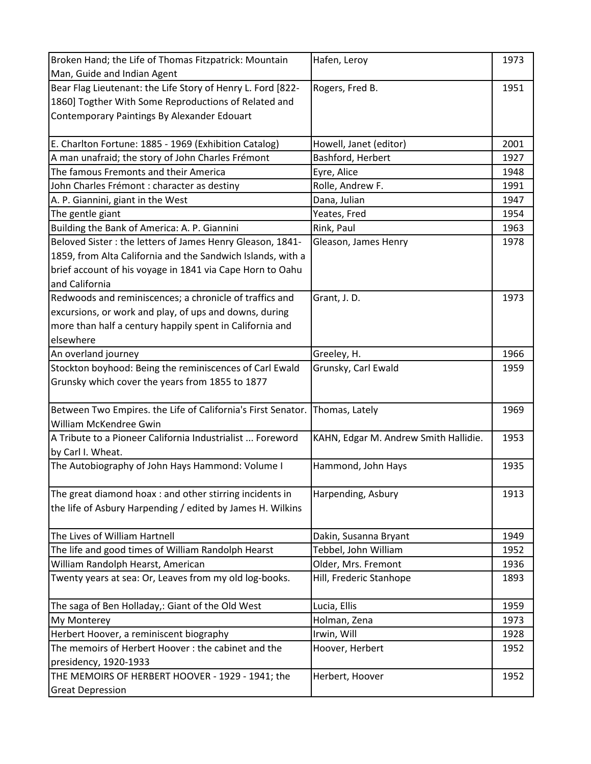| | | |
|---|---|---|
| Broken Hand; the Life of Thomas Fitzpatrick: Mountain Man, Guide and Indian Agent | Hafen, Leroy | 1973 |
| Bear Flag Lieutenant: the Life Story of Henry L. Ford [822-1860] Togther With Some Reproductions of Related and Contemporary Paintings By Alexander Edouart | Rogers, Fred B. | 1951 |
| E. Charlton Fortune: 1885 - 1969 (Exhibition Catalog) | Howell, Janet (editor) | 2001 |
| A man unafraid; the story of John Charles Frémont | Bashford, Herbert | 1927 |
| The famous Fremonts and their America | Eyre, Alice | 1948 |
| John Charles Frémont : character as destiny | Rolle, Andrew F. | 1991 |
| A. P. Giannini, giant in the West | Dana, Julian | 1947 |
| The gentle giant | Yeates, Fred | 1954 |
| Building the Bank of America: A. P. Giannini | Rink, Paul | 1963 |
| Beloved Sister : the letters of James Henry Gleason, 1841-1859, from Alta California and the Sandwich Islands, with a brief account of his voyage in 1841 via Cape Horn to Oahu and California | Gleason, James Henry | 1978 |
| Redwoods and reminiscences; a chronicle of traffics and excursions, or work and play, of ups and downs, during more than half a century happily spent in California and elsewhere | Grant, J. D. | 1973 |
| An overland journey | Greeley, H. | 1966 |
| Stockton boyhood: Being the reminiscences of Carl Ewald Grunsky which cover the years from 1855 to 1877 | Grunsky, Carl Ewald | 1959 |
| Between Two Empires. the Life of California's First Senator. William McKendree Gwin | Thomas, Lately | 1969 |
| A Tribute to a Pioneer California Industrialist ... Foreword by Carl I. Wheat. | KAHN, Edgar M. Andrew Smith Hallidie. | 1953 |
| The Autobiography of John Hays Hammond: Volume I | Hammond, John Hays | 1935 |
| The great diamond hoax : and other stirring incidents in the life of Asbury Harpending / edited by James H. Wilkins | Harpending, Asbury | 1913 |
| The Lives of William Hartnell | Dakin, Susanna Bryant | 1949 |
| The life and good times of William Randolph Hearst | Tebbel, John William | 1952 |
| William Randolph Hearst, American | Older, Mrs. Fremont | 1936 |
| Twenty years at sea: Or, Leaves from my old log-books. | Hill, Frederic Stanhope | 1893 |
| The saga of Ben Holladay,: Giant of the Old West | Lucia, Ellis | 1959 |
| My Monterey | Holman, Zena | 1973 |
| Herbert Hoover, a reminiscent biography | Irwin, Will | 1928 |
| The memoirs of Herbert Hoover : the cabinet and the presidency, 1920-1933 | Hoover, Herbert | 1952 |
| THE MEMOIRS OF HERBERT HOOVER - 1929 - 1941; the Great Depression | Herbert, Hoover | 1952 |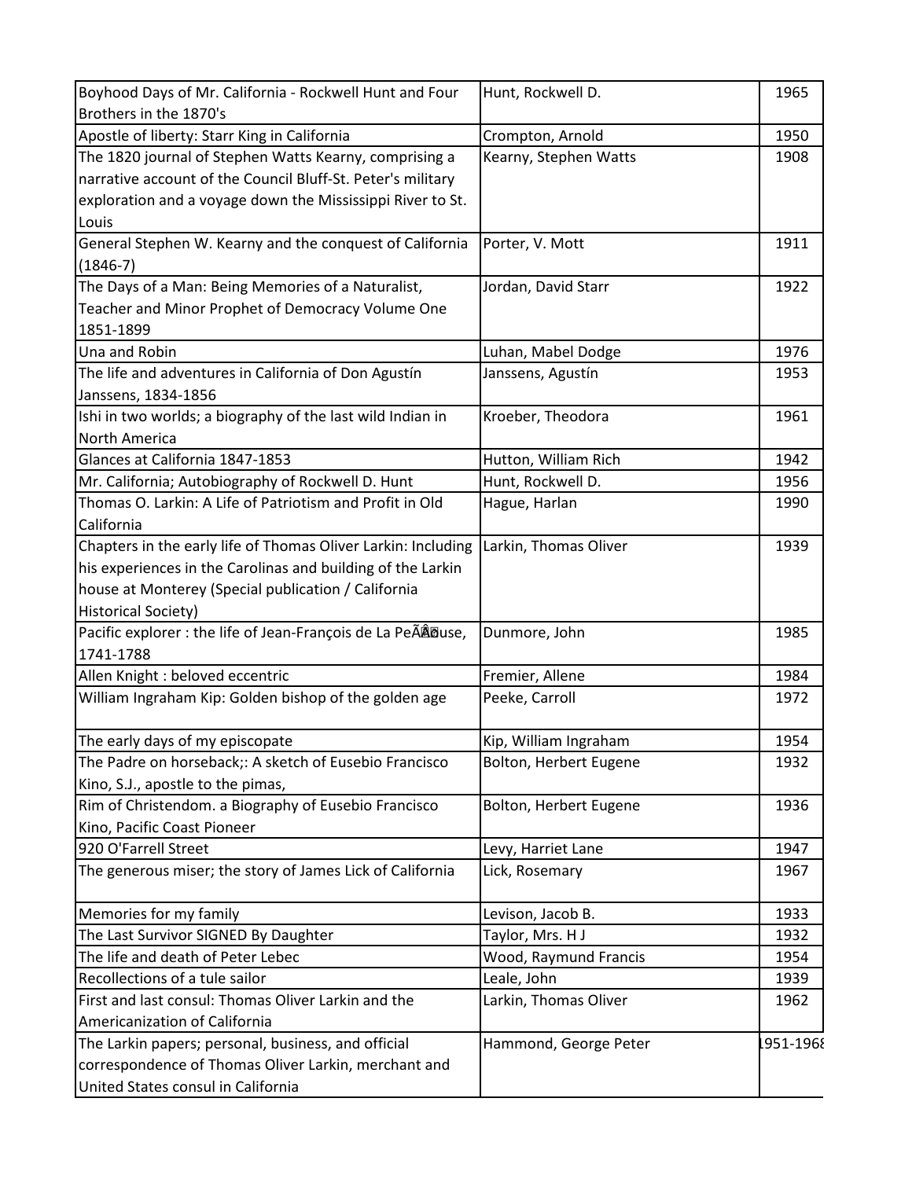| | | |
|---|---|---|
| Boyhood Days of Mr. California - Rockwell Hunt and Four Brothers in the 1870's | Hunt, Rockwell D. | 1965 |
| Apostle of liberty: Starr King in California | Crompton, Arnold | 1950 |
| The 1820 journal of Stephen Watts Kearny, comprising a narrative account of the Council Bluff-St. Peter's military exploration and a voyage down the Mississippi River to St. Louis | Kearny, Stephen Watts | 1908 |
| General Stephen W. Kearny and the conquest of California (1846-7) | Porter, V. Mott | 1911 |
| The Days of a Man: Being Memories of a Naturalist, Teacher and Minor Prophet of Democracy Volume One 1851-1899 | Jordan, David Starr | 1922 |
| Una and Robin | Luhan, Mabel Dodge | 1976 |
| The life and adventures in California of Don Agustín Janssens, 1834-1856 | Janssens, Agustín | 1953 |
| Ishi in two worlds; a biography of the last wild Indian in North America | Kroeber, Theodora | 1961 |
| Glances at California 1847-1853 | Hutton, William Rich | 1942 |
| Mr. California; Autobiography of Rockwell D. Hunt | Hunt, Rockwell D. | 1956 |
| Thomas O. Larkin: A Life of Patriotism and Profit in Old California | Hague, Harlan | 1990 |
| Chapters in the early life of Thomas Oliver Larkin: Including his experiences in the Carolinas and building of the Larkin house at Monterey (Special publication / California Historical Society) | Larkin, Thomas Oliver | 1939 |
| Pacific explorer : the life of Jean-François de La PeÃÂ©use, 1741-1788 | Dunmore, John | 1985 |
| Allen Knight : beloved eccentric | Fremier, Allene | 1984 |
| William Ingraham Kip: Golden bishop of the golden age | Peeke, Carroll | 1972 |
| The early days of my episcopate | Kip, William Ingraham | 1954 |
| The Padre on horseback;: A sketch of Eusebio Francisco Kino, S.J., apostle to the pimas, | Bolton, Herbert Eugene | 1932 |
| Rim of Christendom. a Biography of Eusebio Francisco Kino, Pacific Coast Pioneer | Bolton, Herbert Eugene | 1936 |
| 920 O'Farrell Street | Levy, Harriet Lane | 1947 |
| The generous miser; the story of James Lick of California | Lick, Rosemary | 1967 |
| Memories for my family | Levison, Jacob B. | 1933 |
| The Last Survivor SIGNED By Daughter | Taylor, Mrs. H J | 1932 |
| The life and death of Peter Lebec | Wood, Raymund Francis | 1954 |
| Recollections of a tule sailor | Leale, John | 1939 |
| First and last consul: Thomas Oliver Larkin and the Americanization of California | Larkin, Thomas Oliver | 1962 |
| The Larkin papers; personal, business, and official correspondence of Thomas Oliver Larkin, merchant and United States consul in California | Hammond, George Peter | 1951-1968 |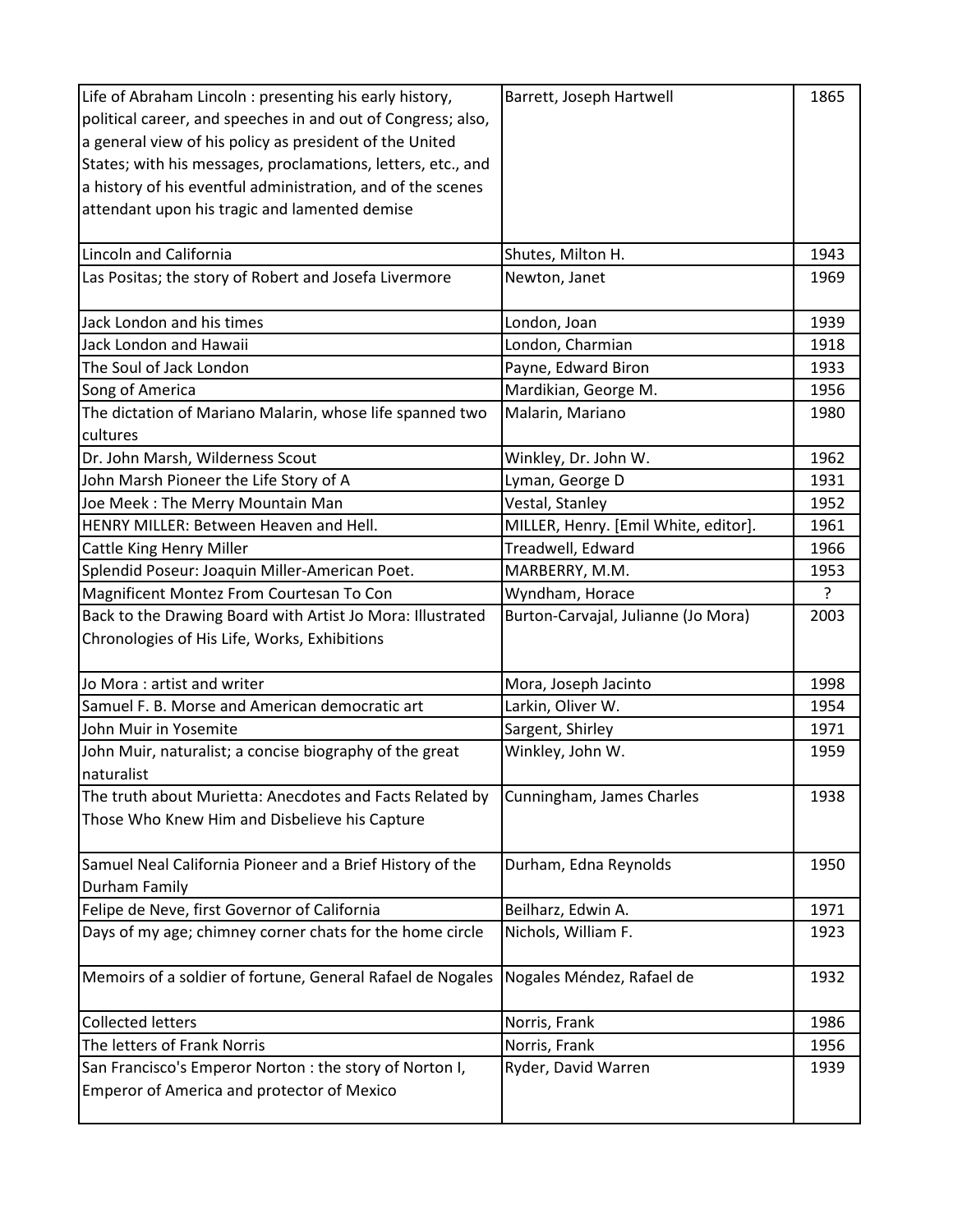| | | |
|---|---|---|
| Life of Abraham Lincoln : presenting his early history, political career, and speeches in and out of Congress; also, a general view of his policy as president of the United States; with his messages, proclamations, letters, etc., and a history of his eventful administration, and of the scenes attendant upon his tragic and lamented demise | Barrett, Joseph Hartwell | 1865 |
| Lincoln and California | Shutes, Milton H. | 1943 |
| Las Positas; the story of Robert and Josefa Livermore | Newton, Janet | 1969 |
| Jack London and his times | London, Joan | 1939 |
| Jack London and Hawaii | London, Charmian | 1918 |
| The Soul of Jack London | Payne, Edward Biron | 1933 |
| Song of America | Mardikian, George M. | 1956 |
| The dictation of Mariano Malarin, whose life spanned two cultures | Malarin, Mariano | 1980 |
| Dr. John Marsh, Wilderness Scout | Winkley, Dr. John W. | 1962 |
| John Marsh Pioneer the Life Story of A | Lyman, George D | 1931 |
| Joe Meek : The Merry Mountain Man | Vestal, Stanley | 1952 |
| HENRY MILLER: Between Heaven and Hell. | MILLER, Henry. [Emil White, editor]. | 1961 |
| Cattle King Henry Miller | Treadwell, Edward | 1966 |
| Splendid Poseur: Joaquin Miller-American Poet. | MARBERRY, M.M. | 1953 |
| Magnificent Montez From Courtesan To Con | Wyndham, Horace | ? |
| Back to the Drawing Board with Artist Jo Mora: Illustrated Chronologies of His Life, Works, Exhibitions | Burton-Carvajal, Julianne (Jo Mora) | 2003 |
| Jo Mora : artist and writer | Mora, Joseph Jacinto | 1998 |
| Samuel F. B. Morse and American democratic art | Larkin, Oliver W. | 1954 |
| John Muir in Yosemite | Sargent, Shirley | 1971 |
| John Muir, naturalist; a concise biography of the great naturalist | Winkley, John W. | 1959 |
| The truth about Murietta: Anecdotes and Facts Related by Those Who Knew Him and Disbelieve his Capture | Cunningham, James Charles | 1938 |
| Samuel Neal California Pioneer and a Brief History of the Durham Family | Durham, Edna Reynolds | 1950 |
| Felipe de Neve, first Governor of California | Beilharz, Edwin A. | 1971 |
| Days of my age; chimney corner chats for the home circle | Nichols, William F. | 1923 |
| Memoirs of a soldier of fortune, General Rafael de Nogales | Nogales Méndez, Rafael de | 1932 |
| Collected letters | Norris, Frank | 1986 |
| The letters of Frank Norris | Norris, Frank | 1956 |
| San Francisco's Emperor Norton : the story of Norton I, Emperor of America and protector of Mexico | Ryder, David Warren | 1939 |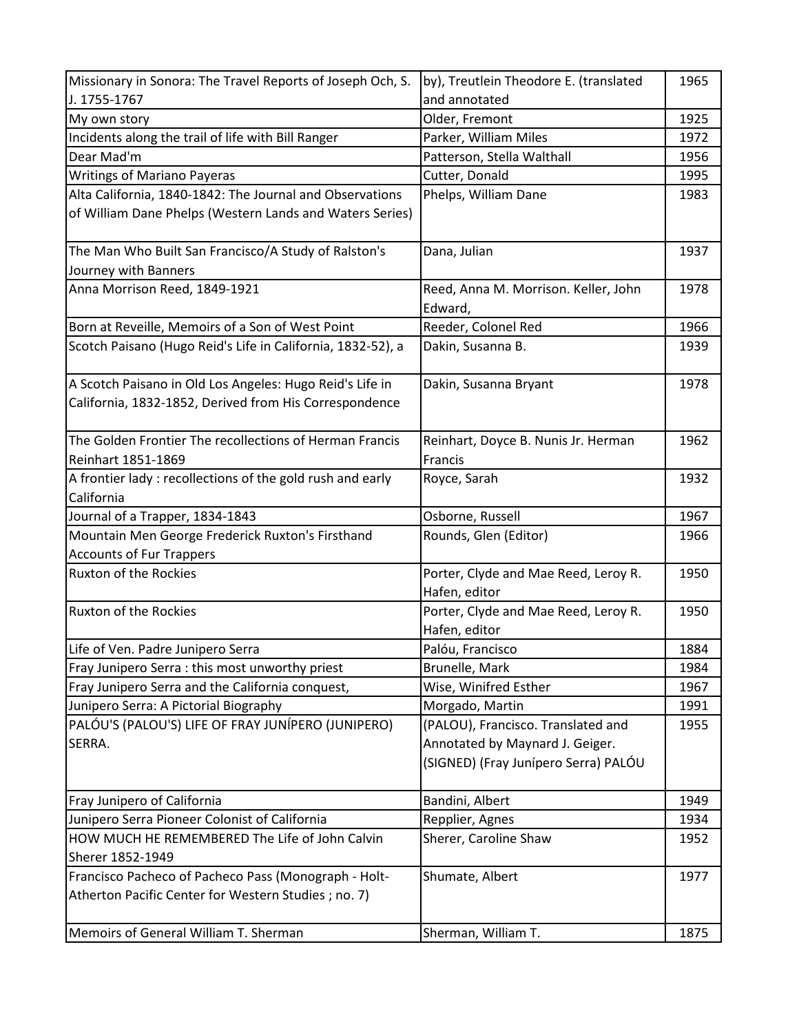| Missionary in Sonora: The Travel Reports of Joseph Och, S. J. 1755-1767 | by), Treutlein Theodore E. (translated and annotated | 1965 |
|---|---|---|
| My own story | Older, Fremont | 1925 |
| Incidents along the trail of life with Bill Ranger | Parker, William Miles | 1972 |
| Dear Mad'm | Patterson, Stella Walthall | 1956 |
| Writings of Mariano Payeras | Cutter, Donald | 1995 |
| Alta California, 1840-1842: The Journal and Observations of William Dane Phelps (Western Lands and Waters Series) | Phelps, William Dane | 1983 |
| The Man Who Built San Francisco/A Study of Ralston's Journey with Banners | Dana, Julian | 1937 |
| Anna Morrison Reed, 1849-1921 | Reed, Anna M. Morrison. Keller, John Edward, | 1978 |
| Born at Reveille, Memoirs of a Son of West Point | Reeder, Colonel Red | 1966 |
| Scotch Paisano (Hugo Reid's Life in California, 1832-52), a | Dakin, Susanna B. | 1939 |
| A Scotch Paisano in Old Los Angeles: Hugo Reid's Life in California, 1832-1852, Derived from His Correspondence | Dakin, Susanna Bryant | 1978 |
| The Golden Frontier The recollections of Herman Francis Reinhart 1851-1869 | Reinhart, Doyce B. Nunis Jr. Herman Francis | 1962 |
| A frontier lady : recollections of the gold rush and early California | Royce, Sarah | 1932 |
| Journal of a Trapper, 1834-1843 | Osborne, Russell | 1967 |
| Mountain Men George Frederick Ruxton's Firsthand Accounts of Fur Trappers | Rounds, Glen (Editor) | 1966 |
| Ruxton of the Rockies | Porter, Clyde and Mae Reed, Leroy R. Hafen, editor | 1950 |
| Ruxton of the Rockies | Porter, Clyde and Mae Reed, Leroy R. Hafen, editor | 1950 |
| Life of Ven. Padre Junipero Serra | Palóu, Francisco | 1884 |
| Fray Junipero Serra : this most unworthy priest | Brunelle, Mark | 1984 |
| Fray Junipero Serra and the California conquest, | Wise, Winifred Esther | 1967 |
| Junipero Serra: A Pictorial Biography | Morgado, Martin | 1991 |
| PALÓU'S (PALOU'S) LIFE OF FRAY JUNÍPERO (JUNIPERO) SERRA. | (PALOU), Francisco. Translated and Annotated by Maynard J. Geiger. (SIGNED) (Fray Junípero Serra) PALÓU | 1955 |
| Fray Junipero of California | Bandini, Albert | 1949 |
| Junipero Serra Pioneer Colonist of California | Repplier, Agnes | 1934 |
| HOW MUCH HE REMEMBERED The Life of John Calvin Sherer 1852-1949 | Sherer, Caroline Shaw | 1952 |
| Francisco Pacheco of Pacheco Pass (Monograph - Holt-Atherton Pacific Center for Western Studies ; no. 7) | Shumate, Albert | 1977 |
| Memoirs of General William T. Sherman | Sherman, William T. | 1875 |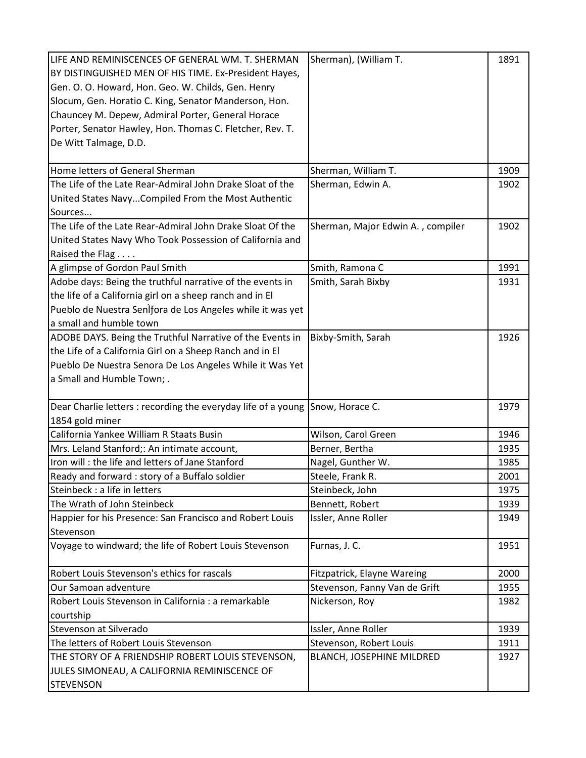| | | |
|---|---|---|
| LIFE AND REMINISCENCES OF GENERAL WM. T. SHERMAN BY DISTINGUISHED MEN OF HIS TIME. Ex-President Hayes, Gen. O. O. Howard, Hon. Geo. W. Childs, Gen. Henry Slocum, Gen. Horatio C. King, Senator Manderson, Hon. Chauncey M. Depew, Admiral Porter, General Horace Porter, Senator Hawley, Hon. Thomas C. Fletcher, Rev. T. De Witt Talmage, D.D. | Sherman), (William T. | 1891 |
| Home letters of General Sherman | Sherman, William T. | 1909 |
| The Life of the Late Rear-Admiral John Drake Sloat of the United States Navy...Compiled From the Most Authentic Sources... | Sherman, Edwin A. | 1902 |
| The Life of the Late Rear-Admiral John Drake Sloat Of the United States Navy Who Took Possession of California and Raised the Flag . . . . | Sherman, Major Edwin A. , compiler | 1902 |
| A glimpse of Gordon Paul Smith | Smith, Ramona C | 1991 |
| Adobe days: Being the truthful narrative of the events in the life of a California girl on a sheep ranch and in El Pueblo de Nuestra Senìfora de Los Angeles while it was yet a small and humble town | Smith, Sarah Bixby | 1931 |
| ADOBE DAYS. Being the Truthful Narrative of the Events in the Life of a California Girl on a Sheep Ranch and in El Pueblo De Nuestra Senora De Los Angeles While it Was Yet a Small and Humble Town; . | Bixby-Smith, Sarah | 1926 |
| Dear Charlie letters : recording the everyday life of a young 1854 gold miner | Snow, Horace C. | 1979 |
| California Yankee William R Staats Busin | Wilson, Carol Green | 1946 |
| Mrs. Leland Stanford;: An intimate account, | Berner, Bertha | 1935 |
| Iron will : the life and letters of Jane Stanford | Nagel, Gunther W. | 1985 |
| Ready and forward : story of a Buffalo soldier | Steele, Frank R. | 2001 |
| Steinbeck : a life in letters | Steinbeck, John | 1975 |
| The Wrath of John Steinbeck | Bennett, Robert | 1939 |
| Happier for his Presence: San Francisco and Robert Louis Stevenson | Issler, Anne Roller | 1949 |
| Voyage to windward; the life of Robert Louis Stevenson | Furnas, J. C. | 1951 |
| Robert Louis Stevenson's ethics for rascals | Fitzpatrick, Elayne Wareing | 2000 |
| Our Samoan adventure | Stevenson, Fanny Van de Grift | 1955 |
| Robert Louis Stevenson in California : a remarkable courtship | Nickerson, Roy | 1982 |
| Stevenson at Silverado | Issler, Anne Roller | 1939 |
| The letters of Robert Louis Stevenson | Stevenson, Robert Louis | 1911 |
| THE STORY OF A FRIENDSHIP ROBERT LOUIS STEVENSON, JULES SIMONEAU, A CALIFORNIA REMINISCENCE OF STEVENSON | BLANCH, JOSEPHINE MILDRED | 1927 |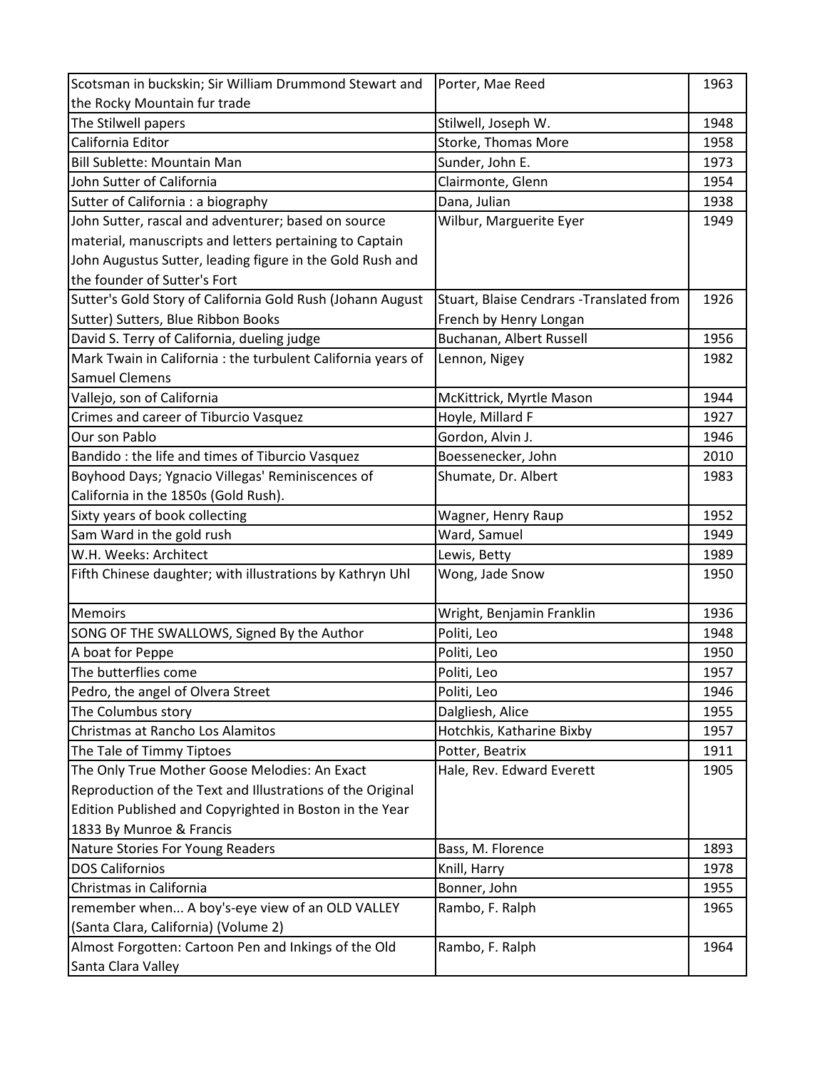| | | |
|---|---|---|
| Scotsman in buckskin; Sir William Drummond Stewart and the Rocky Mountain fur trade | Porter, Mae Reed | 1963 |
| The Stilwell papers | Stilwell, Joseph W. | 1948 |
| California Editor | Storke, Thomas More | 1958 |
| Bill Sublette: Mountain Man | Sunder, John E. | 1973 |
| John Sutter of California | Clairmonte, Glenn | 1954 |
| Sutter of California : a biography | Dana, Julian | 1938 |
| John Sutter, rascal and adventurer; based on source material, manuscripts and letters pertaining to Captain John Augustus Sutter, leading figure in the Gold Rush and the founder of Sutter's Fort | Wilbur, Marguerite Eyer | 1949 |
| Sutter's Gold Story of California Gold Rush (Johann August Sutter) Sutters, Blue Ribbon Books | Stuart, Blaise Cendrars -Translated from French by Henry Longan | 1926 |
| David S. Terry of California, dueling judge | Buchanan, Albert Russell | 1956 |
| Mark Twain in California : the turbulent California years of Samuel Clemens | Lennon, Nigey | 1982 |
| Vallejo, son of California | McKittrick, Myrtle Mason | 1944 |
| Crimes and career of Tiburcio Vasquez | Hoyle, Millard F | 1927 |
| Our son Pablo | Gordon, Alvin J. | 1946 |
| Bandido : the life and times of Tiburcio Vasquez | Boessenecker, John | 2010 |
| Boyhood Days; Ygnacio Villegas' Reminiscences of California in the 1850s (Gold Rush). | Shumate, Dr. Albert | 1983 |
| Sixty years of book collecting | Wagner, Henry Raup | 1952 |
| Sam Ward in the gold rush | Ward, Samuel | 1949 |
| W.H. Weeks: Architect | Lewis, Betty | 1989 |
| Fifth Chinese daughter; with illustrations by Kathryn Uhl | Wong, Jade Snow | 1950 |
| Memoirs | Wright, Benjamin Franklin | 1936 |
| SONG OF THE SWALLOWS, Signed By the Author | Politi, Leo | 1948 |
| A boat for Peppe | Politi, Leo | 1950 |
| The butterflies come | Politi, Leo | 1957 |
| Pedro, the angel of Olvera Street | Politi, Leo | 1946 |
| The Columbus story | Dalgliesh, Alice | 1955 |
| Christmas at Rancho Los Alamitos | Hotchkis, Katharine Bixby | 1957 |
| The Tale of Timmy Tiptoes | Potter, Beatrix | 1911 |
| The Only True Mother Goose Melodies: An Exact Reproduction of the Text and Illustrations of the Original Edition Published and Copyrighted in Boston in the Year 1833 By Munroe & Francis | Hale, Rev. Edward Everett | 1905 |
| Nature Stories For Young Readers | Bass, M. Florence | 1893 |
| DOS Californios | Knill, Harry | 1978 |
| Christmas in California | Bonner, John | 1955 |
| remember when... A boy's-eye view of an OLD VALLEY (Santa Clara, California) (Volume 2) | Rambo, F. Ralph | 1965 |
| Almost Forgotten: Cartoon Pen and Inkings of the Old Santa Clara Valley | Rambo, F. Ralph | 1964 |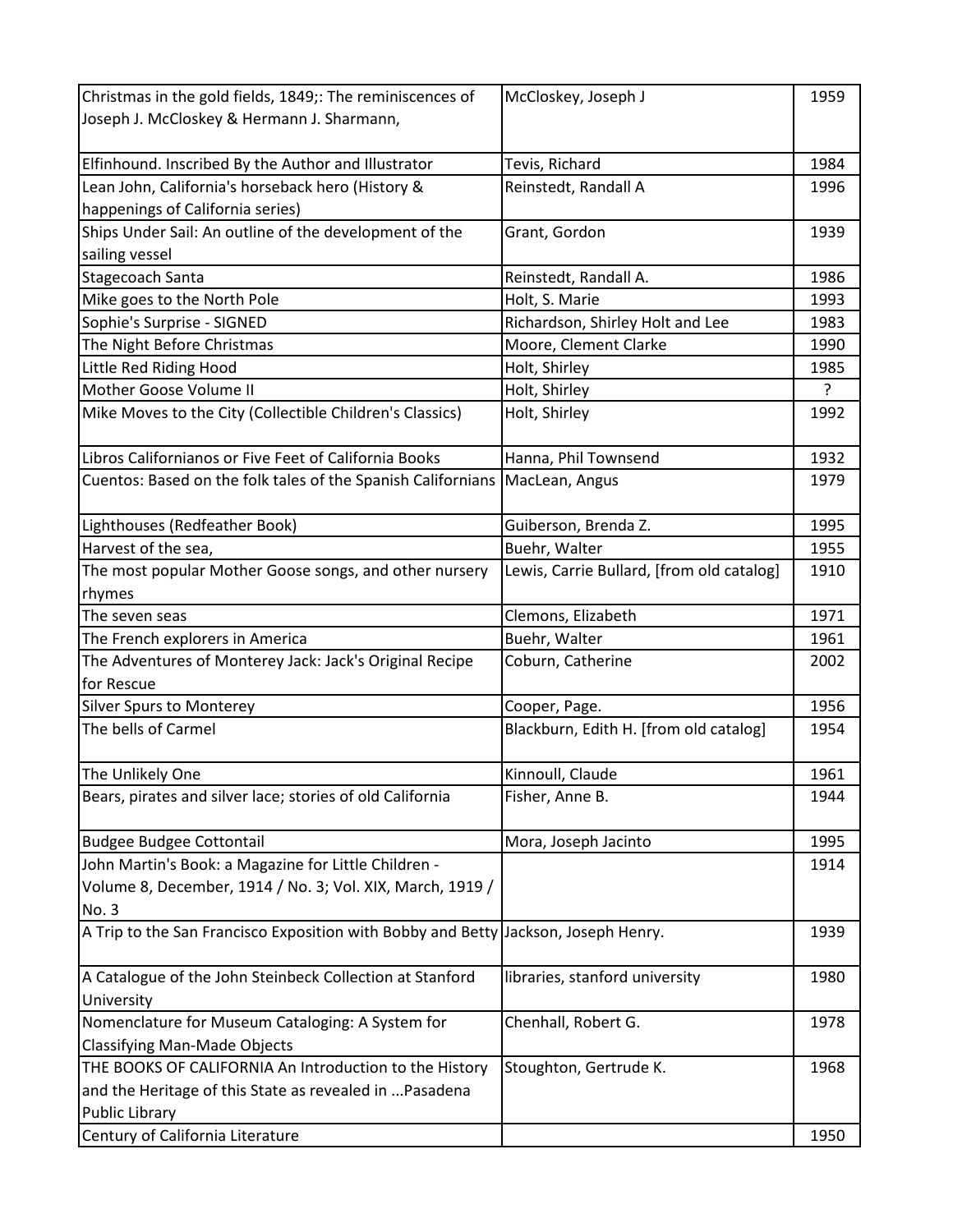| | | |
|---|---|---|
| Christmas in the gold fields, 1849;: The reminiscences of Joseph J. McCloskey & Hermann J. Sharmann, | McCloskey, Joseph J | 1959 |
| Elfinhound. Inscribed By the Author and Illustrator | Tevis, Richard | 1984 |
| Lean John, California's horseback hero (History & happenings of California series) | Reinstedt, Randall A | 1996 |
| Ships Under Sail: An outline of the development of the sailing vessel | Grant, Gordon | 1939 |
| Stagecoach Santa | Reinstedt, Randall A. | 1986 |
| Mike goes to the North Pole | Holt, S. Marie | 1993 |
| Sophie's Surprise - SIGNED | Richardson, Shirley Holt and Lee | 1983 |
| The Night Before Christmas | Moore, Clement Clarke | 1990 |
| Little Red Riding Hood | Holt, Shirley | 1985 |
| Mother Goose Volume II | Holt, Shirley | ? |
| Mike Moves to the City (Collectible Children's Classics) | Holt, Shirley | 1992 |
| Libros Californianos or Five Feet of California Books | Hanna, Phil Townsend | 1932 |
| Cuentos: Based on the folk tales of the Spanish Californians | MacLean, Angus | 1979 |
| Lighthouses (Redfeather Book) | Guiberson, Brenda Z. | 1995 |
| Harvest of the sea, | Buehr, Walter | 1955 |
| The most popular Mother Goose songs, and other nursery rhymes | Lewis, Carrie Bullard, [from old catalog] | 1910 |
| The seven seas | Clemons, Elizabeth | 1971 |
| The French explorers in America | Buehr, Walter | 1961 |
| The Adventures of Monterey Jack: Jack's Original Recipe for Rescue | Coburn, Catherine | 2002 |
| Silver Spurs to Monterey | Cooper, Page. | 1956 |
| The bells of Carmel | Blackburn, Edith H. [from old catalog] | 1954 |
| The Unlikely One | Kinnoull, Claude | 1961 |
| Bears, pirates and silver lace; stories of old California | Fisher, Anne B. | 1944 |
| Budgee Budgee Cottontail | Mora, Joseph Jacinto | 1995 |
| John Martin's Book: a Magazine for Little Children - Volume 8, December, 1914 / No. 3; Vol. XIX, March, 1919 / No. 3 | | 1914 |
| A Trip to the San Francisco Exposition with Bobby and Betty | Jackson, Joseph Henry. | 1939 |
| A Catalogue of the John Steinbeck Collection at Stanford University | libraries, stanford university | 1980 |
| Nomenclature for Museum Cataloging: A System for Classifying Man-Made Objects | Chenhall, Robert G. | 1978 |
| THE BOOKS OF CALIFORNIA An Introduction to the History and the Heritage of this State as revealed in ...Pasadena Public Library | Stoughton, Gertrude K. | 1968 |
| Century of California Literature | | 1950 |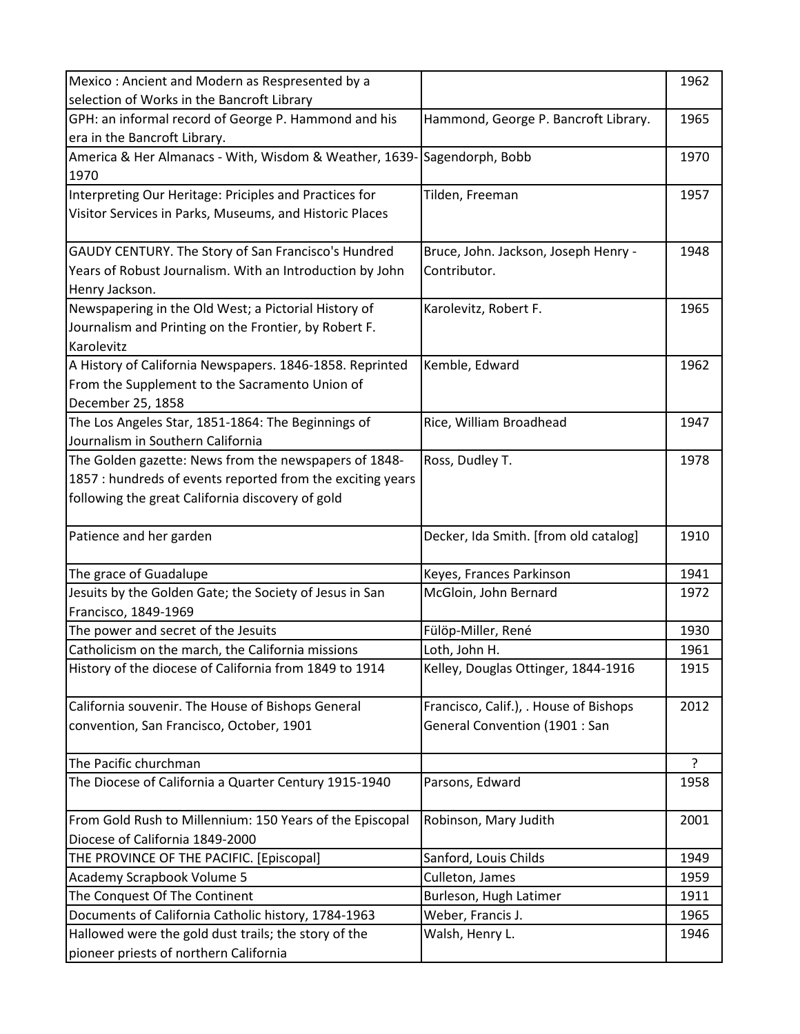| | | |
|---|---|---|
| Mexico : Ancient and Modern as Respresented by a selection of Works in the Bancroft Library | | 1962 |
| GPH: an informal record of George P. Hammond and his era in the Bancroft Library. | Hammond, George P. Bancroft Library. | 1965 |
| America & Her Almanacs - With, Wisdom & Weather, 1639-1970 | Sagendorph, Bobb | 1970 |
| Interpreting Our Heritage: Priciples and Practices for Visitor Services in Parks, Museums, and Historic Places | Tilden, Freeman | 1957 |
| GAUDY CENTURY. The Story of San Francisco's Hundred Years of Robust Journalism. With an Introduction by John Henry Jackson. | Bruce, John. Jackson, Joseph Henry - Contributor. | 1948 |
| Newspapering in the Old West; a Pictorial History of Journalism and Printing on the Frontier, by Robert F. Karolevitz | Karolevitz, Robert F. | 1965 |
| A History of California Newspapers. 1846-1858. Reprinted From the Supplement to the Sacramento Union of December 25, 1858 | Kemble, Edward | 1962 |
| The Los Angeles Star, 1851-1864: The Beginnings of Journalism in Southern California | Rice, William Broadhead | 1947 |
| The Golden gazette: News from the newspapers of 1848-1857 : hundreds of events reported from the exciting years following the great California discovery of gold | Ross, Dudley T. | 1978 |
| Patience and her garden | Decker, Ida Smith. [from old catalog] | 1910 |
| The grace of Guadalupe | Keyes, Frances Parkinson | 1941 |
| Jesuits by the Golden Gate; the Society of Jesus in San Francisco, 1849-1969 | McGloin, John Bernard | 1972 |
| The power and secret of the Jesuits | Fülöp-Miller, René | 1930 |
| Catholicism on the march, the California missions | Loth, John H. | 1961 |
| History of the diocese of California from 1849 to 1914 | Kelley, Douglas Ottinger, 1844-1916 | 1915 |
| California souvenir. The House of Bishops General convention, San Francisco, October, 1901 | Francisco, Calif.), . House of Bishops General Convention (1901 : San | 2012 |
| The Pacific churchman | | ? |
| The Diocese of California a Quarter Century 1915-1940 | Parsons, Edward | 1958 |
| From Gold Rush to Millennium: 150 Years of the Episcopal Diocese of California 1849-2000 | Robinson, Mary Judith | 2001 |
| THE PROVINCE OF THE PACIFIC. [Episcopal] | Sanford, Louis Childs | 1949 |
| Academy Scrapbook Volume 5 | Culleton, James | 1959 |
| The Conquest Of The Continent | Burleson, Hugh Latimer | 1911 |
| Documents of California Catholic history, 1784-1963 | Weber, Francis J. | 1965 |
| Hallowed were the gold dust trails; the story of the pioneer priests of northern California | Walsh, Henry L. | 1946 |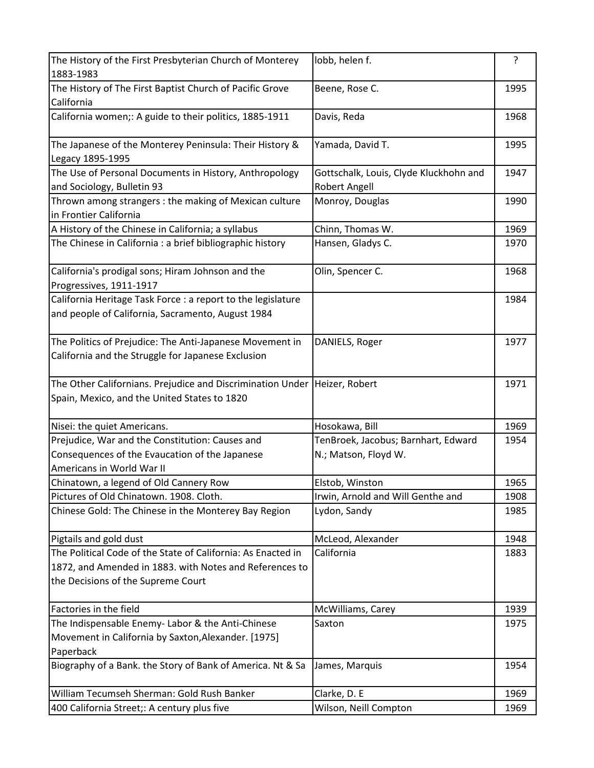| The History of the First Presbyterian Church of Monterey 1883-1983 | lobb, helen f. | ? |
|---|---|---|
| The History of The First Baptist Church of Pacific Grove California | Beene, Rose C. | 1995 |
| California women;: A guide to their politics, 1885-1911 | Davis, Reda | 1968 |
| The Japanese of the Monterey Peninsula: Their History & Legacy 1895-1995 | Yamada, David T. | 1995 |
| The Use of Personal Documents in History, Anthropology and Sociology, Bulletin 93 | Gottschalk, Louis, Clyde Kluckhohn and Robert Angell | 1947 |
| Thrown among strangers : the making of Mexican culture in Frontier California | Monroy, Douglas | 1990 |
| A History of the Chinese in California; a syllabus | Chinn, Thomas W. | 1969 |
| The Chinese in California : a brief bibliographic history | Hansen, Gladys C. | 1970 |
| California's prodigal sons; Hiram Johnson and the Progressives, 1911-1917 | Olin, Spencer C. | 1968 |
| California Heritage Task Force : a report to the legislature and people of California, Sacramento, August 1984 | | 1984 |
| The Politics of Prejudice: The Anti-Japanese Movement in California and the Struggle for Japanese Exclusion | DANIELS, Roger | 1977 |
| The Other Californians. Prejudice and Discrimination Under Spain, Mexico, and the United States to 1820 | Heizer, Robert | 1971 |
| Nisei: the quiet Americans. | Hosokawa, Bill | 1969 |
| Prejudice, War and the Constitution: Causes and Consequences of the Evaucation of the Japanese Americans in World War II | TenBroek, Jacobus; Barnhart, Edward N.; Matson, Floyd W. | 1954 |
| Chinatown, a legend of Old Cannery Row | Elstob, Winston | 1965 |
| Pictures of Old Chinatown. 1908. Cloth. | Irwin, Arnold and Will Genthe and | 1908 |
| Chinese Gold: The Chinese in the Monterey Bay Region | Lydon, Sandy | 1985 |
| Pigtails and gold dust | McLeod, Alexander | 1948 |
| The Political Code of the State of California: As Enacted in 1872, and Amended in 1883. with Notes and References to the Decisions of the Supreme Court | California | 1883 |
| Factories in the field | McWilliams, Carey | 1939 |
| The Indispensable Enemy- Labor & the Anti-Chinese Movement in California by Saxton,Alexander. [1975] Paperback | Saxton | 1975 |
| Biography of a Bank. the Story of Bank of America. Nt & Sa | James, Marquis | 1954 |
| William Tecumseh Sherman: Gold Rush Banker | Clarke, D. E | 1969 |
| 400 California Street;: A century plus five | Wilson, Neill Compton | 1969 |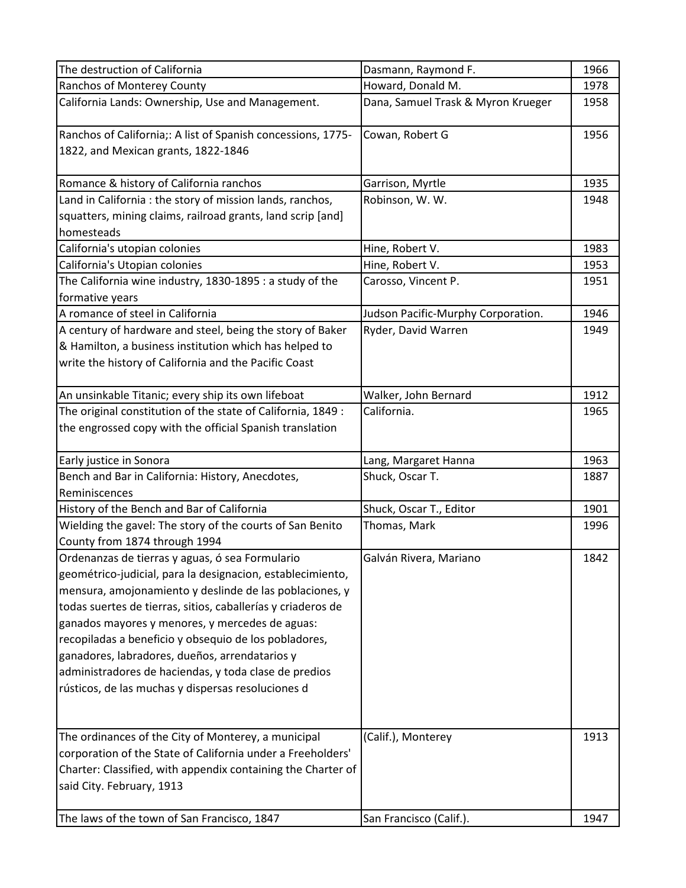| The destruction of California | Dasmann, Raymond F. | 1966 |
|---|---|---|
| Ranchos of Monterey County | Howard, Donald M. | 1978 |
| California Lands: Ownership, Use and Management. | Dana, Samuel Trask & Myron Krueger | 1958 |
| Ranchos of California;: A list of Spanish concessions, 1775-1822, and Mexican grants, 1822-1846 | Cowan, Robert G | 1956 |
| Romance & history of California ranchos | Garrison, Myrtle | 1935 |
| Land in California : the story of mission lands, ranchos, squatters, mining claims, railroad grants, land scrip [and] homesteads | Robinson, W. W. | 1948 |
| California's utopian colonies | Hine, Robert V. | 1983 |
| California's Utopian colonies | Hine, Robert V. | 1953 |
| The California wine industry, 1830-1895 : a study of the formative years | Carosso, Vincent P. | 1951 |
| A romance of steel in California | Judson Pacific-Murphy Corporation. | 1946 |
| A century of hardware and steel, being the story of Baker & Hamilton, a business institution which has helped to write the history of California and the Pacific Coast | Ryder, David Warren | 1949 |
| An unsinkable Titanic; every ship its own lifeboat | Walker, John Bernard | 1912 |
| The original constitution of the state of California, 1849 : the engrossed copy with the official Spanish translation | California. | 1965 |
| Early justice in Sonora | Lang, Margaret Hanna | 1963 |
| Bench and Bar in California: History, Anecdotes, Reminiscences | Shuck, Oscar T. | 1887 |
| History of the Bench and Bar of California | Shuck, Oscar T., Editor | 1901 |
| Wielding the gavel: The story of the courts of San Benito County from 1874 through 1994 | Thomas, Mark | 1996 |
| Ordenanzas de tierras y aguas, ó sea Formulario geométrico-judicial, para la designacion, establecimiento, mensura, amojonamiento y deslinde de las poblaciones, y todas suertes de tierras, sitios, caballerías y criaderos de ganados mayores y menores, y mercedes de aguas: recopiladas a beneficio y obsequio de los pobladores, ganadores, labradores, dueños, arrendatarios y administradores de haciendas, y toda clase de predios rústicos, de las muchas y dispersas resoluciones d | Galván Rivera, Mariano | 1842 |
| The ordinances of the City of Monterey, a municipal corporation of the State of California under a Freeholders' Charter: Classified, with appendix containing the Charter of said City. February, 1913 | (Calif.), Monterey | 1913 |
| The laws of the town of San Francisco, 1847 | San Francisco (Calif.). | 1947 |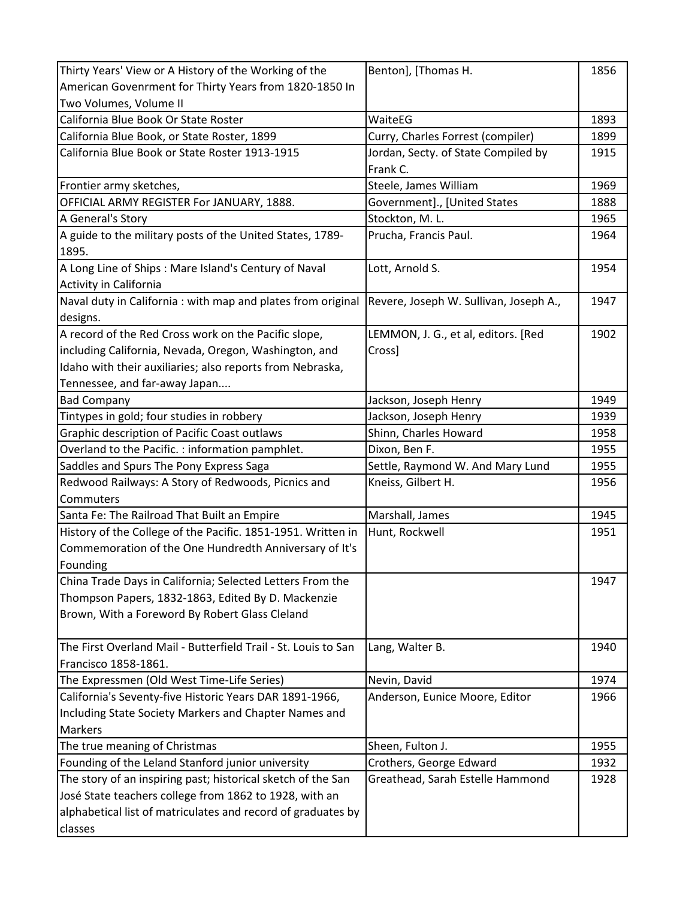| Thirty Years' View or A History of the Working of the American Govenrment for Thirty Years from 1820-1850 In Two Volumes, Volume II | Benton], [Thomas H. | 1856 |
|---|---|---|
| California Blue Book Or State Roster | WaiteEG | 1893 |
| California Blue Book, or State Roster, 1899 | Curry, Charles Forrest (compiler) | 1899 |
| California Blue Book or State Roster 1913-1915 | Jordan, Secty. of State Compiled by Frank C. | 1915 |
| Frontier army sketches, | Steele, James William | 1969 |
| OFFICIAL ARMY REGISTER For JANUARY, 1888. | Government]., [United States | 1888 |
| A General's Story | Stockton, M. L. | 1965 |
| A guide to the military posts of the United States, 1789-1895. | Prucha, Francis Paul. | 1964 |
| A Long Line of Ships : Mare Island's Century of Naval Activity in California | Lott, Arnold S. | 1954 |
| Naval duty in California : with map and plates from original designs. | Revere, Joseph W. Sullivan, Joseph A., | 1947 |
| A record of the Red Cross work on the Pacific slope, including California, Nevada, Oregon, Washington, and Idaho with their auxiliaries; also reports from Nebraska, Tennessee, and far-away Japan.... | LEMMON, J. G., et al, editors. [Red Cross] | 1902 |
| Bad Company | Jackson, Joseph Henry | 1949 |
| Tintypes in gold; four studies in robbery | Jackson, Joseph Henry | 1939 |
| Graphic description of Pacific Coast outlaws | Shinn, Charles Howard | 1958 |
| Overland to the Pacific. : information pamphlet. | Dixon, Ben F. | 1955 |
| Saddles and Spurs The Pony Express Saga | Settle, Raymond W. And Mary Lund | 1955 |
| Redwood Railways: A Story of Redwoods, Picnics and Commuters | Kneiss, Gilbert H. | 1956 |
| Santa Fe: The Railroad That Built an Empire | Marshall, James | 1945 |
| History of the College of the Pacific. 1851-1951. Written in Commemoration of the One Hundredth Anniversary of It's Founding | Hunt, Rockwell | 1951 |
| China Trade Days in California; Selected Letters From the Thompson Papers, 1832-1863, Edited By D. Mackenzie Brown, With a Foreword By Robert Glass Cleland | | 1947 |
| The First Overland Mail - Butterfield Trail - St. Louis to San Francisco 1858-1861. | Lang, Walter B. | 1940 |
| The Expressmen (Old West Time-Life Series) | Nevin, David | 1974 |
| California's Seventy-five Historic Years DAR 1891-1966, Including State Society Markers and Chapter Names and Markers | Anderson, Eunice Moore, Editor | 1966 |
| The true meaning of Christmas | Sheen, Fulton J. | 1955 |
| Founding of the Leland Stanford junior university | Crothers, George Edward | 1932 |
| The story of an inspiring past; historical sketch of the San José State teachers college from 1862 to 1928, with an alphabetical list of matriculates and record of graduates by classes | Greathead, Sarah Estelle Hammond | 1928 |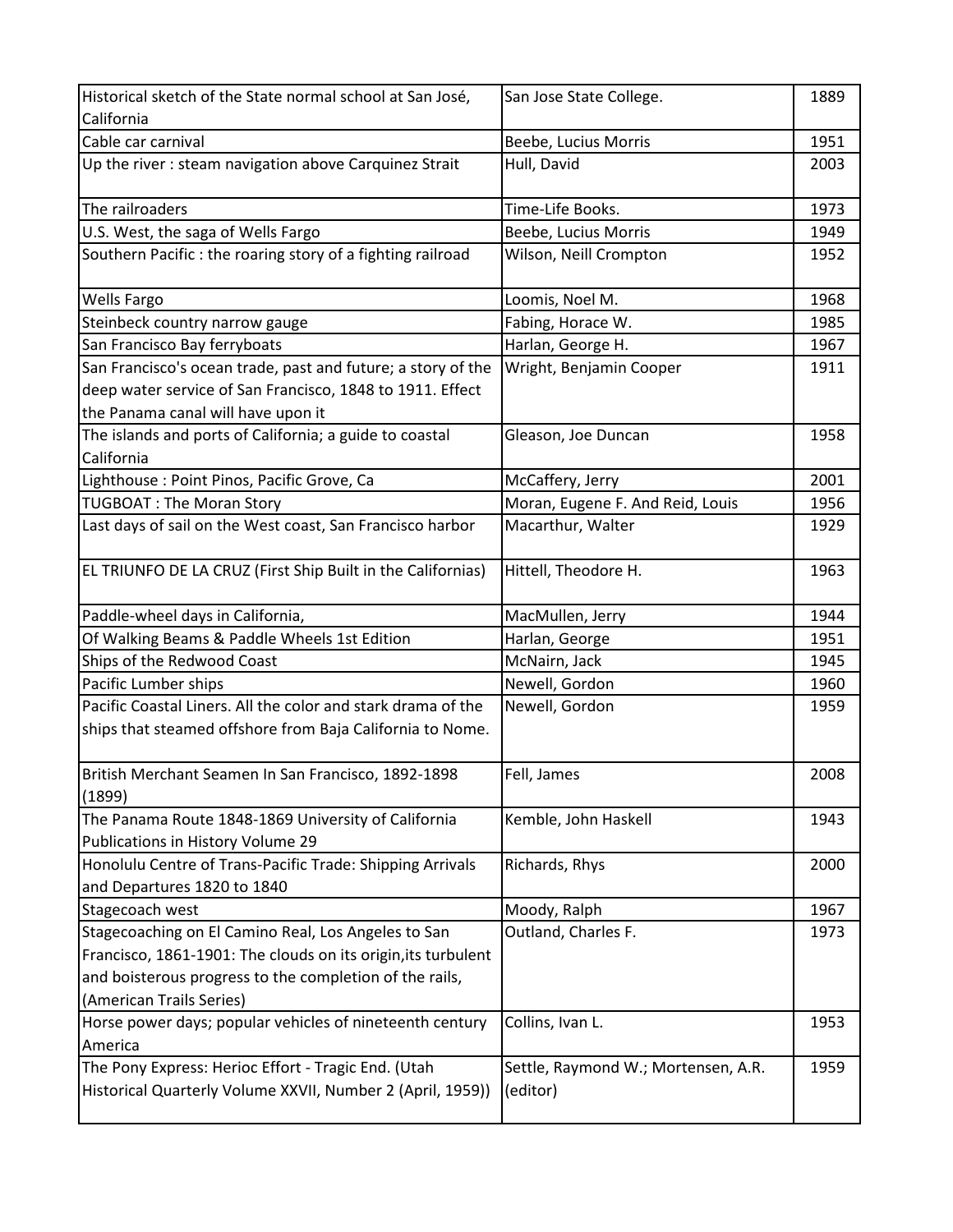| Historical sketch of the State normal school at San José, California | San Jose State College. | 1889 |
|---|---|---|
| Cable car carnival | Beebe, Lucius Morris | 1951 |
| Up the river : steam navigation above Carquinez Strait | Hull, David | 2003 |
| The railroaders | Time-Life Books. | 1973 |
| U.S. West, the saga of Wells Fargo | Beebe, Lucius Morris | 1949 |
| Southern Pacific : the roaring story of a fighting railroad | Wilson, Neill Crompton | 1952 |
| Wells Fargo | Loomis, Noel M. | 1968 |
| Steinbeck country narrow gauge | Fabing, Horace W. | 1985 |
| San Francisco Bay ferryboats | Harlan, George H. | 1967 |
| San Francisco's ocean trade, past and future; a story of the deep water service of San Francisco, 1848 to 1911. Effect the Panama canal will have upon it | Wright, Benjamin Cooper | 1911 |
| The islands and ports of California; a guide to coastal California | Gleason, Joe Duncan | 1958 |
| Lighthouse : Point Pinos, Pacific Grove, Ca | McCaffery, Jerry | 2001 |
| TUGBOAT : The Moran Story | Moran, Eugene F. And Reid, Louis | 1956 |
| Last days of sail on the West coast, San Francisco harbor | Macarthur, Walter | 1929 |
| EL TRIUNFO DE LA CRUZ (First Ship Built in the Californias) | Hittell, Theodore H. | 1963 |
| Paddle-wheel days in California, | MacMullen, Jerry | 1944 |
| Of Walking Beams & Paddle Wheels 1st Edition | Harlan, George | 1951 |
| Ships of the Redwood Coast | McNairn, Jack | 1945 |
| Pacific Lumber ships | Newell, Gordon | 1960 |
| Pacific Coastal Liners. All the color and stark drama of the ships that steamed offshore from Baja California to Nome. | Newell, Gordon | 1959 |
| British Merchant Seamen In San Francisco, 1892-1898 (1899) | Fell, James | 2008 |
| The Panama Route 1848-1869 University of California Publications in History Volume 29 | Kemble, John Haskell | 1943 |
| Honolulu Centre of Trans-Pacific Trade: Shipping Arrivals and Departures 1820 to 1840 | Richards, Rhys | 2000 |
| Stagecoach west | Moody, Ralph | 1967 |
| Stagecoaching on El Camino Real, Los Angeles to San Francisco, 1861-1901: The clouds on its origin,its turbulent and boisterous progress to the completion of the rails, (American Trails Series) | Outland, Charles F. | 1973 |
| Horse power days; popular vehicles of nineteenth century America | Collins, Ivan L. | 1953 |
| The Pony Express: Herioc Effort - Tragic End. (Utah Historical Quarterly Volume XXVII, Number 2 (April, 1959)) | Settle, Raymond W.; Mortensen, A.R. (editor) | 1959 |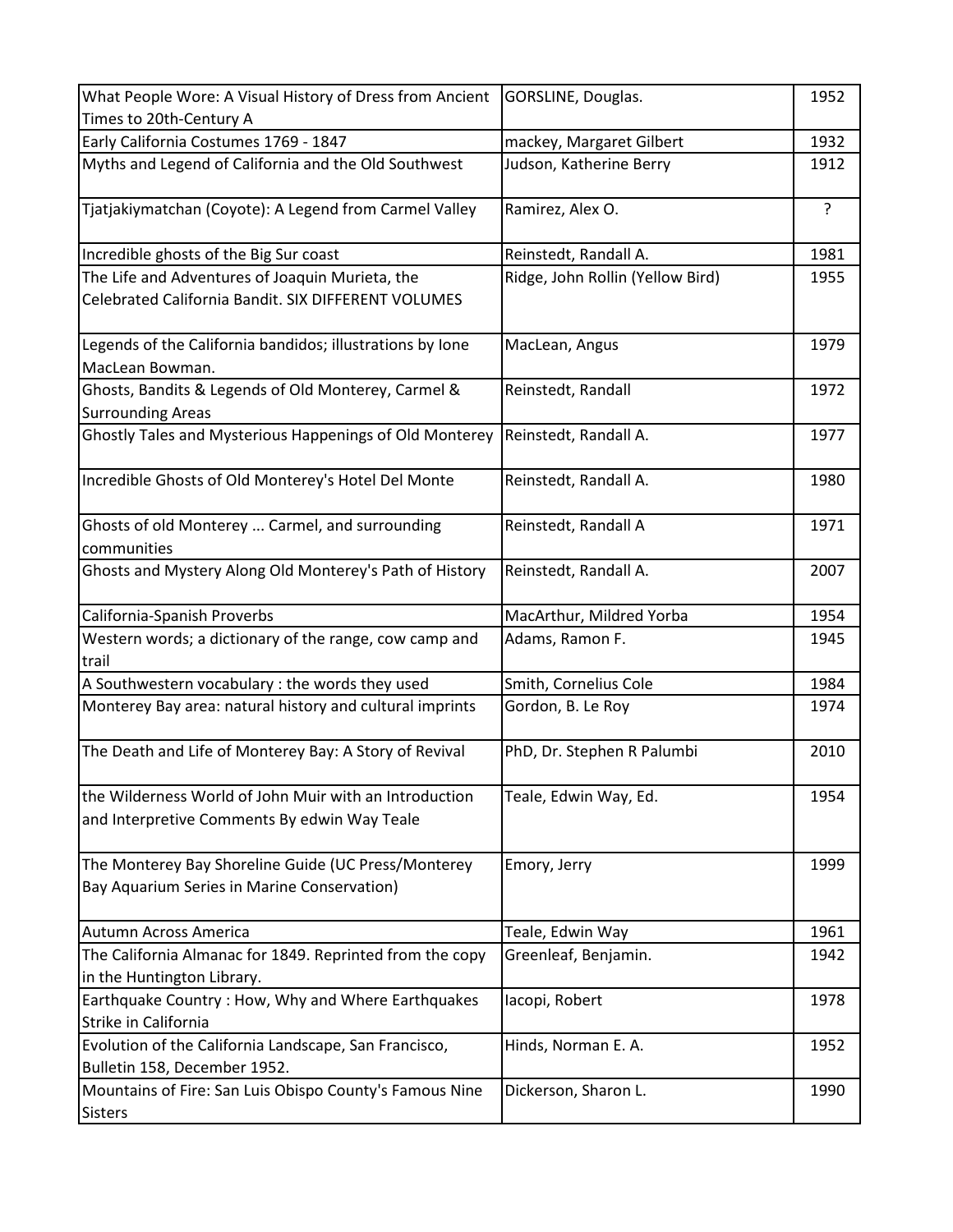| What People Wore: A Visual History of Dress from Ancient Times to 20th-Century A | GORSLINE, Douglas. | 1952 |
|---|---|---|
| Early California Costumes 1769 - 1847 | mackey, Margaret Gilbert | 1932 |
| Myths and Legend of California and the Old Southwest | Judson, Katherine Berry | 1912 |
| Tjatjakiymatchan (Coyote): A Legend from Carmel Valley | Ramirez, Alex O. | ? |
| Incredible ghosts of the Big Sur coast | Reinstedt, Randall A. | 1981 |
| The Life and Adventures of Joaquin Murieta, the Celebrated California Bandit. SIX DIFFERENT VOLUMES | Ridge, John Rollin (Yellow Bird) | 1955 |
| Legends of the California bandidos; illustrations by Ione MacLean Bowman. | MacLean, Angus | 1979 |
| Ghosts, Bandits & Legends of Old Monterey, Carmel & Surrounding Areas | Reinstedt, Randall | 1972 |
| Ghostly Tales and Mysterious Happenings of Old Monterey | Reinstedt, Randall A. | 1977 |
| Incredible Ghosts of Old Monterey's Hotel Del Monte | Reinstedt, Randall A. | 1980 |
| Ghosts of old Monterey ... Carmel, and surrounding communities | Reinstedt, Randall A | 1971 |
| Ghosts and Mystery Along Old Monterey's Path of History | Reinstedt, Randall A. | 2007 |
| California-Spanish Proverbs | MacArthur, Mildred Yorba | 1954 |
| Western words; a dictionary of the range, cow camp and trail | Adams, Ramon F. | 1945 |
| A Southwestern vocabulary : the words they used | Smith, Cornelius Cole | 1984 |
| Monterey Bay area: natural history and cultural imprints | Gordon, B. Le Roy | 1974 |
| The Death and Life of Monterey Bay: A Story of Revival | PhD, Dr. Stephen R Palumbi | 2010 |
| the Wilderness World of John Muir with an Introduction and Interpretive Comments By edwin Way Teale | Teale, Edwin Way, Ed. | 1954 |
| The Monterey Bay Shoreline Guide (UC Press/Monterey Bay Aquarium Series in Marine Conservation) | Emory, Jerry | 1999 |
| Autumn Across America | Teale, Edwin Way | 1961 |
| The California Almanac for 1849. Reprinted from the copy in the Huntington Library. | Greenleaf, Benjamin. | 1942 |
| Earthquake Country : How, Why and Where Earthquakes Strike in California | Iacopi, Robert | 1978 |
| Evolution of the California Landscape, San Francisco, Bulletin 158, December 1952. | Hinds, Norman E. A. | 1952 |
| Mountains of Fire: San Luis Obispo County's Famous Nine Sisters | Dickerson, Sharon L. | 1990 |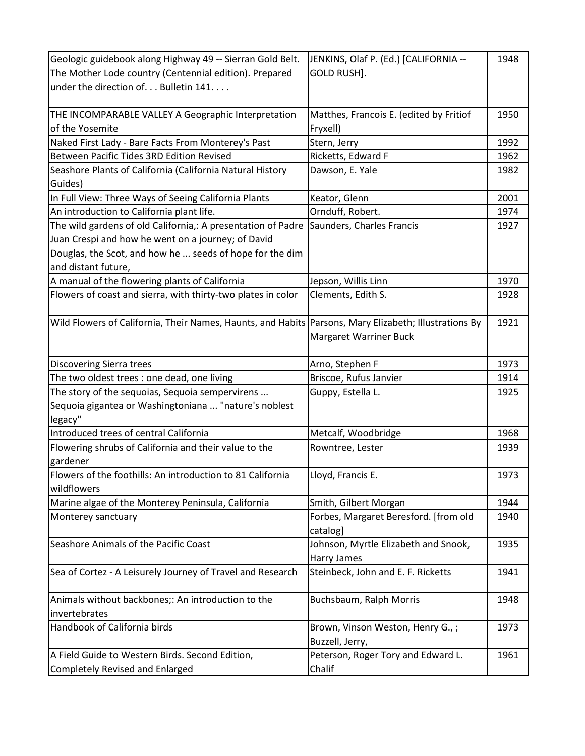| Geologic guidebook along Highway 49 -- Sierran Gold Belt. The Mother Lode country (Centennial edition). Prepared under the direction of. . . Bulletin 141. . . . | JENKINS, Olaf P. (Ed.) [CALIFORNIA -- GOLD RUSH]. | 1948 |
|---|---|---|
| THE INCOMPARABLE VALLEY A Geographic Interpretation of the Yosemite | Matthes, Francois E. (edited by Fritiof Fryxell) | 1950 |
| Naked First Lady - Bare Facts From Monterey's Past | Stern, Jerry | 1992 |
| Between Pacific Tides 3RD Edition Revised | Ricketts, Edward F | 1962 |
| Seashore Plants of California (California Natural History Guides) | Dawson, E. Yale | 1982 |
| In Full View: Three Ways of Seeing California Plants | Keator, Glenn | 2001 |
| An introduction to California plant life. | Ornduff, Robert. | 1974 |
| The wild gardens of old California,: A presentation of Padre Juan Crespi and how he went on a journey; of David Douglas, the Scot, and how he ... seeds of hope for the dim and distant future, | Saunders, Charles Francis | 1927 |
| A manual of the flowering plants of California | Jepson, Willis Linn | 1970 |
| Flowers of coast and sierra, with thirty-two plates in color | Clements, Edith S. | 1928 |
| Wild Flowers of California, Their Names, Haunts, and Habits | Parsons, Mary Elizabeth; Illustrations By Margaret Warriner Buck | 1921 |
| Discovering Sierra trees | Arno, Stephen F | 1973 |
| The two oldest trees : one dead, one living | Briscoe, Rufus Janvier | 1914 |
| The story of the sequoias, Sequoia sempervirens ... Sequoia gigantea or Washingtoniana ... "nature's noblest legacy" | Guppy, Estella L. | 1925 |
| Introduced trees of central California | Metcalf, Woodbridge | 1968 |
| Flowering shrubs of California and their value to the gardener | Rowntree, Lester | 1939 |
| Flowers of the foothills: An introduction to 81 California wildflowers | Lloyd, Francis E. | 1973 |
| Marine algae of the Monterey Peninsula, California | Smith, Gilbert Morgan | 1944 |
| Monterey sanctuary | Forbes, Margaret Beresford. [from old catalog] | 1940 |
| Seashore Animals of the Pacific Coast | Johnson, Myrtle Elizabeth and Snook, Harry James | 1935 |
| Sea of Cortez - A Leisurely Journey of Travel and Research | Steinbeck, John and E. F. Ricketts | 1941 |
| Animals without backbones;: An introduction to the invertebrates | Buchsbaum, Ralph Morris | 1948 |
| Handbook of California birds | Brown, Vinson Weston, Henry G., ; Buzzell, Jerry, | 1973 |
| A Field Guide to Western Birds. Second Edition, Completely Revised and Enlarged | Peterson, Roger Tory and Edward L. Chalif | 1961 |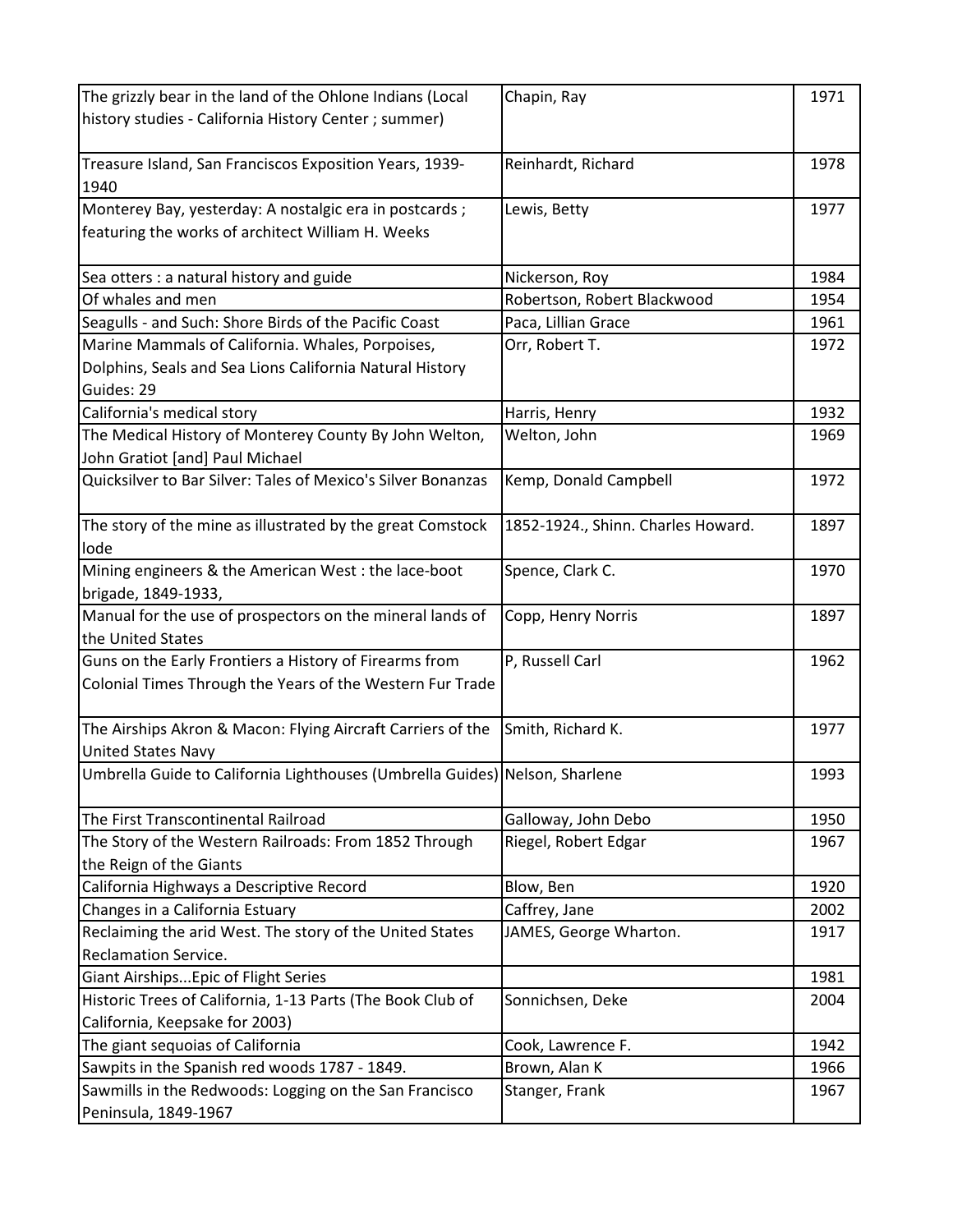| | | |
|---|---|---|
| The grizzly bear in the land of the Ohlone Indians (Local history studies - California History Center ; summer) | Chapin, Ray | 1971 |
| Treasure Island, San Franciscos Exposition Years, 1939-1940 | Reinhardt, Richard | 1978 |
| Monterey Bay, yesterday: A nostalgic era in postcards ; featuring the works of architect William H. Weeks | Lewis, Betty | 1977 |
| Sea otters : a natural history and guide | Nickerson, Roy | 1984 |
| Of whales and men | Robertson, Robert Blackwood | 1954 |
| Seagulls - and Such: Shore Birds of the Pacific Coast | Paca, Lillian Grace | 1961 |
| Marine Mammals of California. Whales, Porpoises, Dolphins, Seals and Sea Lions California Natural History Guides: 29 | Orr, Robert T. | 1972 |
| California's medical story | Harris, Henry | 1932 |
| The Medical History of Monterey County By John Welton, John Gratiot [and] Paul Michael | Welton, John | 1969 |
| Quicksilver to Bar Silver: Tales of Mexico's Silver Bonanzas | Kemp, Donald Campbell | 1972 |
| The story of the mine as illustrated by the great Comstock lode | 1852-1924., Shinn. Charles Howard. | 1897 |
| Mining engineers & the American West : the lace-boot brigade, 1849-1933, | Spence, Clark C. | 1970 |
| Manual for the use of prospectors on the mineral lands of the United States | Copp, Henry Norris | 1897 |
| Guns on the Early Frontiers a History of Firearms from Colonial Times Through the Years of the Western Fur Trade | P, Russell Carl | 1962 |
| The Airships Akron & Macon: Flying Aircraft Carriers of the United States Navy | Smith, Richard K. | 1977 |
| Umbrella Guide to California Lighthouses (Umbrella Guides) | Nelson, Sharlene | 1993 |
| The First Transcontinental Railroad | Galloway, John Debo | 1950 |
| The Story of the Western Railroads: From 1852 Through the Reign of the Giants | Riegel, Robert Edgar | 1967 |
| California Highways a Descriptive Record | Blow, Ben | 1920 |
| Changes in a California Estuary | Caffrey, Jane | 2002 |
| Reclaiming the arid West. The story of the United States Reclamation Service. | JAMES, George Wharton. | 1917 |
| Giant Airships...Epic of Flight Series | | 1981 |
| Historic Trees of California, 1-13 Parts (The Book Club of California, Keepsake for 2003) | Sonnichsen, Deke | 2004 |
| The giant sequoias of California | Cook, Lawrence F. | 1942 |
| Sawpits in the Spanish red woods 1787 - 1849. | Brown, Alan K | 1966 |
| Sawmills in the Redwoods: Logging on the San Francisco Peninsula, 1849-1967 | Stanger, Frank | 1967 |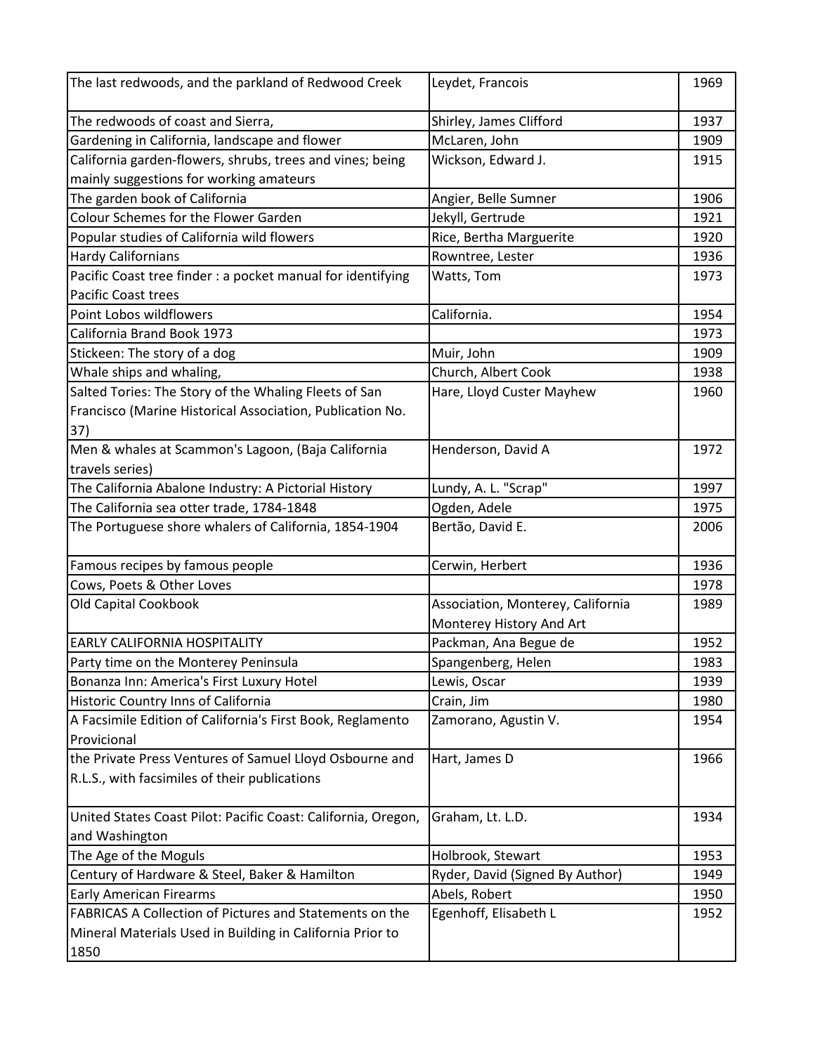| | | |
|---|---|---|
| The last redwoods, and the parkland of Redwood Creek | Leydet, Francois | 1969 |
| The redwoods of coast and Sierra, | Shirley, James Clifford | 1937 |
| Gardening in California, landscape and flower | McLaren, John | 1909 |
| California garden-flowers, shrubs, trees and vines; being mainly suggestions for working amateurs | Wickson, Edward J. | 1915 |
| The garden book of California | Angier, Belle Sumner | 1906 |
| Colour Schemes for the Flower Garden | Jekyll, Gertrude | 1921 |
| Popular studies of California wild flowers | Rice, Bertha Marguerite | 1920 |
| Hardy Californians | Rowntree, Lester | 1936 |
| Pacific Coast tree finder : a pocket manual for identifying Pacific Coast trees | Watts, Tom | 1973 |
| Point Lobos wildflowers | California. | 1954 |
| California Brand Book 1973 | | 1973 |
| Stickeen: The story of a dog | Muir, John | 1909 |
| Whale ships and whaling, | Church, Albert Cook | 1938 |
| Salted Tories: The Story of the Whaling Fleets of San Francisco (Marine Historical Association, Publication No. 37) | Hare, Lloyd Custer Mayhew | 1960 |
| Men & whales at Scammon's Lagoon, (Baja California travels series) | Henderson, David A | 1972 |
| The California Abalone Industry: A Pictorial History | Lundy, A. L. "Scrap" | 1997 |
| The California sea otter trade, 1784-1848 | Ogden, Adele | 1975 |
| The Portuguese shore whalers of California, 1854-1904 | Bertão, David E. | 2006 |
| Famous recipes by famous people | Cerwin, Herbert | 1936 |
| Cows, Poets & Other Loves | | 1978 |
| Old Capital Cookbook | Association, Monterey, California Monterey History And Art | 1989 |
| EARLY CALIFORNIA HOSPITALITY | Packman, Ana Begue de | 1952 |
| Party time on the Monterey Peninsula | Spangenberg, Helen | 1983 |
| Bonanza Inn: America's First Luxury Hotel | Lewis, Oscar | 1939 |
| Historic Country Inns of California | Crain, Jim | 1980 |
| A Facsimile Edition of California's First Book, Reglamento Provicional | Zamorano, Agustin V. | 1954 |
| the Private Press Ventures of Samuel Lloyd Osbourne and R.L.S., with facsimiles of their publications | Hart, James D | 1966 |
| United States Coast Pilot: Pacific Coast: California, Oregon, and Washington | Graham, Lt. L.D. | 1934 |
| The Age of the Moguls | Holbrook, Stewart | 1953 |
| Century of Hardware & Steel, Baker & Hamilton | Ryder, David (Signed By Author) | 1949 |
| Early American Firearms | Abels, Robert | 1950 |
| FABRICAS A Collection of Pictures and Statements on the Mineral Materials Used in Building in California Prior to 1850 | Egenhoff, Elisabeth L | 1952 |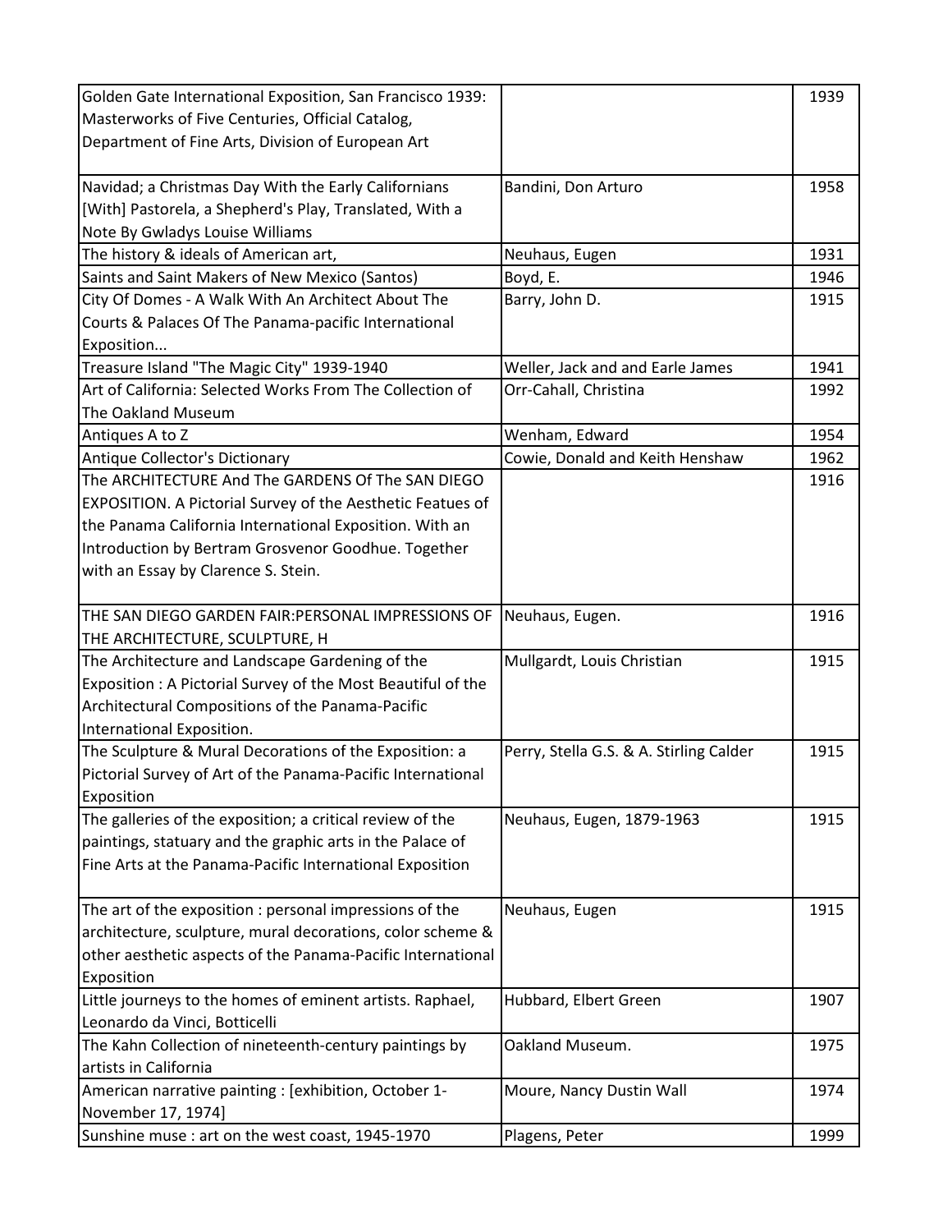| | | |
|---|---|---|
| Golden Gate International Exposition, San Francisco 1939: Masterworks of Five Centuries, Official Catalog, Department of Fine Arts, Division of European Art | | 1939 |
| Navidad; a Christmas Day With the Early Californians [With] Pastorela, a Shepherd's Play, Translated, With a Note By Gwladys Louise Williams | Bandini, Don Arturo | 1958 |
| The history & ideals of American art, | Neuhaus, Eugen | 1931 |
| Saints and Saint Makers of New Mexico (Santos) | Boyd, E. | 1946 |
| City Of Domes - A Walk With An Architect About The Courts & Palaces Of The Panama-pacific International Exposition... | Barry, John D. | 1915 |
| Treasure Island "The Magic City" 1939-1940 | Weller, Jack and and Earle James | 1941 |
| Art of California: Selected Works From The Collection of The Oakland Museum | Orr-Cahall, Christina | 1992 |
| Antiques A to Z | Wenham, Edward | 1954 |
| Antique Collector's Dictionary | Cowie, Donald and Keith Henshaw | 1962 |
| The ARCHITECTURE And The GARDENS Of The SAN DIEGO EXPOSITION. A Pictorial Survey of the Aesthetic Featues of the Panama California International Exposition. With an Introduction by Bertram Grosvenor Goodhue. Together with an Essay by Clarence S. Stein. | | 1916 |
| THE SAN DIEGO GARDEN FAIR:PERSONAL IMPRESSIONS OF THE ARCHITECTURE, SCULPTURE, H | Neuhaus, Eugen. | 1916 |
| The Architecture and Landscape Gardening of the Exposition : A Pictorial Survey of the Most Beautiful of the Architectural Compositions of the Panama-Pacific International Exposition. | Mullgardt, Louis Christian | 1915 |
| The Sculpture & Mural Decorations of the Exposition: a Pictorial Survey of Art of the Panama-Pacific International Exposition | Perry, Stella G.S. & A. Stirling Calder | 1915 |
| The galleries of the exposition; a critical review of the paintings, statuary and the graphic arts in the Palace of Fine Arts at the Panama-Pacific International Exposition | Neuhaus, Eugen, 1879-1963 | 1915 |
| The art of the exposition : personal impressions of the architecture, sculpture, mural decorations, color scheme & other aesthetic aspects of the Panama-Pacific International Exposition | Neuhaus, Eugen | 1915 |
| Little journeys to the homes of eminent artists. Raphael, Leonardo da Vinci, Botticelli | Hubbard, Elbert Green | 1907 |
| The Kahn Collection of nineteenth-century paintings by artists in California | Oakland Museum. | 1975 |
| American narrative painting : [exhibition, October 1-November 17, 1974] | Moure, Nancy Dustin Wall | 1974 |
| Sunshine muse : art on the west coast, 1945-1970 | Plagens, Peter | 1999 |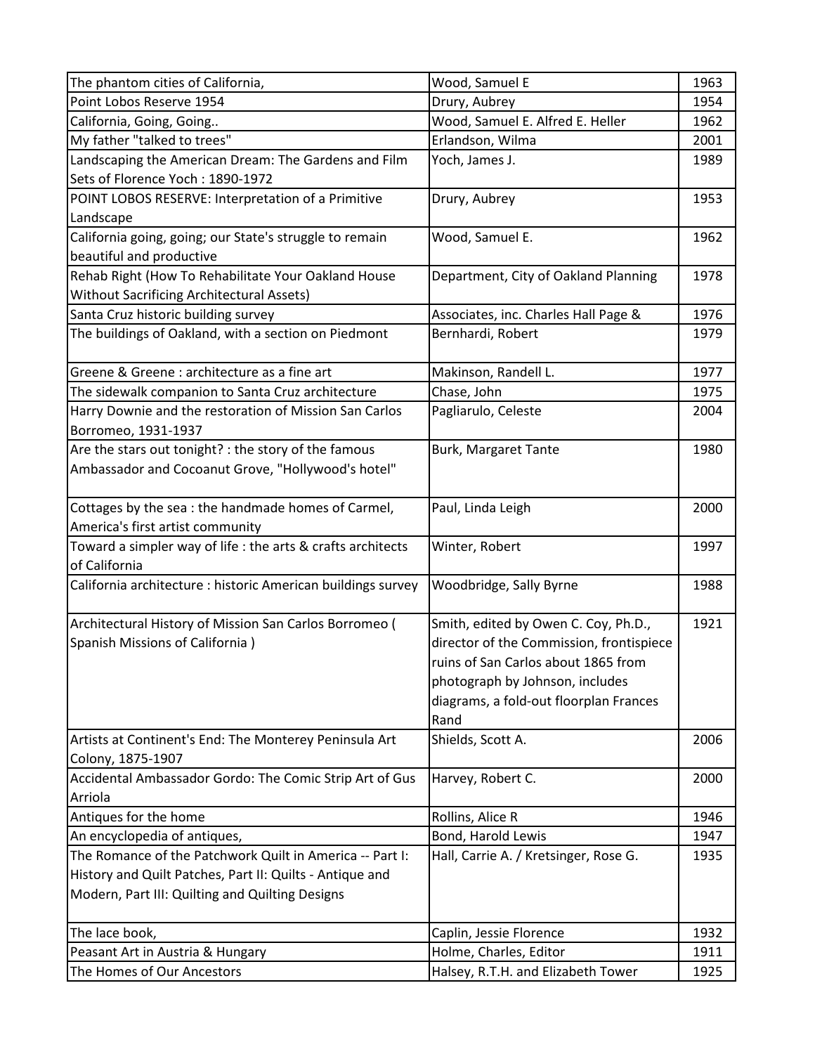| The phantom cities of California, | Wood, Samuel E | 1963 |
|---|---|---|
| Point Lobos Reserve 1954 | Drury, Aubrey | 1954 |
| California, Going, Going.. | Wood, Samuel E. Alfred E. Heller | 1962 |
| My father "talked to trees" | Erlandson, Wilma | 2001 |
| Landscaping the American Dream: The Gardens and Film Sets of Florence Yoch : 1890-1972 | Yoch, James J. | 1989 |
| POINT LOBOS RESERVE: Interpretation of a Primitive Landscape | Drury, Aubrey | 1953 |
| California going, going; our State's struggle to remain beautiful and productive | Wood, Samuel E. | 1962 |
| Rehab Right (How To Rehabilitate Your Oakland House Without Sacrificing Architectural Assets) | Department, City of Oakland Planning | 1978 |
| Santa Cruz historic building survey | Associates, inc. Charles Hall Page & | 1976 |
| The buildings of Oakland, with a section on Piedmont | Bernhardi, Robert | 1979 |
| Greene & Greene : architecture as a fine art | Makinson, Randell L. | 1977 |
| The sidewalk companion to Santa Cruz architecture | Chase, John | 1975 |
| Harry Downie and the restoration of Mission San Carlos Borromeo, 1931-1937 | Pagliarulo, Celeste | 2004 |
| Are the stars out tonight? : the story of the famous Ambassador and Cocoanut Grove, "Hollywood's hotel" | Burk, Margaret Tante | 1980 |
| Cottages by the sea : the handmade homes of Carmel, America's first artist community | Paul, Linda Leigh | 2000 |
| Toward a simpler way of life : the arts & crafts architects of California | Winter, Robert | 1997 |
| California architecture : historic American buildings survey | Woodbridge, Sally Byrne | 1988 |
| Architectural History of Mission San Carlos Borromeo ( Spanish Missions of California ) | Smith, edited by Owen C. Coy, Ph.D., director of the Commission, frontispiece ruins of San Carlos about 1865 from photograph by Johnson, includes diagrams, a fold-out floorplan Frances Rand | 1921 |
| Artists at Continent's End: The Monterey Peninsula Art Colony, 1875-1907 | Shields, Scott A. | 2006 |
| Accidental Ambassador Gordo: The Comic Strip Art of Gus Arriola | Harvey, Robert C. | 2000 |
| Antiques for the home | Rollins, Alice R | 1946 |
| An encyclopedia of antiques, | Bond, Harold Lewis | 1947 |
| The Romance of the Patchwork Quilt in America -- Part I: History and Quilt Patches, Part II: Quilts - Antique and Modern, Part III: Quilting and Quilting Designs | Hall, Carrie A. / Kretsinger, Rose G. | 1935 |
| The lace book, | Caplin, Jessie Florence | 1932 |
| Peasant Art in Austria & Hungary | Holme, Charles, Editor | 1911 |
| The Homes of Our Ancestors | Halsey, R.T.H. and Elizabeth Tower | 1925 |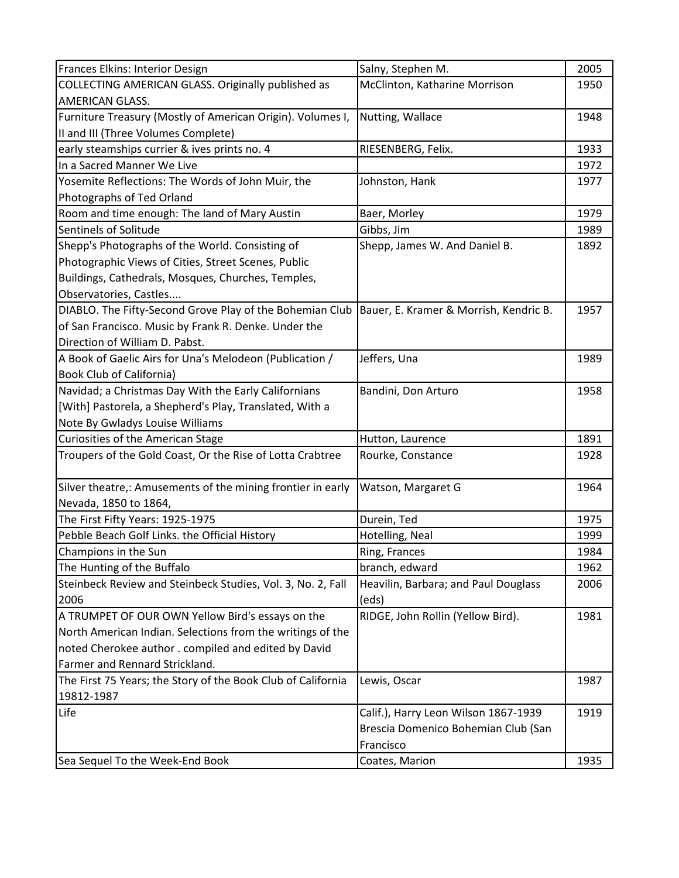| | | |
|---|---|---|
| Frances Elkins: Interior Design | Salny, Stephen M. | 2005 |
| COLLECTING AMERICAN GLASS. Originally published as AMERICAN GLASS. | McClinton, Katharine Morrison | 1950 |
| Furniture Treasury (Mostly of American Origin). Volumes I, II and III (Three Volumes Complete) | Nutting, Wallace | 1948 |
| early steamships currier & ives prints no. 4 | RIESENBERG, Felix. | 1933 |
| In a Sacred Manner We Live | | 1972 |
| Yosemite Reflections: The Words of John Muir, the Photographs of Ted Orland | Johnston, Hank | 1977 |
| Room and time enough: The land of Mary Austin | Baer, Morley | 1979 |
| Sentinels of Solitude | Gibbs, Jim | 1989 |
| Shepp's Photographs of the World. Consisting of Photographic Views of Cities, Street Scenes, Public Buildings, Cathedrals, Mosques, Churches, Temples, Observatories, Castles.... | Shepp, James W. And Daniel B. | 1892 |
| DIABLO. The Fifty-Second Grove Play of the Bohemian Club of San Francisco. Music by Frank R. Denke. Under the Direction of William D. Pabst. | Bauer, E. Kramer & Morrish, Kendric B. | 1957 |
| A Book of Gaelic Airs for Una's Melodeon (Publication / Book Club of California) | Jeffers, Una | 1989 |
| Navidad; a Christmas Day With the Early Californians [With] Pastorela, a Shepherd's Play, Translated, With a Note By Gwladys Louise Williams | Bandini, Don Arturo | 1958 |
| Curiosities of the American Stage | Hutton, Laurence | 1891 |
| Troupers of the Gold Coast, Or the Rise of Lotta Crabtree | Rourke, Constance | 1928 |
| Silver theatre,: Amusements of the mining frontier in early Nevada, 1850 to 1864, | Watson, Margaret G | 1964 |
| The First Fifty Years: 1925-1975 | Durein, Ted | 1975 |
| Pebble Beach Golf Links. the Official History | Hotelling, Neal | 1999 |
| Champions in the Sun | Ring, Frances | 1984 |
| The Hunting of the Buffalo | branch, edward | 1962 |
| Steinbeck Review and Steinbeck Studies, Vol. 3, No. 2, Fall 2006 | Heavilin, Barbara; and Paul Douglass (eds) | 2006 |
| A TRUMPET OF OUR OWN Yellow Bird's essays on the North American Indian. Selections from the writings of the noted Cherokee author . compiled and edited by David Farmer and Rennard Strickland. | RIDGE, John Rollin (Yellow Bird). | 1981 |
| The First 75 Years; the Story of the Book Club of California 19812-1987 | Lewis, Oscar | 1987 |
| Life | Calif.), Harry Leon Wilson 1867-1939 Brescia Domenico Bohemian Club (San Francisco | 1919 |
| Sea Sequel To the Week-End Book | Coates, Marion | 1935 |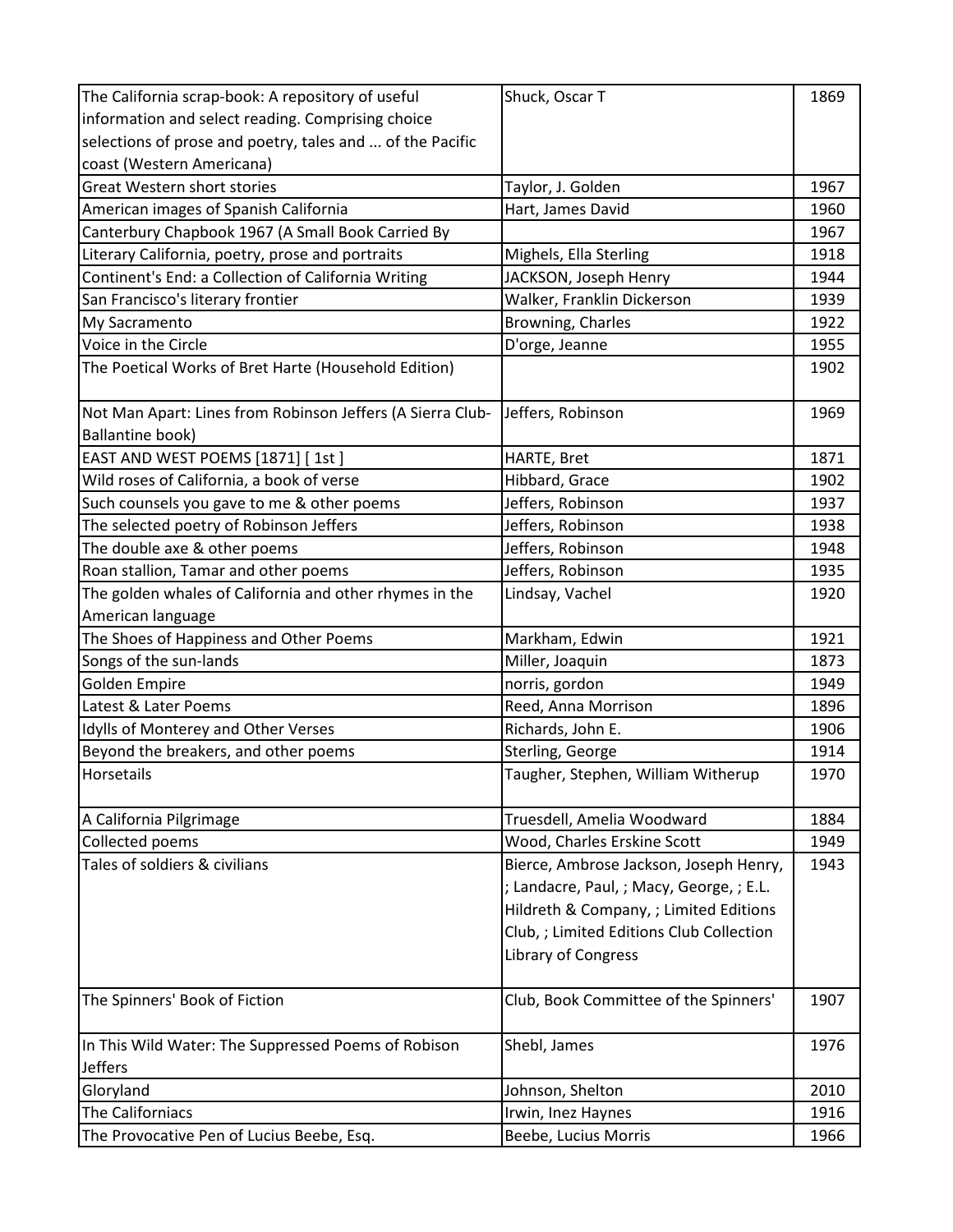| The California scrap-book: A repository of useful information and select reading. Comprising choice selections of prose and poetry, tales and ... of the Pacific coast (Western Americana) | Shuck, Oscar T | 1869 |
|---|---|---|
| Great Western short stories | Taylor, J. Golden | 1967 |
| American images of Spanish California | Hart, James David | 1960 |
| Canterbury Chapbook 1967 (A Small Book Carried By | | 1967 |
| Literary California, poetry, prose and portraits | Mighels, Ella Sterling | 1918 |
| Continent's End: a Collection of California Writing | JACKSON, Joseph Henry | 1944 |
| San Francisco's literary frontier | Walker, Franklin Dickerson | 1939 |
| My Sacramento | Browning, Charles | 1922 |
| Voice in the Circle | D'orge, Jeanne | 1955 |
| The Poetical Works of Bret Harte (Household Edition) | | 1902 |
| Not Man Apart: Lines from Robinson Jeffers (A Sierra Club-Ballantine book) | Jeffers, Robinson | 1969 |
| EAST AND WEST POEMS [1871] [ 1st ] | HARTE, Bret | 1871 |
| Wild roses of California, a book of verse | Hibbard, Grace | 1902 |
| Such counsels you gave to me & other poems | Jeffers, Robinson | 1937 |
| The selected poetry of Robinson Jeffers | Jeffers, Robinson | 1938 |
| The double axe & other poems | Jeffers, Robinson | 1948 |
| Roan stallion, Tamar and other poems | Jeffers, Robinson | 1935 |
| The golden whales of California and other rhymes in the American language | Lindsay, Vachel | 1920 |
| The Shoes of Happiness and Other Poems | Markham, Edwin | 1921 |
| Songs of the sun-lands | Miller, Joaquin | 1873 |
| Golden Empire | norris, gordon | 1949 |
| Latest & Later Poems | Reed, Anna Morrison | 1896 |
| Idylls of Monterey and Other Verses | Richards, John E. | 1906 |
| Beyond the breakers, and other poems | Sterling, George | 1914 |
| Horsetails | Taugher, Stephen, William Witherup | 1970 |
| A California Pilgrimage | Truesdell, Amelia Woodward | 1884 |
| Collected poems | Wood, Charles Erskine Scott | 1949 |
| Tales of soldiers & civilians | Bierce, Ambrose Jackson, Joseph Henry, ; Landacre, Paul, ; Macy, George, ; E.L. Hildreth & Company, ; Limited Editions Club, ; Limited Editions Club Collection Library of Congress | 1943 |
| The Spinners' Book of Fiction | Club, Book Committee of the Spinners' | 1907 |
| In This Wild Water: The Suppressed Poems of Robison Jeffers | Shebl, James | 1976 |
| Gloryland | Johnson, Shelton | 2010 |
| The Californiacs | Irwin, Inez Haynes | 1916 |
| The Provocative Pen of Lucius Beebe, Esq. | Beebe, Lucius Morris | 1966 |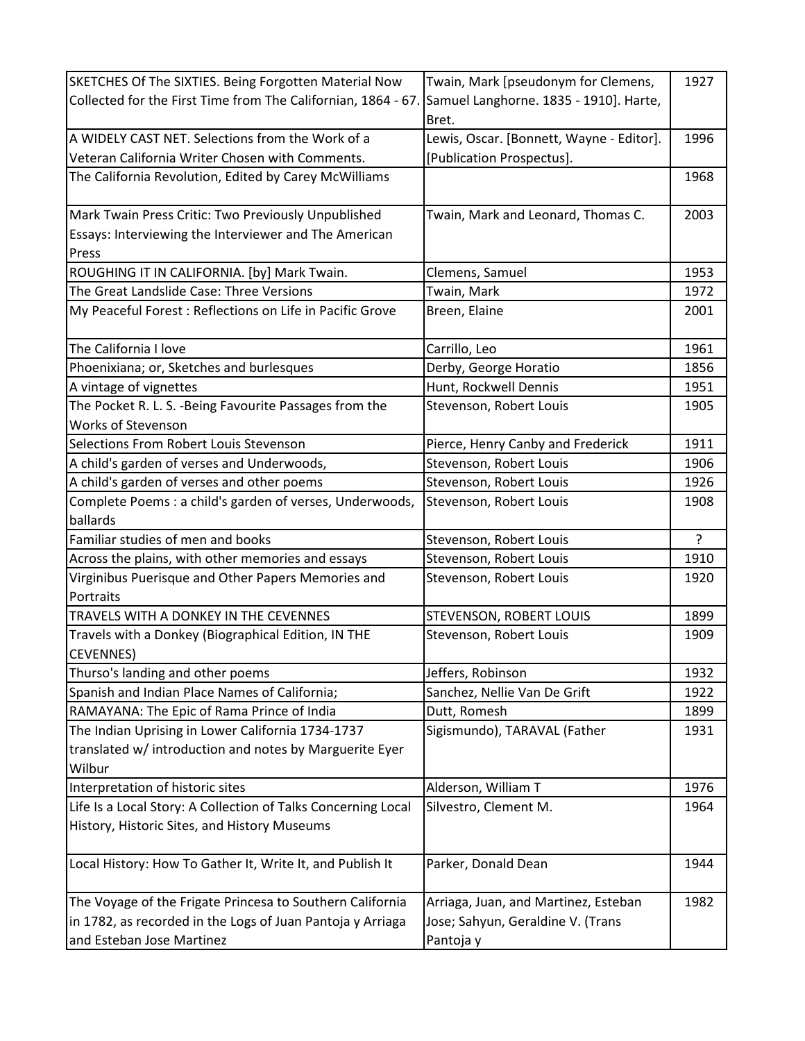| SKETCHES Of The SIXTIES. Being Forgotten Material Now Collected for the First Time from The Californian, 1864 - 67. | Twain, Mark [pseudonym for Clemens, Samuel Langhorne. 1835 - 1910]. Harte, Bret. | 1927 |
|---|---|---|
| A WIDELY CAST NET. Selections from the Work of a Veteran California Writer Chosen with Comments. | Lewis, Oscar. [Bonnett, Wayne - Editor]. [Publication Prospectus]. | 1996 |
| The California Revolution, Edited by Carey McWilliams | | 1968 |
| Mark Twain Press Critic: Two Previously Unpublished Essays: Interviewing the Interviewer and The American Press | Twain, Mark and Leonard, Thomas C. | 2003 |
| ROUGHING IT IN CALIFORNIA. [by] Mark Twain. | Clemens, Samuel | 1953 |
| The Great Landslide Case: Three Versions | Twain, Mark | 1972 |
| My Peaceful Forest : Reflections on Life in Pacific Grove | Breen, Elaine | 2001 |
| The California I love | Carrillo, Leo | 1961 |
| Phoenixiana; or, Sketches and burlesques | Derby, George Horatio | 1856 |
| A vintage of vignettes | Hunt, Rockwell Dennis | 1951 |
| The Pocket R. L. S. -Being Favourite Passages from the Works of Stevenson | Stevenson, Robert Louis | 1905 |
| Selections From Robert Louis Stevenson | Pierce, Henry Canby and Frederick | 1911 |
| A child's garden of verses and Underwoods, | Stevenson, Robert Louis | 1906 |
| A child's garden of verses and other poems | Stevenson, Robert Louis | 1926 |
| Complete Poems : a child's garden of verses, Underwoods, ballards | Stevenson, Robert Louis | 1908 |
| Familiar studies of men and books | Stevenson, Robert Louis | ? |
| Across the plains, with other memories and essays | Stevenson, Robert Louis | 1910 |
| Virginibus Puerisque and Other Papers Memories and Portraits | Stevenson, Robert Louis | 1920 |
| TRAVELS WITH A DONKEY IN THE CEVENNES | STEVENSON, ROBERT LOUIS | 1899 |
| Travels with a Donkey (Biographical Edition, IN THE CEVENNES) | Stevenson, Robert Louis | 1909 |
| Thurso's landing and other poems | Jeffers, Robinson | 1932 |
| Spanish and Indian Place Names of California; | Sanchez, Nellie Van De Grift | 1922 |
| RAMAYANA: The Epic of Rama Prince of India | Dutt, Romesh | 1899 |
| The Indian Uprising in Lower California 1734-1737 translated w/ introduction and notes by Marguerite Eyer Wilbur | Sigismundo), TARAVAL (Father | 1931 |
| Interpretation of historic sites | Alderson, William T | 1976 |
| Life Is a Local Story: A Collection of Talks Concerning Local History, Historic Sites, and History Museums | Silvestro, Clement M. | 1964 |
| Local History: How To Gather It, Write It, and Publish It | Parker, Donald Dean | 1944 |
| The Voyage of the Frigate Princesa to Southern California in 1782, as recorded in the Logs of Juan Pantoja y Arriaga and Esteban Jose Martinez | Arriaga, Juan, and Martinez, Esteban Jose; Sahyun, Geraldine V. (Trans Pantoja y | 1982 |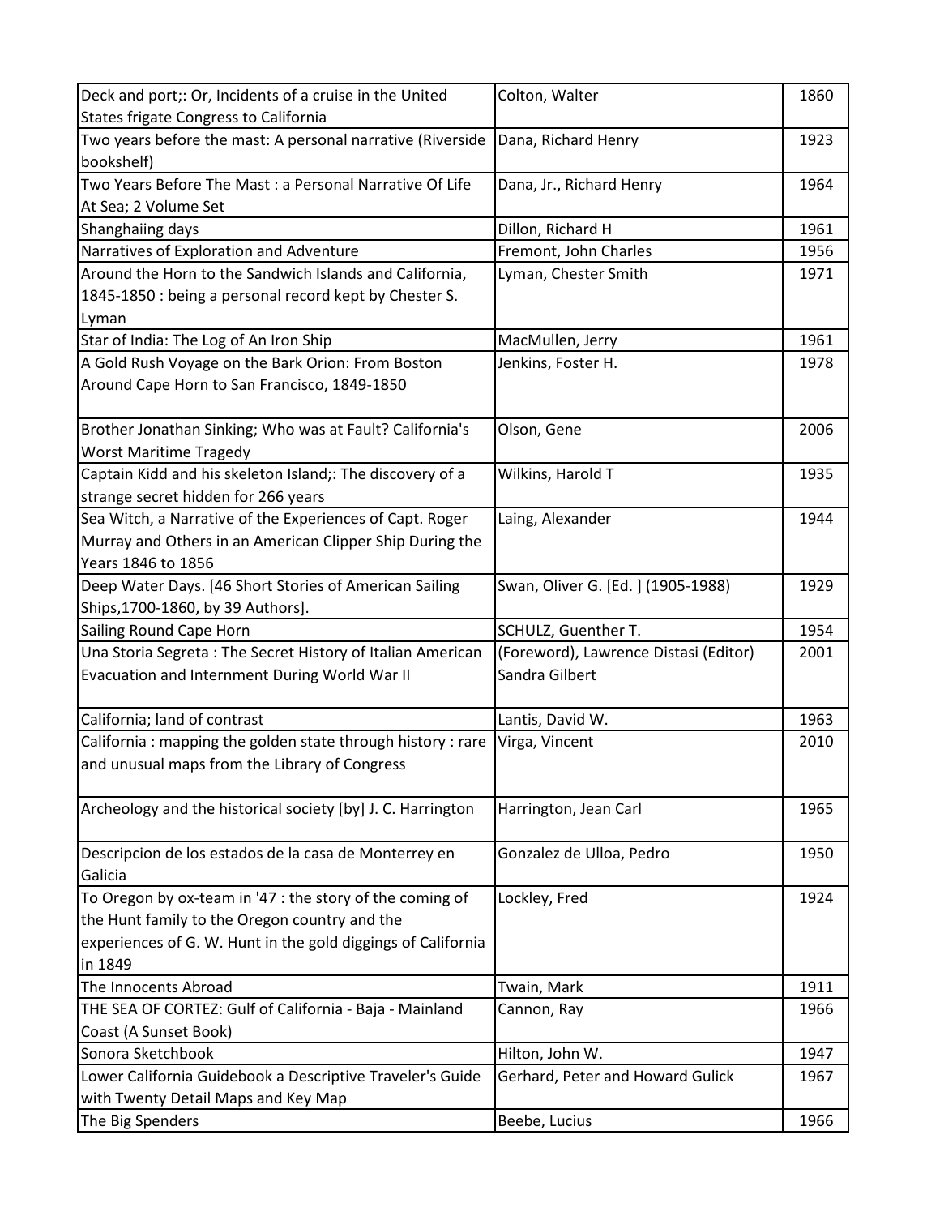| | | |
|---|---|---|
| Deck and port;: Or, Incidents of a cruise in the United States frigate Congress to California | Colton, Walter | 1860 |
| Two years before the mast: A personal narrative (Riverside bookshelf) | Dana, Richard Henry | 1923 |
| Two Years Before The Mast : a Personal Narrative Of Life At Sea; 2 Volume Set | Dana, Jr., Richard Henry | 1964 |
| Shanghaiing days | Dillon, Richard H | 1961 |
| Narratives of Exploration and Adventure | Fremont, John Charles | 1956 |
| Around the Horn to the Sandwich Islands and California, 1845-1850 : being a personal record kept by Chester S. Lyman | Lyman, Chester Smith | 1971 |
| Star of India: The Log of An Iron Ship | MacMullen, Jerry | 1961 |
| A Gold Rush Voyage on the Bark Orion: From Boston Around Cape Horn to San Francisco, 1849-1850 | Jenkins, Foster H. | 1978 |
| Brother Jonathan Sinking; Who was at Fault? California's Worst Maritime Tragedy | Olson, Gene | 2006 |
| Captain Kidd and his skeleton Island;: The discovery of a strange secret hidden for 266 years | Wilkins, Harold T | 1935 |
| Sea Witch, a Narrative of the Experiences of Capt. Roger Murray and Others in an American Clipper Ship During the Years 1846 to 1856 | Laing, Alexander | 1944 |
| Deep Water Days. [46 Short Stories of American Sailing Ships,1700-1860, by 39 Authors]. | Swan, Oliver G. [Ed. ] (1905-1988) | 1929 |
| Sailing Round Cape Horn | SCHULZ, Guenther T. | 1954 |
| Una Storia Segreta : The Secret History of Italian American Evacuation and Internment During World War II | (Foreword), Lawrence Distasi (Editor) Sandra Gilbert | 2001 |
| California; land of contrast | Lantis, David W. | 1963 |
| California : mapping the golden state through history : rare and unusual maps from the Library of Congress | Virga, Vincent | 2010 |
| Archeology and the historical society [by] J. C. Harrington | Harrington, Jean Carl | 1965 |
| Descripcion de los estados de la casa de Monterrey en Galicia | Gonzalez de Ulloa, Pedro | 1950 |
| To Oregon by ox-team in '47 : the story of the coming of the Hunt family to the Oregon country and the experiences of G. W. Hunt in the gold diggings of California in 1849 | Lockley, Fred | 1924 |
| The Innocents Abroad | Twain, Mark | 1911 |
| THE SEA OF CORTEZ: Gulf of California - Baja - Mainland Coast (A Sunset Book) | Cannon, Ray | 1966 |
| Sonora Sketchbook | Hilton, John W. | 1947 |
| Lower California Guidebook a Descriptive Traveler's Guide with Twenty Detail Maps and Key Map | Gerhard, Peter and Howard Gulick | 1967 |
| The Big Spenders | Beebe, Lucius | 1966 |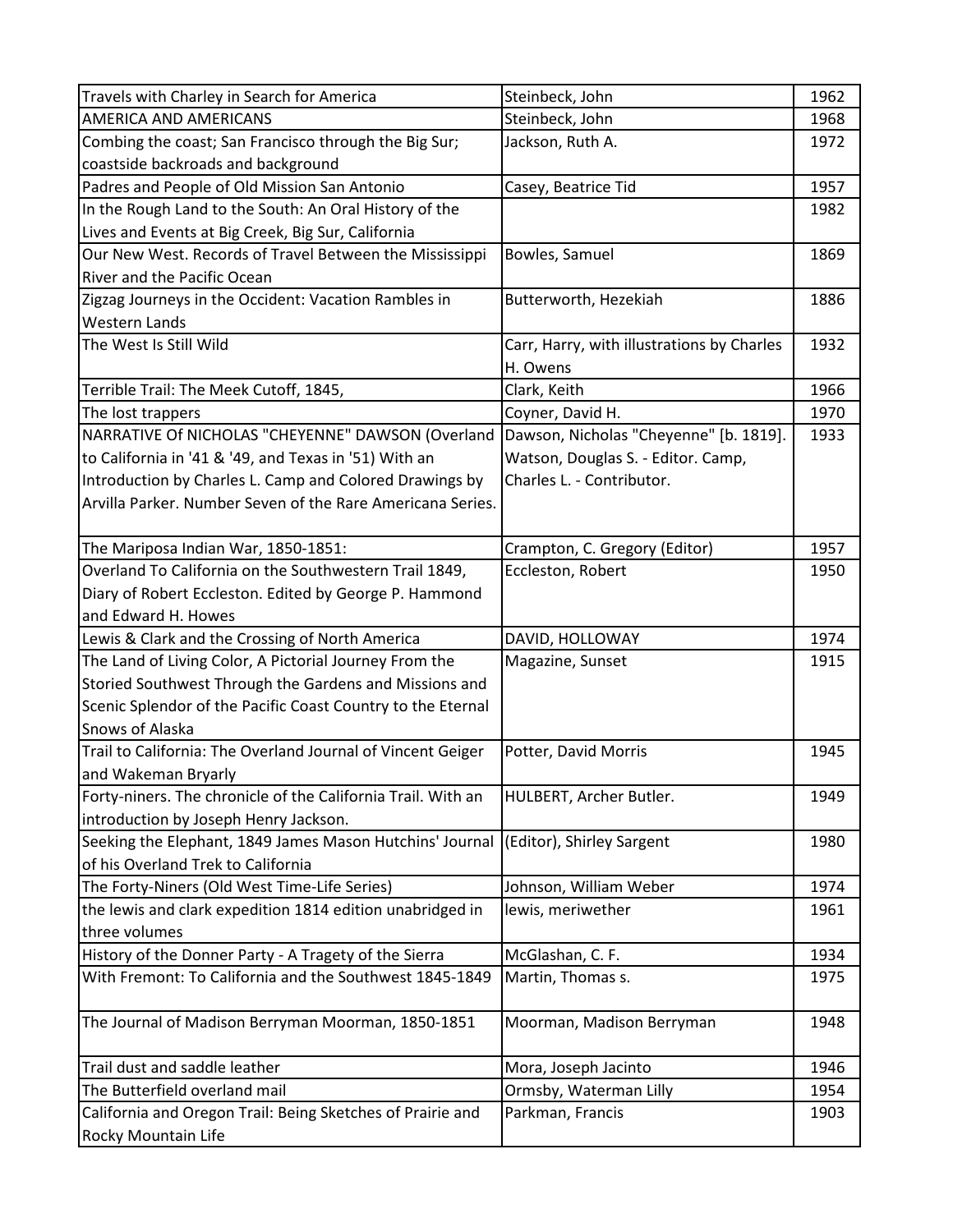| | | |
|---|---|---|
| Travels with Charley in Search for America | Steinbeck, John | 1962 |
| AMERICA AND AMERICANS | Steinbeck, John | 1968 |
| Combing the coast; San Francisco through the Big Sur; coastside backroads and background | Jackson, Ruth A. | 1972 |
| Padres and People of Old Mission San Antonio | Casey, Beatrice Tid | 1957 |
| In the Rough Land to the South: An Oral History of the Lives and Events at Big Creek, Big Sur, California | | 1982 |
| Our New West. Records of Travel Between the Mississippi River and the Pacific Ocean | Bowles, Samuel | 1869 |
| Zigzag Journeys in the Occident: Vacation Rambles in Western Lands | Butterworth, Hezekiah | 1886 |
| The West Is Still Wild | Carr, Harry, with illustrations by Charles H. Owens | 1932 |
| Terrible Trail: The Meek Cutoff, 1845, | Clark, Keith | 1966 |
| The lost trappers | Coyner, David H. | 1970 |
| NARRATIVE Of NICHOLAS "CHEYENNE" DAWSON (Overland to California in '41 & '49, and Texas in '51) With an Introduction by Charles L. Camp and Colored Drawings by Arvilla Parker. Number Seven of the Rare Americana Series. | Dawson, Nicholas "Cheyenne" [b. 1819]. Watson, Douglas S. - Editor. Camp, Charles L. - Contributor. | 1933 |
| The Mariposa Indian War, 1850-1851: | Crampton, C. Gregory (Editor) | 1957 |
| Overland To California on the Southwestern Trail 1849, Diary of Robert Eccleston. Edited by George P. Hammond and Edward H. Howes | Eccleston, Robert | 1950 |
| Lewis & Clark and the Crossing of North America | DAVID, HOLLOWAY | 1974 |
| The Land of Living Color, A Pictorial Journey From the Storied Southwest Through the Gardens and Missions and Scenic Splendor of the Pacific Coast Country to the Eternal Snows of Alaska | Magazine, Sunset | 1915 |
| Trail to California: The Overland Journal of Vincent Geiger and Wakeman Bryarly | Potter, David Morris | 1945 |
| Forty-niners. The chronicle of the California Trail. With an introduction by Joseph Henry Jackson. | HULBERT, Archer Butler. | 1949 |
| Seeking the Elephant, 1849 James Mason Hutchins' Journal of his Overland Trek to California | (Editor), Shirley Sargent | 1980 |
| The Forty-Niners (Old West Time-Life Series) | Johnson, William Weber | 1974 |
| the lewis and clark expedition 1814 edition unabridged in three volumes | lewis, meriwether | 1961 |
| History of the Donner Party - A Tragety of the Sierra | McGlashan, C. F. | 1934 |
| With Fremont: To California and the Southwest 1845-1849 | Martin, Thomas s. | 1975 |
| The Journal of Madison Berryman Moorman, 1850-1851 | Moorman, Madison Berryman | 1948 |
| Trail dust and saddle leather | Mora, Joseph Jacinto | 1946 |
| The Butterfield overland mail | Ormsby, Waterman Lilly | 1954 |
| California and Oregon Trail: Being Sketches of Prairie and Rocky Mountain Life | Parkman, Francis | 1903 |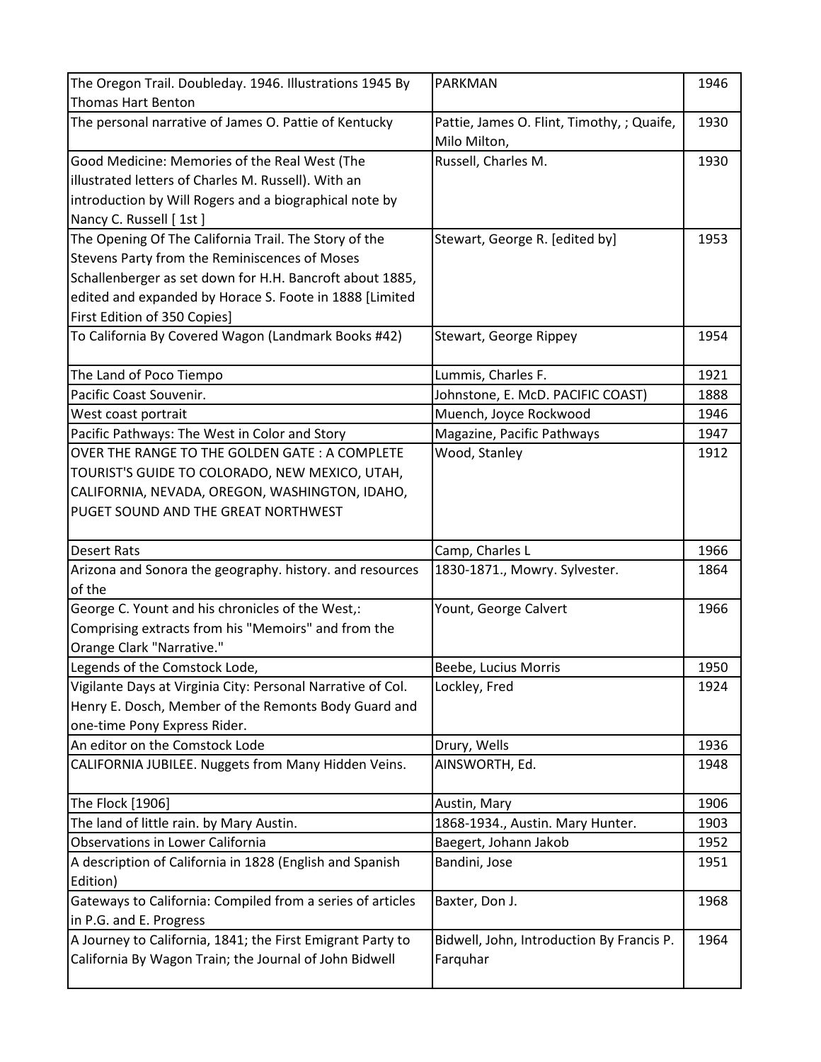| The Oregon Trail. Doubleday. 1946. Illustrations 1945 By Thomas Hart Benton | PARKMAN | 1946 |
|---|---|---|
| The personal narrative of James O. Pattie of Kentucky | Pattie, James O. Flint, Timothy, ; Quaife, Milo Milton, | 1930 |
| Good Medicine: Memories of the Real West (The illustrated letters of Charles M. Russell). With an introduction by Will Rogers and a biographical note by Nancy C. Russell [ 1st ] | Russell, Charles M. | 1930 |
| The Opening Of The California Trail. The Story of the Stevens Party from the Reminiscences of Moses Schallenberger as set down for H.H. Bancroft about 1885, edited and expanded by Horace S. Foote in 1888 [Limited First Edition of 350 Copies] | Stewart, George R. [edited by] | 1953 |
| To California By Covered Wagon (Landmark Books #42) | Stewart, George Rippey | 1954 |
| The Land of Poco Tiempo | Lummis, Charles F. | 1921 |
| Pacific Coast Souvenir. | Johnstone, E. McD. PACIFIC COAST) | 1888 |
| West coast portrait | Muench, Joyce Rockwood | 1946 |
| Pacific Pathways: The West in Color and Story | Magazine, Pacific Pathways | 1947 |
| OVER THE RANGE TO THE GOLDEN GATE : A COMPLETE TOURIST'S GUIDE TO COLORADO, NEW MEXICO, UTAH, CALIFORNIA, NEVADA, OREGON, WASHINGTON, IDAHO, PUGET SOUND AND THE GREAT NORTHWEST | Wood, Stanley | 1912 |
| Desert Rats | Camp, Charles L | 1966 |
| Arizona and Sonora the geography. history. and resources of the | 1830-1871., Mowry. Sylvester. | 1864 |
| George C. Yount and his chronicles of the West,: Comprising extracts from his "Memoirs" and from the Orange Clark "Narrative." | Yount, George Calvert | 1966 |
| Legends of the Comstock Lode, | Beebe, Lucius Morris | 1950 |
| Vigilante Days at Virginia City: Personal Narrative of Col. Henry E. Dosch, Member of the Remonts Body Guard and one-time Pony Express Rider. | Lockley, Fred | 1924 |
| An editor on the Comstock Lode | Drury, Wells | 1936 |
| CALIFORNIA JUBILEE. Nuggets from Many Hidden Veins. | AINSWORTH, Ed. | 1948 |
| The Flock [1906] | Austin, Mary | 1906 |
| The land of little rain. by Mary Austin. | 1868-1934., Austin. Mary Hunter. | 1903 |
| Observations in Lower California | Baegert, Johann Jakob | 1952 |
| A description of California in 1828 (English and Spanish Edition) | Bandini, Jose | 1951 |
| Gateways to California: Compiled from a series of articles in P.G. and E. Progress | Baxter, Don J. | 1968 |
| A Journey to California, 1841; the First Emigrant Party to California By Wagon Train; the Journal of John Bidwell | Bidwell, John, Introduction By Francis P. Farquhar | 1964 |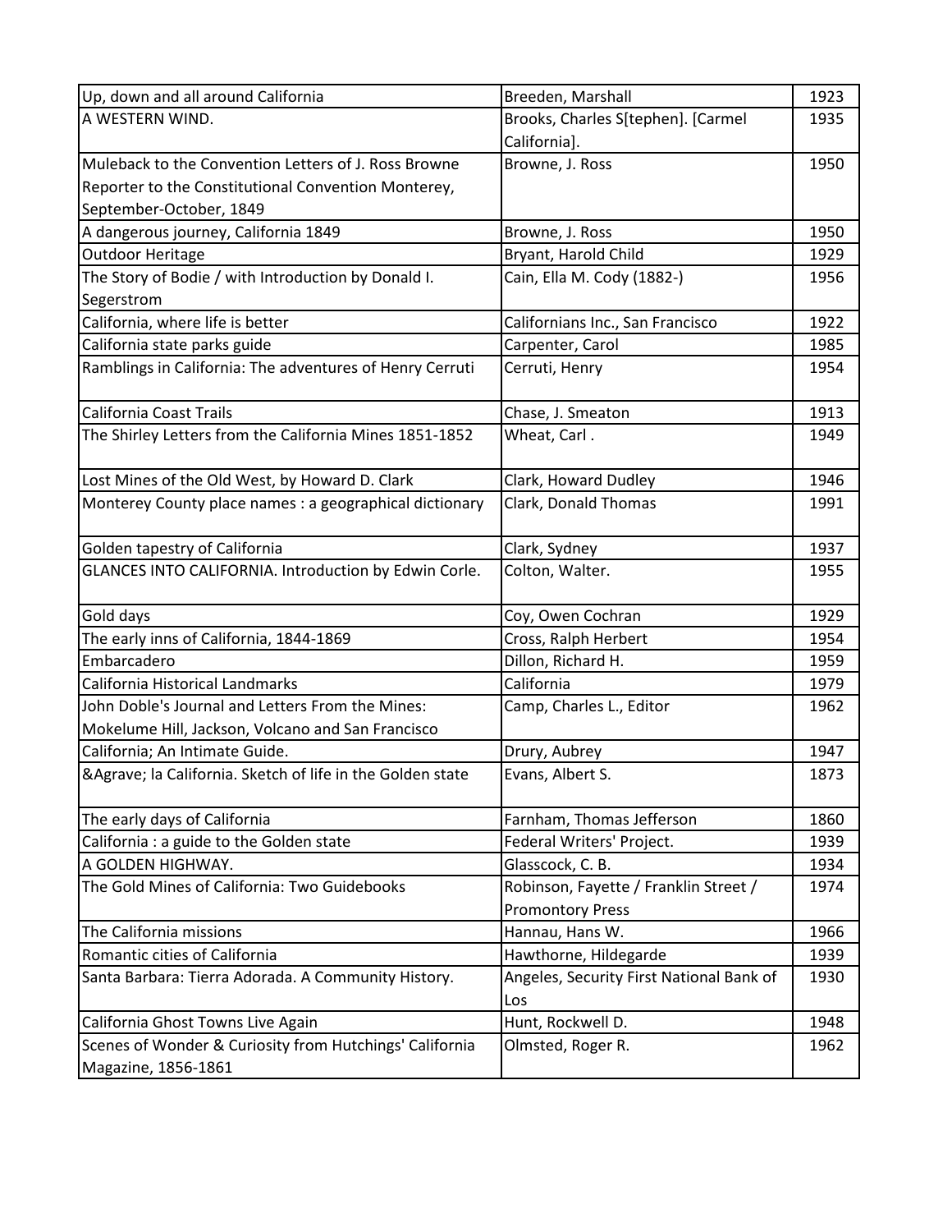| Up, down and all around California | Breeden, Marshall | 1923 |
|---|---|---|
| A WESTERN WIND. | Brooks, Charles S[tephen]. [Carmel California]. | 1935 |
| Muleback to the Convention Letters of J. Ross Browne Reporter to the Constitutional Convention Monterey, September-October, 1849 | Browne, J. Ross | 1950 |
| A dangerous journey, California 1849 | Browne, J. Ross | 1950 |
| Outdoor Heritage | Bryant, Harold Child | 1929 |
| The Story of Bodie / with Introduction by Donald I. Segerstrom | Cain, Ella M. Cody (1882-) | 1956 |
| California, where life is better | Californians Inc., San Francisco | 1922 |
| California state parks guide | Carpenter, Carol | 1985 |
| Ramblings in California: The adventures of Henry Cerruti | Cerruti, Henry | 1954 |
| California Coast Trails | Chase, J. Smeaton | 1913 |
| The Shirley Letters from the California Mines 1851-1852 | Wheat, Carl . | 1949 |
| Lost Mines of the Old West, by Howard D. Clark | Clark, Howard Dudley | 1946 |
| Monterey County place names : a geographical dictionary | Clark, Donald Thomas | 1991 |
| Golden tapestry of California | Clark, Sydney | 1937 |
| GLANCES INTO CALIFORNIA. Introduction by Edwin Corle. | Colton, Walter. | 1955 |
| Gold days | Coy, Owen Cochran | 1929 |
| The early inns of California, 1844-1869 | Cross, Ralph Herbert | 1954 |
| Embarcadero | Dillon, Richard H. | 1959 |
| California Historical Landmarks | California | 1979 |
| John Doble's Journal and Letters From the Mines: Mokelume Hill, Jackson, Volcano and San Francisco | Camp, Charles L., Editor | 1962 |
| California; An Intimate Guide. | Drury, Aubrey | 1947 |
| &Agrave; la California. Sketch of life in the Golden state | Evans, Albert S. | 1873 |
| The early days of California | Farnham, Thomas Jefferson | 1860 |
| California : a guide to the Golden state | Federal Writers' Project. | 1939 |
| A GOLDEN HIGHWAY. | Glasscock, C. B. | 1934 |
| The Gold Mines of California: Two Guidebooks | Robinson, Fayette / Franklin Street / Promontory Press | 1974 |
| The California missions | Hannau, Hans W. | 1966 |
| Romantic cities of California | Hawthorne, Hildegarde | 1939 |
| Santa Barbara: Tierra Adorada. A Community History. | Angeles, Security First National Bank of Los | 1930 |
| California Ghost Towns Live Again | Hunt, Rockwell D. | 1948 |
| Scenes of Wonder & Curiosity from Hutchings' California Magazine, 1856-1861 | Olmsted, Roger R. | 1962 |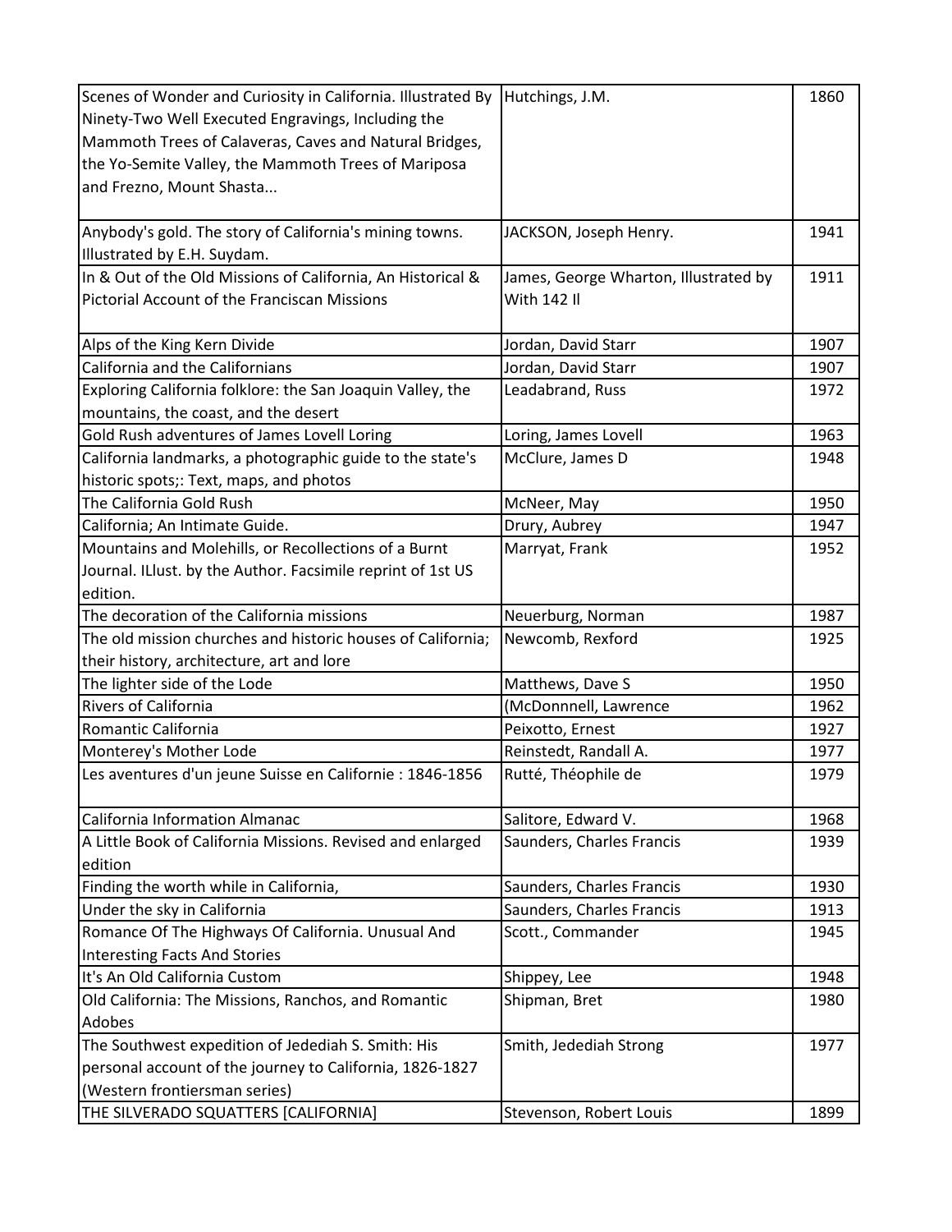| | | |
|---|---|---|
| Scenes of Wonder and Curiosity in California. Illustrated By Ninety-Two Well Executed Engravings, Including the Mammoth Trees of Calaveras, Caves and Natural Bridges, the Yo-Semite Valley, the Mammoth Trees of Mariposa and Frezno, Mount Shasta... | Hutchings, J.M. | 1860 |
| Anybody's gold. The story of California's mining towns. Illustrated by E.H. Suydam. | JACKSON, Joseph Henry. | 1941 |
| In & Out of the Old Missions of California, An Historical & Pictorial Account of the Franciscan Missions | James, George Wharton, Illustrated by With 142 Il | 1911 |
| Alps of the King Kern Divide | Jordan, David Starr | 1907 |
| California and the Californians | Jordan, David Starr | 1907 |
| Exploring California folklore: the San Joaquin Valley, the mountains, the coast, and the desert | Leadabrand, Russ | 1972 |
| Gold Rush adventures of James Lovell Loring | Loring, James Lovell | 1963 |
| California landmarks, a photographic guide to the state's historic spots;: Text, maps, and photos | McClure, James D | 1948 |
| The California Gold Rush | McNeer, May | 1950 |
| California; An Intimate Guide. | Drury, Aubrey | 1947 |
| Mountains and Molehills, or Recollections of a Burnt Journal. ILlust. by the Author. Facsimile reprint of 1st US edition. | Marryat, Frank | 1952 |
| The decoration of the California missions | Neuerburg, Norman | 1987 |
| The old mission churches and historic houses of California; their history, architecture, art and lore | Newcomb, Rexford | 1925 |
| The lighter side of the Lode | Matthews, Dave S | 1950 |
| Rivers of California | (McDonnnell, Lawrence | 1962 |
| Romantic California | Peixotto, Ernest | 1927 |
| Monterey's Mother Lode | Reinstedt, Randall A. | 1977 |
| Les aventures d'un jeune Suisse en Californie : 1846-1856 | Rutté, Théophile de | 1979 |
| California Information Almanac | Salitore, Edward V. | 1968 |
| A Little Book of California Missions. Revised and enlarged edition | Saunders, Charles Francis | 1939 |
| Finding the worth while in California, | Saunders, Charles Francis | 1930 |
| Under the sky in California | Saunders, Charles Francis | 1913 |
| Romance Of The Highways Of California. Unusual And Interesting Facts And Stories | Scott., Commander | 1945 |
| It's An Old California Custom | Shippey, Lee | 1948 |
| Old California: The Missions, Ranchos, and Romantic Adobes | Shipman, Bret | 1980 |
| The Southwest expedition of Jedediah S. Smith: His personal account of the journey to California, 1826-1827 (Western frontiersman series) | Smith, Jedediah Strong | 1977 |
| THE SILVERADO SQUATTERS [CALIFORNIA] | Stevenson, Robert Louis | 1899 |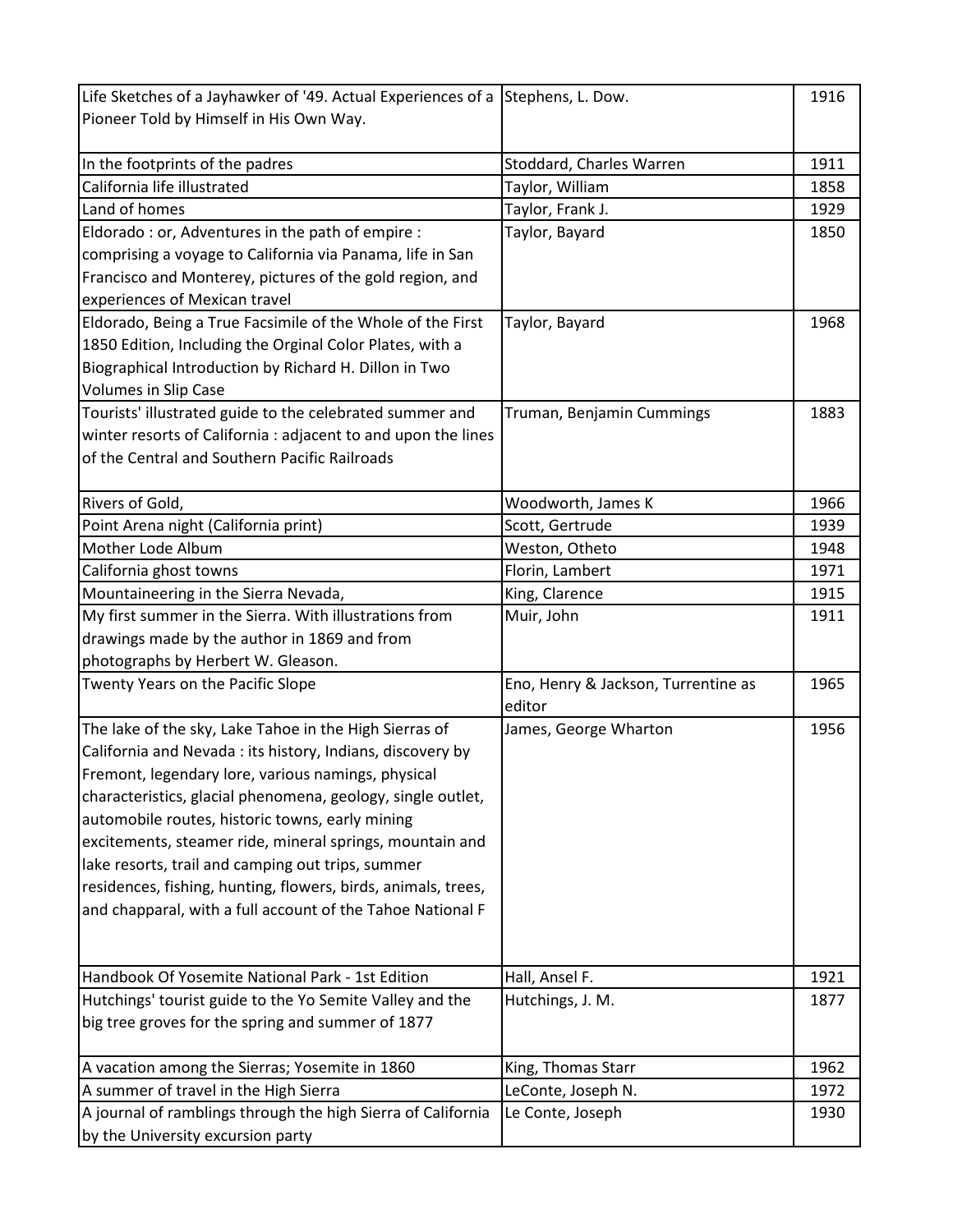| | | |
|---|---|---|
| Life Sketches of a Jayhawker of '49. Actual Experiences of a Pioneer Told by Himself in His Own Way. | Stephens, L. Dow. | 1916 |
| In the footprints of the padres | Stoddard, Charles Warren | 1911 |
| California life illustrated | Taylor, William | 1858 |
| Land of homes | Taylor, Frank J. | 1929 |
| Eldorado : or, Adventures in the path of empire : comprising a voyage to California via Panama, life in San Francisco and Monterey, pictures of the gold region, and experiences of Mexican travel | Taylor, Bayard | 1850 |
| Eldorado, Being a True Facsimile of the Whole of the First 1850 Edition, Including the Orginal Color Plates, with a Biographical Introduction by Richard H. Dillon in Two Volumes in Slip Case | Taylor, Bayard | 1968 |
| Tourists' illustrated guide to the celebrated summer and winter resorts of California : adjacent to and upon the lines of the Central and Southern Pacific Railroads | Truman, Benjamin Cummings | 1883 |
| Rivers of Gold, | Woodworth, James K | 1966 |
| Point Arena night (California print) | Scott, Gertrude | 1939 |
| Mother Lode Album | Weston, Otheto | 1948 |
| California ghost towns | Florin, Lambert | 1971 |
| Mountaineering in the Sierra Nevada, | King, Clarence | 1915 |
| My first summer in the Sierra. With illustrations from drawings made by the author in 1869 and from photographs by Herbert W. Gleason. | Muir, John | 1911 |
| Twenty Years on the Pacific Slope | Eno, Henry & Jackson, Turrentine as editor | 1965 |
| The lake of the sky, Lake Tahoe in the High Sierras of California and Nevada : its history, Indians, discovery by Fremont, legendary lore, various namings, physical characteristics, glacial phenomena, geology, single outlet, automobile routes, historic towns, early mining excitements, steamer ride, mineral springs, mountain and lake resorts, trail and camping out trips, summer residences, fishing, hunting, flowers, birds, animals, trees, and chapparal, with a full account of the Tahoe National F | James, George Wharton | 1956 |
| Handbook Of Yosemite National Park - 1st Edition | Hall, Ansel F. | 1921 |
| Hutchings' tourist guide to the Yo Semite Valley and the big tree groves for the spring and summer of 1877 | Hutchings, J. M. | 1877 |
| A vacation among the Sierras; Yosemite in 1860 | King, Thomas Starr | 1962 |
| A summer of travel in the High Sierra | LeConte, Joseph N. | 1972 |
| A journal of ramblings through the high Sierra of California by the University excursion party | Le Conte, Joseph | 1930 |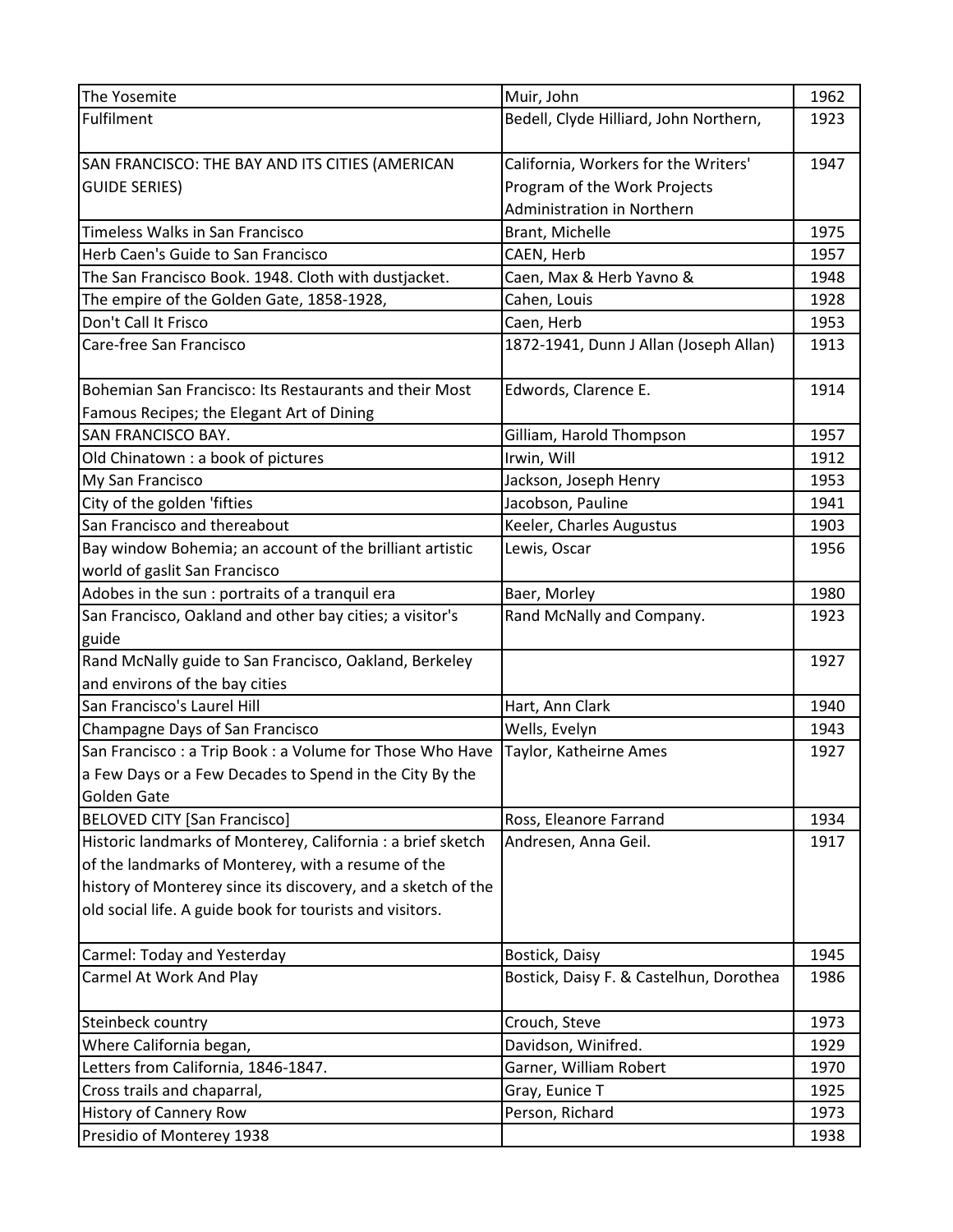| | | |
|---|---|---|
| The Yosemite | Muir, John | 1962 |
| Fulfilment | Bedell, Clyde Hilliard, John Northern, | 1923 |
| SAN FRANCISCO: THE BAY AND ITS CITIES (AMERICAN GUIDE SERIES) | California, Workers for the Writers' Program of the Work Projects Administration in Northern | 1947 |
| Timeless Walks in San Francisco | Brant, Michelle | 1975 |
| Herb Caen's Guide to San Francisco | CAEN, Herb | 1957 |
| The San Francisco Book. 1948. Cloth with dustjacket. | Caen, Max & Herb Yavno & | 1948 |
| The empire of the Golden Gate, 1858-1928, | Cahen, Louis | 1928 |
| Don't Call It Frisco | Caen, Herb | 1953 |
| Care-free San Francisco | 1872-1941, Dunn J Allan (Joseph Allan) | 1913 |
| Bohemian San Francisco: Its Restaurants and their Most Famous Recipes; the Elegant Art of Dining | Edwords, Clarence E. | 1914 |
| SAN FRANCISCO BAY. | Gilliam, Harold Thompson | 1957 |
| Old Chinatown : a book of pictures | Irwin, Will | 1912 |
| My San Francisco | Jackson, Joseph Henry | 1953 |
| City of the golden 'fifties | Jacobson, Pauline | 1941 |
| San Francisco and thereabout | Keeler, Charles Augustus | 1903 |
| Bay window Bohemia; an account of the brilliant artistic world of gaslit San Francisco | Lewis, Oscar | 1956 |
| Adobes in the sun : portraits of a tranquil era | Baer, Morley | 1980 |
| San Francisco, Oakland and other bay cities; a visitor's guide | Rand McNally and Company. | 1923 |
| Rand McNally guide to San Francisco, Oakland, Berkeley and environs of the bay cities | | 1927 |
| San Francisco's Laurel Hill | Hart, Ann Clark | 1940 |
| Champagne Days of San Francisco | Wells, Evelyn | 1943 |
| San Francisco : a Trip Book : a Volume for Those Who Have a Few Days or a Few Decades to Spend in the City By the Golden Gate | Taylor, Katheirne Ames | 1927 |
| BELOVED CITY [San Francisco] | Ross, Eleanore Farrand | 1934 |
| Historic landmarks of Monterey, California : a brief sketch of the landmarks of Monterey, with a resume of the history of Monterey since its discovery, and a sketch of the old social life. A guide book for tourists and visitors. | Andresen, Anna Geil. | 1917 |
| Carmel: Today and Yesterday | Bostick, Daisy | 1945 |
| Carmel At Work And Play | Bostick, Daisy F. & Castelhun, Dorothea | 1986 |
| Steinbeck country | Crouch, Steve | 1973 |
| Where California began, | Davidson, Winifred. | 1929 |
| Letters from California, 1846-1847. | Garner, William Robert | 1970 |
| Cross trails and chaparral, | Gray, Eunice T | 1925 |
| History of Cannery Row | Person, Richard | 1973 |
| Presidio of Monterey 1938 | | 1938 |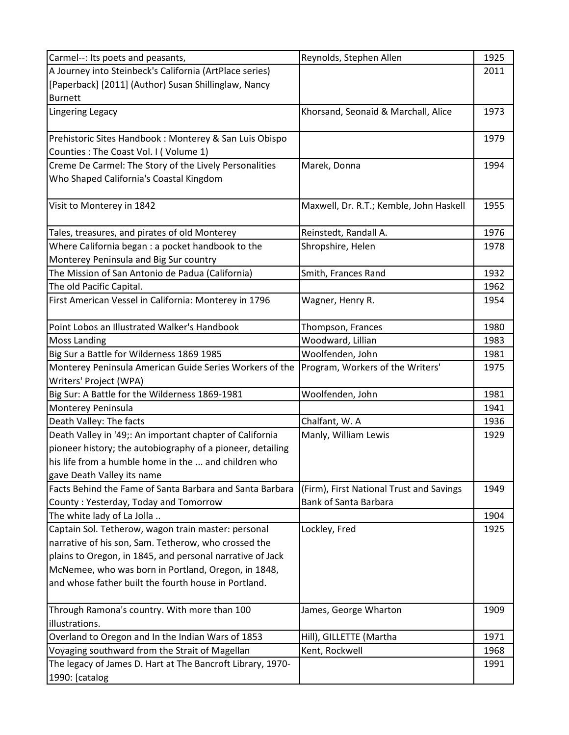| Carmel--: Its poets and peasants, | Reynolds, Stephen Allen | 1925 |
|---|---|---|
| A Journey into Steinbeck's California (ArtPlace series) [Paperback] [2011] (Author) Susan Shillinglaw, Nancy Burnett | | 2011 |
| Lingering Legacy | Khorsand, Seonaid & Marchall, Alice | 1973 |
| Prehistoric Sites Handbook : Monterey & San Luis Obispo Counties : The Coast Vol. I ( Volume 1) | | 1979 |
| Creme De Carmel: The Story of the Lively Personalities Who Shaped California's Coastal Kingdom | Marek, Donna | 1994 |
| Visit to Monterey in 1842 | Maxwell, Dr. R.T.; Kemble, John Haskell | 1955 |
| Tales, treasures, and pirates of old Monterey | Reinstedt, Randall A. | 1976 |
| Where California began : a pocket handbook to the Monterey Peninsula and Big Sur country | Shropshire, Helen | 1978 |
| The Mission of San Antonio de Padua (California) | Smith, Frances Rand | 1932 |
| The old Pacific Capital. | | 1962 |
| First American Vessel in California: Monterey in 1796 | Wagner, Henry R. | 1954 |
| Point Lobos an Illustrated Walker's Handbook | Thompson, Frances | 1980 |
| Moss Landing | Woodward, Lillian | 1983 |
| Big Sur a Battle for Wilderness 1869 1985 | Woolfenden, John | 1981 |
| Monterey Peninsula American Guide Series Workers of the Writers' Project (WPA) | Program, Workers of the Writers' | 1975 |
| Big Sur: A Battle for the Wilderness 1869-1981 | Woolfenden, John | 1981 |
| Monterey Peninsula | | 1941 |
| Death Valley: The facts | Chalfant, W. A | 1936 |
| Death Valley in '49;: An important chapter of California pioneer history; the autobiography of a pioneer, detailing his life from a humble home in the ... and children who gave Death Valley its name | Manly, William Lewis | 1929 |
| Facts Behind the Fame of Santa Barbara and Santa Barbara County : Yesterday, Today and Tomorrow | (Firm), First National Trust and Savings Bank of Santa Barbara | 1949 |
| The white lady of La Jolla .. | | 1904 |
| Captain Sol. Tetherow, wagon train master: personal narrative of his son, Sam. Tetherow, who crossed the plains to Oregon, in 1845, and personal narrative of Jack McNemee, who was born in Portland, Oregon, in 1848, and whose father built the fourth house in Portland. | Lockley, Fred | 1925 |
| Through Ramona's country. With more than 100 illustrations. | James, George Wharton | 1909 |
| Overland to Oregon and In the Indian Wars of 1853 | Hill), GILLETTE (Martha | 1971 |
| Voyaging southward from the Strait of Magellan | Kent, Rockwell | 1968 |
| The legacy of James D. Hart at The Bancroft Library, 1970-1990: [catalog | | 1991 |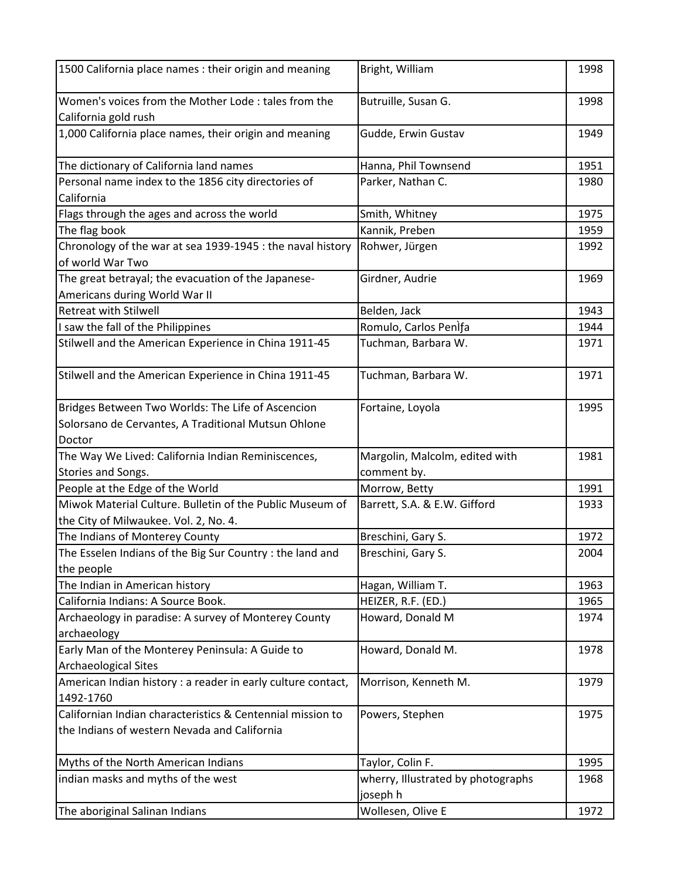| | | |
|---|---|---|
| 1500 California place names : their origin and meaning | Bright, William | 1998 |
| Women's voices from the Mother Lode : tales from the California gold rush | Butruille, Susan G. | 1998 |
| 1,000 California place names, their origin and meaning | Gudde, Erwin Gustav | 1949 |
| The dictionary of California land names | Hanna, Phil Townsend | 1951 |
| Personal name index to the 1856 city directories of California | Parker, Nathan C. | 1980 |
| Flags through the ages and across the world | Smith, Whitney | 1975 |
| The flag book | Kannik, Preben | 1959 |
| Chronology of the war at sea 1939-1945 : the naval history of world War Two | Rohwer, Jürgen | 1992 |
| The great betrayal; the evacuation of the Japanese-Americans during World War II | Girdner, Audrie | 1969 |
| Retreat with Stilwell | Belden, Jack | 1943 |
| I saw the fall of the Philippines | Romulo, Carlos Penìfa | 1944 |
| Stilwell and the American Experience in China 1911-45 | Tuchman, Barbara W. | 1971 |
| Stilwell and the American Experience in China 1911-45 | Tuchman, Barbara W. | 1971 |
| Bridges Between Two Worlds: The Life of Ascencion Solorsano de Cervantes, A Traditional Mutsun Ohlone Doctor | Fortaine, Loyola | 1995 |
| The Way We Lived: California Indian Reminiscences, Stories and Songs. | Margolin, Malcolm, edited with comment by. | 1981 |
| People at the Edge of the World | Morrow, Betty | 1991 |
| Miwok Material Culture. Bulletin of the Public Museum of the City of Milwaukee. Vol. 2, No. 4. | Barrett, S.A. & E.W. Gifford | 1933 |
| The Indians of Monterey County | Breschini, Gary S. | 1972 |
| The Esselen Indians of the Big Sur Country : the land and the people | Breschini, Gary S. | 2004 |
| The Indian in American history | Hagan, William T. | 1963 |
| California Indians: A Source Book. | HEIZER, R.F. (ED.) | 1965 |
| Archaeology in paradise: A survey of Monterey County archaeology | Howard, Donald M | 1974 |
| Early Man of the Monterey Peninsula: A Guide to Archaeological Sites | Howard, Donald M. | 1978 |
| American Indian history : a reader in early culture contact, 1492-1760 | Morrison, Kenneth M. | 1979 |
| Californian Indian characteristics & Centennial mission to the Indians of western Nevada and California | Powers, Stephen | 1975 |
| Myths of the North American Indians | Taylor, Colin F. | 1995 |
| indian masks and myths of the west | wherry, Illustrated by photographs joseph h | 1968 |
| The aboriginal Salinan Indians | Wollesen, Olive E | 1972 |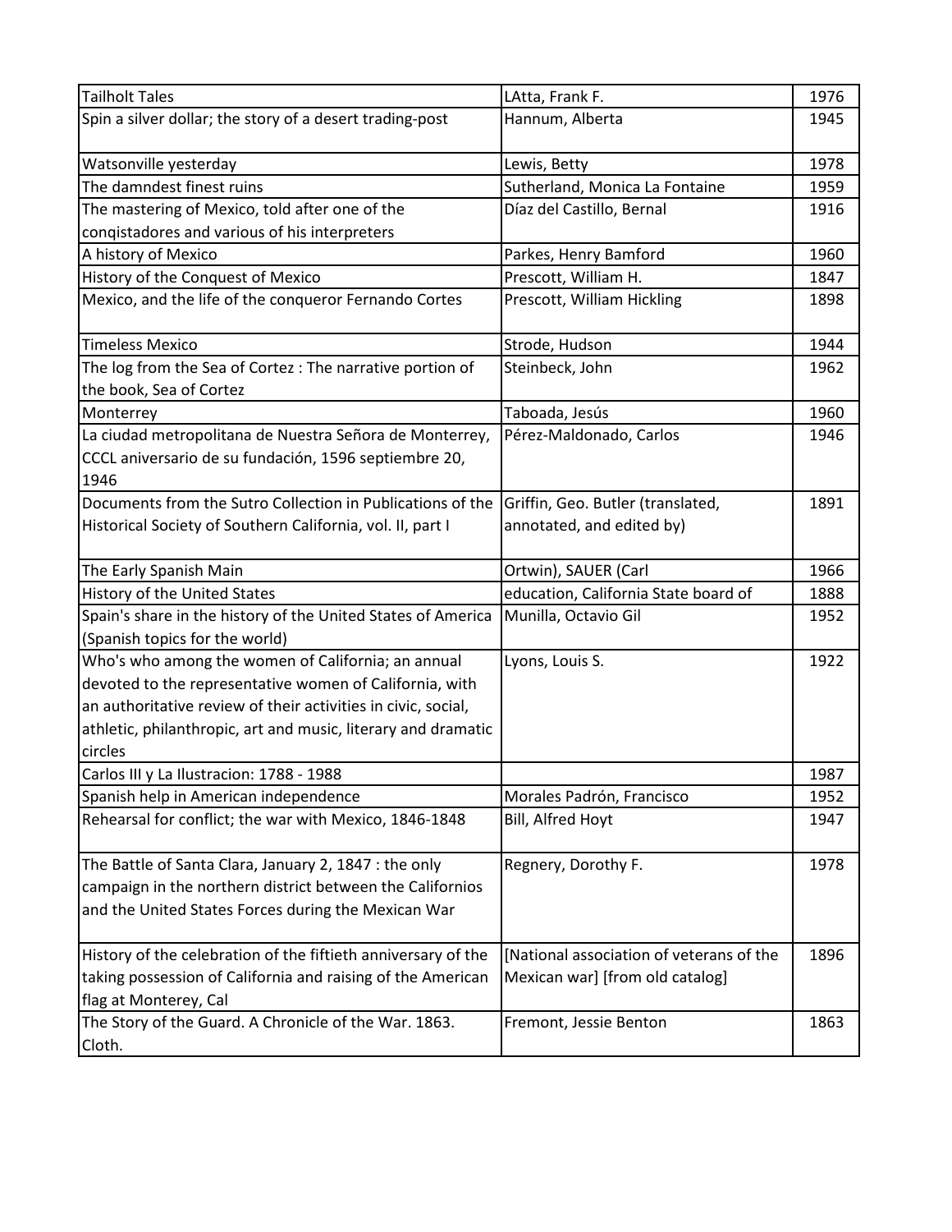| | | |
|---|---|---|
| Tailholt Tales | LAtta, Frank F. | 1976 |
| Spin a silver dollar; the story of a desert trading-post | Hannum, Alberta | 1945 |
| Watsonville yesterday | Lewis, Betty | 1978 |
| The damndest finest ruins | Sutherland, Monica La Fontaine | 1959 |
| The mastering of Mexico, told after one of the conqistadores and various of his interpreters | Díaz del Castillo, Bernal | 1916 |
| A history of Mexico | Parkes, Henry Bamford | 1960 |
| History of the Conquest of Mexico | Prescott, William H. | 1847 |
| Mexico, and the life of the conqueror Fernando Cortes | Prescott, William Hickling | 1898 |
| Timeless Mexico | Strode, Hudson | 1944 |
| The log from the Sea of Cortez : The narrative portion of the book, Sea of Cortez | Steinbeck, John | 1962 |
| Monterrey | Taboada, Jesús | 1960 |
| La ciudad metropolitana de Nuestra Señora de Monterrey, CCCL aniversario de su fundación, 1596 septiembre 20, 1946 | Pérez-Maldonado, Carlos | 1946 |
| Documents from the Sutro Collection in Publications of the Historical Society of Southern California, vol. II, part I | Griffin, Geo. Butler (translated, annotated, and edited by) | 1891 |
| The Early Spanish Main | Ortwin), SAUER (Carl | 1966 |
| History of the United States | education, California State board of | 1888 |
| Spain's share in the history of the United States of America (Spanish topics for the world) | Munilla, Octavio Gil | 1952 |
| Who's who among the women of California; an annual devoted to the representative women of California, with an authoritative review of their activities in civic, social, athletic, philanthropic, art and music, literary and dramatic circles | Lyons, Louis S. | 1922 |
| Carlos III y La Ilustracion: 1788 - 1988 | | 1987 |
| Spanish help in American independence | Morales Padrón, Francisco | 1952 |
| Rehearsal for conflict; the war with Mexico, 1846-1848 | Bill, Alfred Hoyt | 1947 |
| The Battle of Santa Clara, January 2, 1847 : the only campaign in the northern district between the Californios and the United States Forces during the Mexican War | Regnery, Dorothy F. | 1978 |
| History of the celebration of the fiftieth anniversary of the taking possession of California and raising of the American flag at Monterey, Cal | [National association of veterans of the Mexican war] [from old catalog] | 1896 |
| The Story of the Guard. A Chronicle of the War. 1863. Cloth. | Fremont, Jessie Benton | 1863 |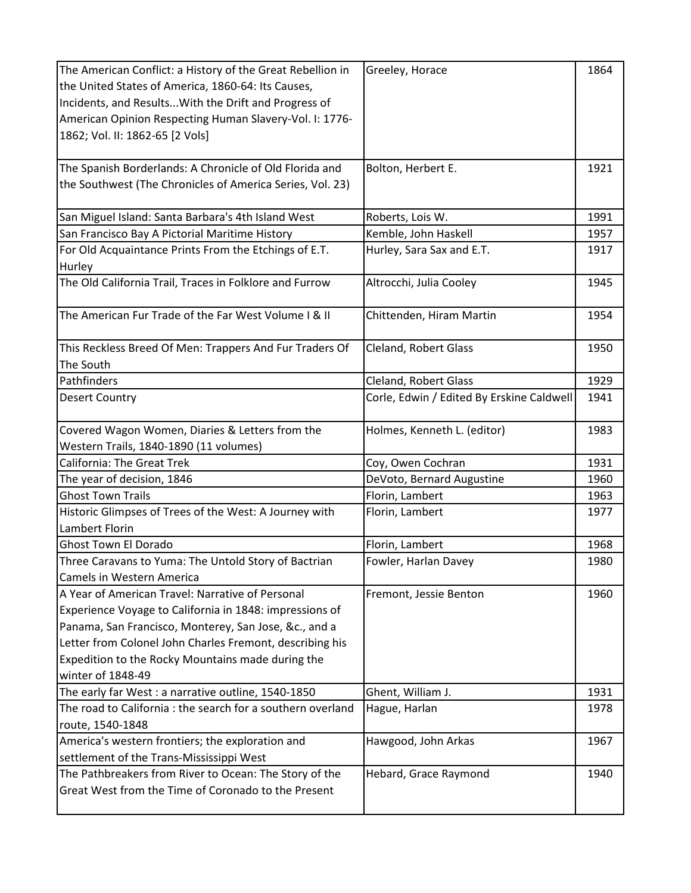| | | |
|---|---|---|
| The American Conflict: a History of the Great Rebellion in the United States of America, 1860-64: Its Causes, Incidents, and Results...With the Drift and Progress of American Opinion Respecting Human Slavery-Vol. I: 1776-1862; Vol. II: 1862-65 [2 Vols] | Greeley, Horace | 1864 |
| The Spanish Borderlands: A Chronicle of Old Florida and the Southwest (The Chronicles of America Series, Vol. 23) | Bolton, Herbert E. | 1921 |
| San Miguel Island: Santa Barbara's 4th Island West | Roberts, Lois W. | 1991 |
| San Francisco Bay A Pictorial Maritime History | Kemble, John Haskell | 1957 |
| For Old Acquaintance Prints From the Etchings of E.T. Hurley | Hurley, Sara Sax and E.T. | 1917 |
| The Old California Trail, Traces in Folklore and Furrow | Altrocchi, Julia Cooley | 1945 |
| The American Fur Trade of the Far West Volume I & II | Chittenden, Hiram Martin | 1954 |
| This Reckless Breed Of Men: Trappers And Fur Traders Of The South | Cleland, Robert Glass | 1950 |
| Pathfinders | Cleland, Robert Glass | 1929 |
| Desert Country | Corle, Edwin / Edited By Erskine Caldwell | 1941 |
| Covered Wagon Women, Diaries & Letters from the Western Trails, 1840-1890 (11 volumes) | Holmes, Kenneth L. (editor) | 1983 |
| California: The Great Trek | Coy, Owen Cochran | 1931 |
| The year of decision, 1846 | DeVoto, Bernard Augustine | 1960 |
| Ghost Town Trails | Florin, Lambert | 1963 |
| Historic Glimpses of Trees of the West: A Journey with Lambert Florin | Florin, Lambert | 1977 |
| Ghost Town El Dorado | Florin, Lambert | 1968 |
| Three Caravans to Yuma: The Untold Story of Bactrian Camels in Western America | Fowler, Harlan Davey | 1980 |
| A Year of American Travel: Narrative of Personal Experience Voyage to California in 1848: impressions of Panama, San Francisco, Monterey, San Jose, &c., and a Letter from Colonel John Charles Fremont, describing his Expedition to the Rocky Mountains made during the winter of 1848-49 | Fremont, Jessie Benton | 1960 |
| The early far West : a narrative outline, 1540-1850 | Ghent, William J. | 1931 |
| The road to California : the search for a southern overland route, 1540-1848 | Hague, Harlan | 1978 |
| America's western frontiers; the exploration and settlement of the Trans-Mississippi West | Hawgood, John Arkas | 1967 |
| The Pathbreakers from River to Ocean: The Story of the Great West from the Time of Coronado to the Present | Hebard, Grace Raymond | 1940 |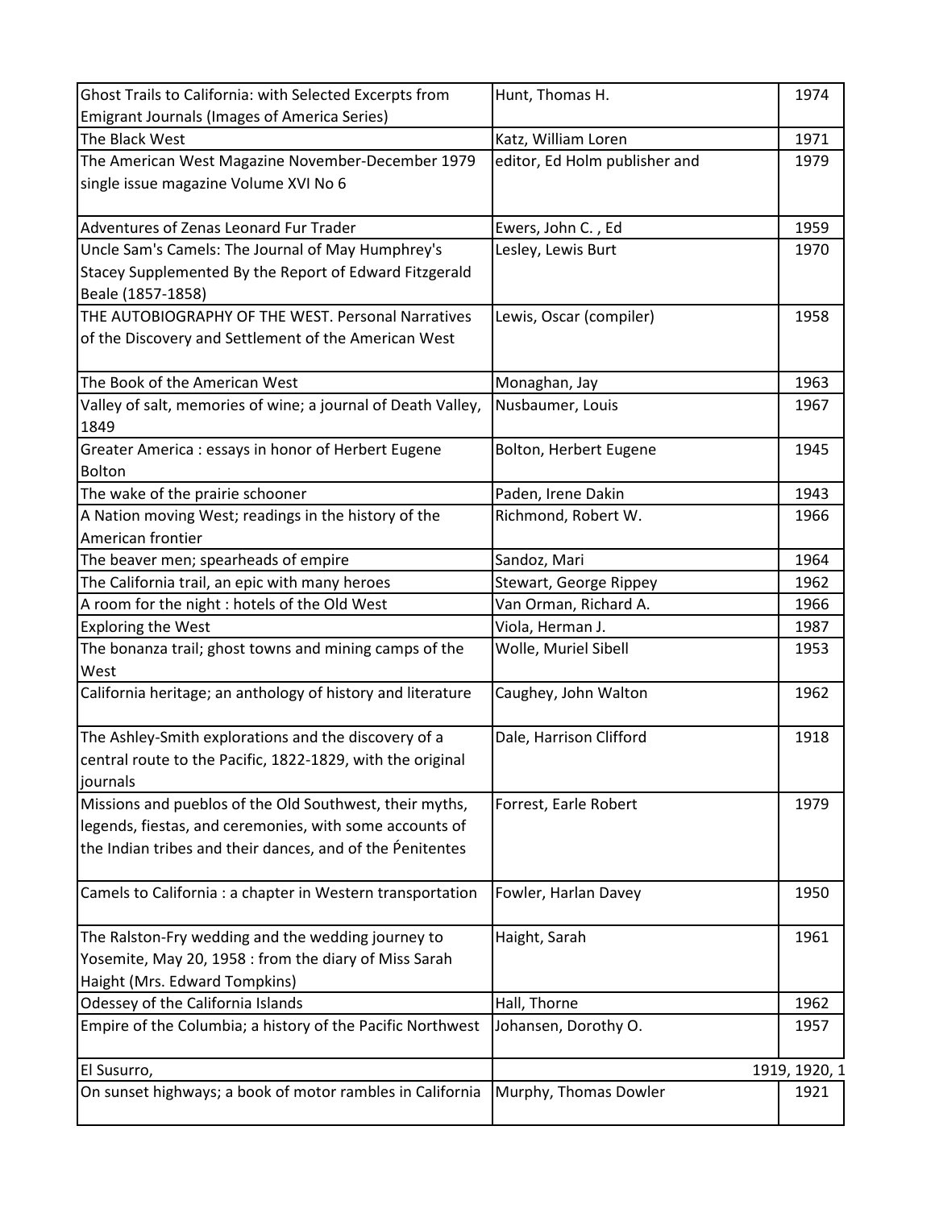| | | |
|---|---|---|
| Ghost Trails to California: with Selected Excerpts from Emigrant Journals (Images of America Series) | Hunt, Thomas H. | 1974 |
| The Black West | Katz, William Loren | 1971 |
| The American West Magazine November-December 1979 single issue magazine Volume XVI No 6 | editor, Ed Holm publisher and | 1979 |
| Adventures of Zenas Leonard Fur Trader | Ewers, John C. , Ed | 1959 |
| Uncle Sam's Camels: The Journal of May Humphrey's Stacey Supplemented By the Report of Edward Fitzgerald Beale (1857-1858) | Lesley, Lewis Burt | 1970 |
| THE AUTOBIOGRAPHY OF THE WEST. Personal Narratives of the Discovery and Settlement of the American West | Lewis, Oscar (compiler) | 1958 |
| The Book of the American West | Monaghan, Jay | 1963 |
| Valley of salt, memories of wine; a journal of Death Valley, 1849 | Nusbaumer, Louis | 1967 |
| Greater America : essays in honor of Herbert Eugene Bolton | Bolton, Herbert Eugene | 1945 |
| The wake of the prairie schooner | Paden, Irene Dakin | 1943 |
| A Nation moving West; readings in the history of the American frontier | Richmond, Robert W. | 1966 |
| The beaver men; spearheads of empire | Sandoz, Mari | 1964 |
| The California trail, an epic with many heroes | Stewart, George Rippey | 1962 |
| A room for the night : hotels of the Old West | Van Orman, Richard A. | 1966 |
| Exploring the West | Viola, Herman J. | 1987 |
| The bonanza trail; ghost towns and mining camps of the West | Wolle, Muriel Sibell | 1953 |
| California heritage; an anthology of history and literature | Caughey, John Walton | 1962 |
| The Ashley-Smith explorations and the discovery of a central route to the Pacific, 1822-1829, with the original journals | Dale, Harrison Clifford | 1918 |
| Missions and pueblos of the Old Southwest, their myths, legends, fiestas, and ceremonies, with some accounts of the Indian tribes and their dances, and of the Ṕenitentes | Forrest, Earle Robert | 1979 |
| Camels to California : a chapter in Western transportation | Fowler, Harlan Davey | 1950 |
| The Ralston-Fry wedding and the wedding journey to Yosemite, May 20, 1958 : from the diary of Miss Sarah Haight (Mrs. Edward Tompkins) | Haight, Sarah | 1961 |
| Odessey of the California Islands | Hall, Thorne | 1962 |
| Empire of the Columbia; a history of the Pacific Northwest | Johansen, Dorothy O. | 1957 |
| El Susurro, | | 1919, 1920, 1 |
| On sunset highways; a book of motor rambles in California | Murphy, Thomas Dowler | 1921 |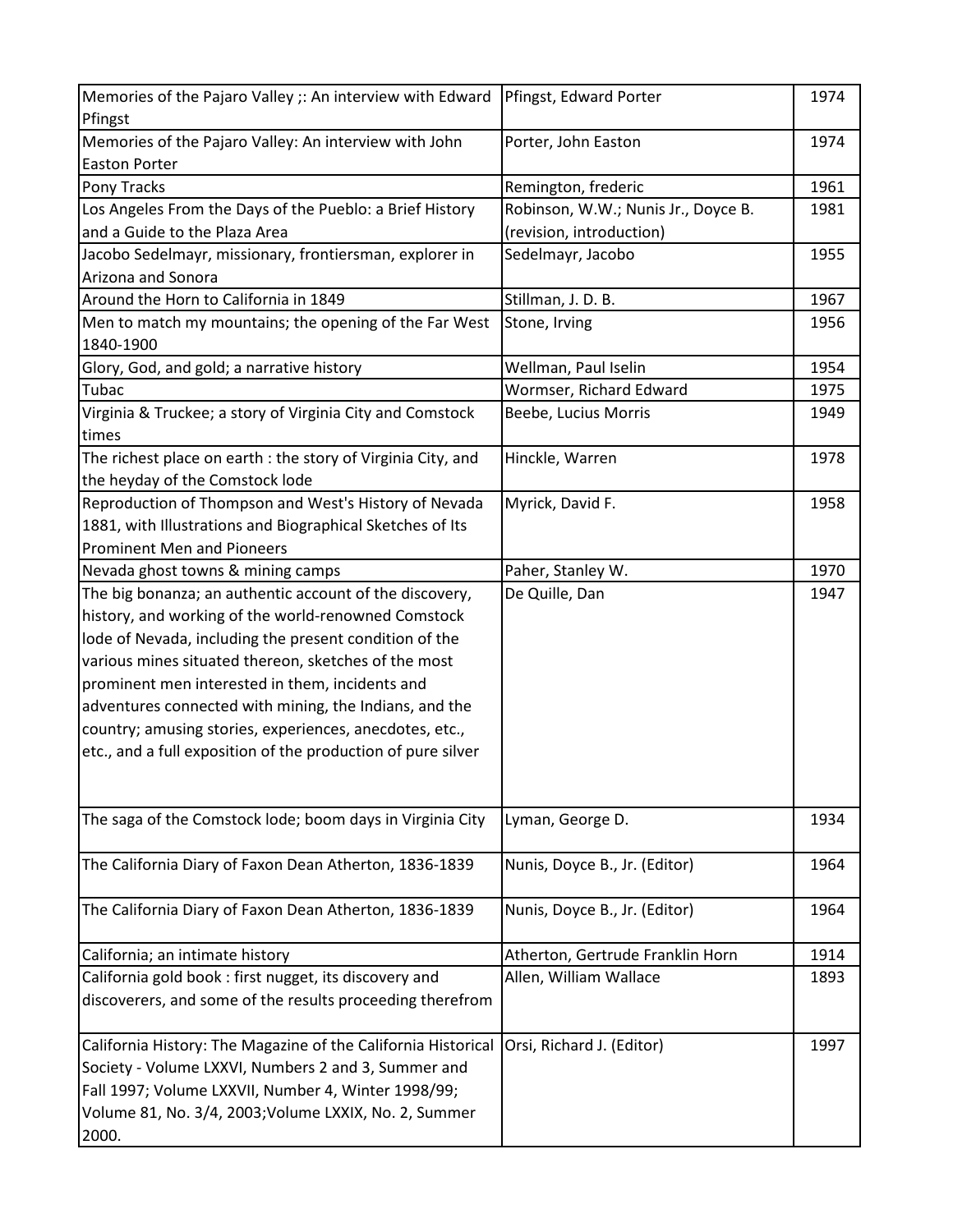| | | |
|---|---|---|
| Memories of the Pajaro Valley ;: An interview with Edward Pfingst | Pfingst, Edward Porter | 1974 |
| Memories of the Pajaro Valley: An interview with John Easton Porter | Porter, John Easton | 1974 |
| Pony Tracks | Remington, frederic | 1961 |
| Los Angeles From the Days of the Pueblo: a Brief History and a Guide to the Plaza Area | Robinson, W.W.; Nunis Jr., Doyce B. (revision, introduction) | 1981 |
| Jacobo Sedelmayr, missionary, frontiersman, explorer in Arizona and Sonora | Sedelmayr, Jacobo | 1955 |
| Around the Horn to California in 1849 | Stillman, J. D. B. | 1967 |
| Men to match my mountains; the opening of the Far West 1840-1900 | Stone, Irving | 1956 |
| Glory, God, and gold; a narrative history | Wellman, Paul Iselin | 1954 |
| Tubac | Wormser, Richard Edward | 1975 |
| Virginia & Truckee; a story of Virginia City and Comstock times | Beebe, Lucius Morris | 1949 |
| The richest place on earth : the story of Virginia City, and the heyday of the Comstock lode | Hinckle, Warren | 1978 |
| Reproduction of Thompson and West's History of Nevada 1881, with Illustrations and Biographical Sketches of Its Prominent Men and Pioneers | Myrick, David F. | 1958 |
| Nevada ghost towns & mining camps | Paher, Stanley W. | 1970 |
| The big bonanza; an authentic account of the discovery, history, and working of the world-renowned Comstock lode of Nevada, including the present condition of the various mines situated thereon, sketches of the most prominent men interested in them, incidents and adventures connected with mining, the Indians, and the country; amusing stories, experiences, anecdotes, etc., etc., and a full exposition of the production of pure silver | De Quille, Dan | 1947 |
| The saga of the Comstock lode; boom days in Virginia City | Lyman, George D. | 1934 |
| The California Diary of Faxon Dean Atherton, 1836-1839 | Nunis, Doyce B., Jr. (Editor) | 1964 |
| The California Diary of Faxon Dean Atherton, 1836-1839 | Nunis, Doyce B., Jr. (Editor) | 1964 |
| California; an intimate history | Atherton, Gertrude Franklin Horn | 1914 |
| California gold book : first nugget, its discovery and discoverers, and some of the results proceeding therefrom | Allen, William Wallace | 1893 |
| California History: The Magazine of the California Historical Society - Volume LXXVI, Numbers 2 and 3, Summer and Fall 1997; Volume LXXVII, Number 4, Winter 1998/99; Volume 81, No. 3/4, 2003;Volume LXXIX, No. 2, Summer 2000. | Orsi, Richard J. (Editor) | 1997 |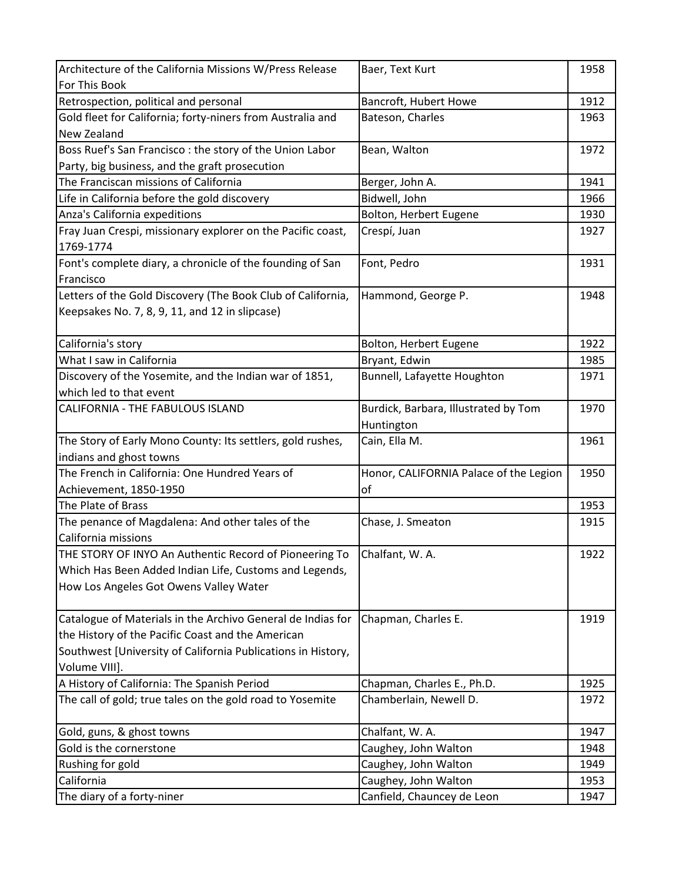| Architecture of the California Missions W/Press Release For This Book | Baer, Text Kurt | 1958 |
|---|---|---|
| Retrospection, political and personal | Bancroft, Hubert Howe | 1912 |
| Gold fleet for California; forty-niners from Australia and New Zealand | Bateson, Charles | 1963 |
| Boss Ruef's San Francisco : the story of the Union Labor Party, big business, and the graft prosecution | Bean, Walton | 1972 |
| The Franciscan missions of California | Berger, John A. | 1941 |
| Life in California before the gold discovery | Bidwell, John | 1966 |
| Anza's California expeditions | Bolton, Herbert Eugene | 1930 |
| Fray Juan Crespi, missionary explorer on the Pacific coast, 1769-1774 | Crespí, Juan | 1927 |
| Font's complete diary, a chronicle of the founding of San Francisco | Font, Pedro | 1931 |
| Letters of the Gold Discovery (The Book Club of California, Keepsakes No. 7, 8, 9, 11, and 12 in slipcase) | Hammond, George P. | 1948 |
| California's story | Bolton, Herbert Eugene | 1922 |
| What I saw in California | Bryant, Edwin | 1985 |
| Discovery of the Yosemite, and the Indian war of 1851, which led to that event | Bunnell, Lafayette Houghton | 1971 |
| CALIFORNIA - THE FABULOUS ISLAND | Burdick, Barbara, Illustrated by Tom Huntington | 1970 |
| The Story of Early Mono County: Its settlers, gold rushes, indians and ghost towns | Cain, Ella M. | 1961 |
| The French in California: One Hundred Years of Achievement, 1850-1950 | Honor, CALIFORNIA Palace of the Legion of | 1950 |
| The Plate of Brass | | 1953 |
| The penance of Magdalena: And other tales of the California missions | Chase, J. Smeaton | 1915 |
| THE STORY OF INYO An Authentic Record of Pioneering To Which Has Been Added Indian Life, Customs and Legends, How Los Angeles Got Owens Valley Water | Chalfant, W. A. | 1922 |
| Catalogue of Materials in the Archivo General de Indias for the History of the Pacific Coast and the American Southwest [University of California Publications in History, Volume VIII]. | Chapman, Charles E. | 1919 |
| A History of California: The Spanish Period | Chapman, Charles E., Ph.D. | 1925 |
| The call of gold; true tales on the gold road to Yosemite | Chamberlain, Newell D. | 1972 |
| Gold, guns, & ghost towns | Chalfant, W. A. | 1947 |
| Gold is the cornerstone | Caughey, John Walton | 1948 |
| Rushing for gold | Caughey, John Walton | 1949 |
| California | Caughey, John Walton | 1953 |
| The diary of a forty-niner | Canfield, Chauncey de Leon | 1947 |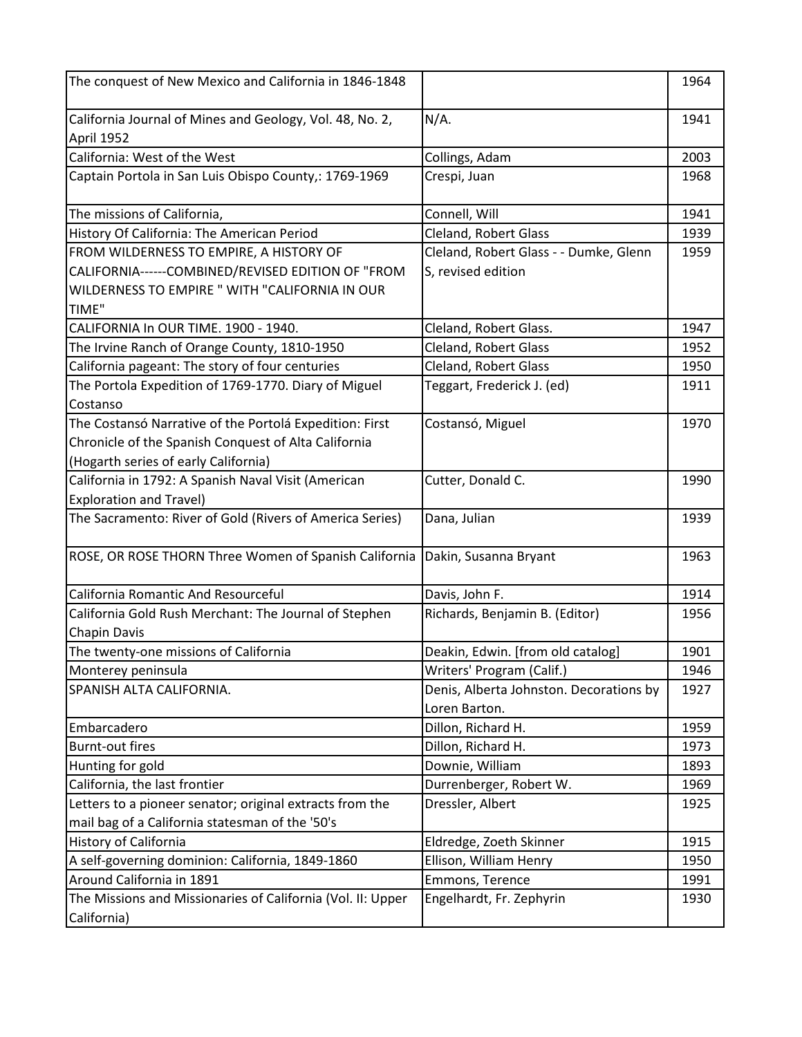| The conquest of New Mexico and California in 1846-1848 | | 1964 |
|---|---|---|
| California Journal of Mines and Geology, Vol. 48, No. 2, April 1952 | N/A. | 1941 |
| California: West of the West | Collings, Adam | 2003 |
| Captain Portola in San Luis Obispo County,: 1769-1969 | Crespi, Juan | 1968 |
| The missions of California, | Connell, Will | 1941 |
| History Of California: The American Period | Cleland, Robert Glass | 1939 |
| FROM WILDERNESS TO EMPIRE, A HISTORY OF CALIFORNIA------COMBINED/REVISED EDITION OF "FROM WILDERNESS TO EMPIRE " WITH "CALIFORNIA IN OUR TIME" | Cleland, Robert Glass - - Dumke, Glenn S, revised edition | 1959 |
| CALIFORNIA In OUR TIME. 1900 - 1940. | Cleland, Robert Glass. | 1947 |
| The Irvine Ranch of Orange County, 1810-1950 | Cleland, Robert Glass | 1952 |
| California pageant: The story of four centuries | Cleland, Robert Glass | 1950 |
| The Portola Expedition of 1769-1770. Diary of Miguel Costanso | Teggart, Frederick J. (ed) | 1911 |
| The Costansó Narrative of the Portolá Expedition: First Chronicle of the Spanish Conquest of Alta California (Hogarth series of early California) | Costansó, Miguel | 1970 |
| California in 1792: A Spanish Naval Visit (American Exploration and Travel) | Cutter, Donald C. | 1990 |
| The Sacramento: River of Gold (Rivers of America Series) | Dana, Julian | 1939 |
| ROSE, OR ROSE THORN Three Women of Spanish California | Dakin, Susanna Bryant | 1963 |
| California Romantic And Resourceful | Davis, John F. | 1914 |
| California Gold Rush Merchant: The Journal of Stephen Chapin Davis | Richards, Benjamin B. (Editor) | 1956 |
| The twenty-one missions of California | Deakin, Edwin. [from old catalog] | 1901 |
| Monterey peninsula | Writers' Program (Calif.) | 1946 |
| SPANISH ALTA CALIFORNIA. | Denis, Alberta Johnston. Decorations by Loren Barton. | 1927 |
| Embarcadero | Dillon, Richard H. | 1959 |
| Burnt-out fires | Dillon, Richard H. | 1973 |
| Hunting for gold | Downie, William | 1893 |
| California, the last frontier | Durrenberger, Robert W. | 1969 |
| Letters to a pioneer senator; original extracts from the mail bag of a California statesman of the '50's | Dressler, Albert | 1925 |
| History of California | Eldredge, Zoeth Skinner | 1915 |
| A self-governing dominion: California, 1849-1860 | Ellison, William Henry | 1950 |
| Around California in 1891 | Emmons, Terence | 1991 |
| The Missions and Missionaries of California (Vol. II: Upper California) | Engelhardt, Fr. Zephyrin | 1930 |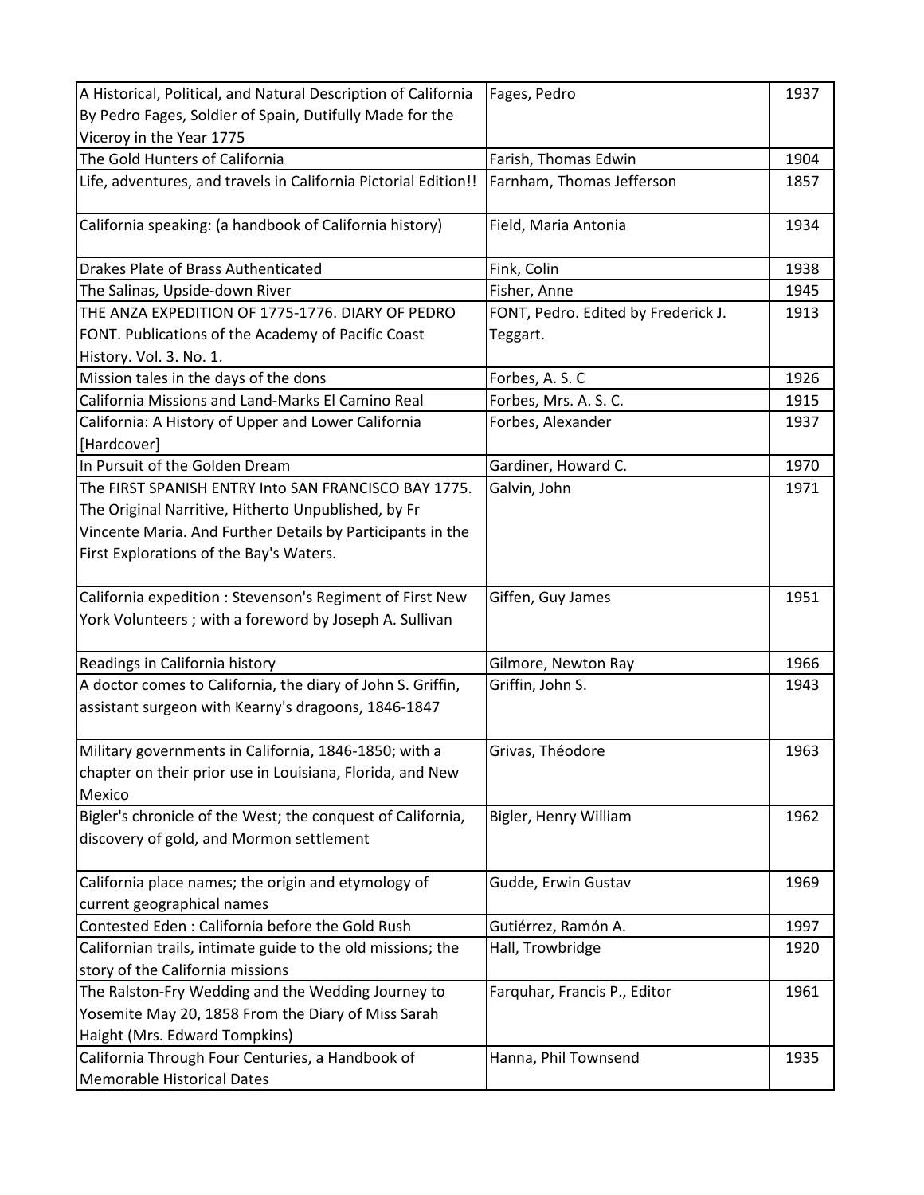| | | |
|---|---|---|
| A Historical, Political, and Natural Description of California By Pedro Fages, Soldier of Spain, Dutifully Made for the Viceroy in the Year 1775 | Fages, Pedro | 1937 |
| The Gold Hunters of California | Farish, Thomas Edwin | 1904 |
| Life, adventures, and travels in California Pictorial Edition!! | Farnham, Thomas Jefferson | 1857 |
| California speaking: (a handbook of California history) | Field, Maria Antonia | 1934 |
| Drakes Plate of Brass Authenticated | Fink, Colin | 1938 |
| The Salinas, Upside-down River | Fisher, Anne | 1945 |
| THE ANZA EXPEDITION OF 1775-1776. DIARY OF PEDRO FONT. Publications of the Academy of Pacific Coast History. Vol. 3. No. 1. | FONT, Pedro. Edited by Frederick J. Teggart. | 1913 |
| Mission tales in the days of the dons | Forbes, A. S. C | 1926 |
| California Missions and Land-Marks El Camino Real | Forbes, Mrs. A. S. C. | 1915 |
| California: A History of Upper and Lower California [Hardcover] | Forbes, Alexander | 1937 |
| In Pursuit of the Golden Dream | Gardiner, Howard C. | 1970 |
| The FIRST SPANISH ENTRY Into SAN FRANCISCO BAY 1775. The Original Narritive, Hitherto Unpublished, by Fr Vincente Maria. And Further Details by Participants in the First Explorations of the Bay's Waters. | Galvin, John | 1971 |
| California expedition : Stevenson's Regiment of First New York Volunteers ; with a foreword by Joseph A. Sullivan | Giffen, Guy James | 1951 |
| Readings in California history | Gilmore, Newton Ray | 1966 |
| A doctor comes to California, the diary of John S. Griffin, assistant surgeon with Kearny's dragoons, 1846-1847 | Griffin, John S. | 1943 |
| Military governments in California, 1846-1850; with a chapter on their prior use in Louisiana, Florida, and New Mexico | Grivas, Théodore | 1963 |
| Bigler's chronicle of the West; the conquest of California, discovery of gold, and Mormon settlement | Bigler, Henry William | 1962 |
| California place names; the origin and etymology of current geographical names | Gudde, Erwin Gustav | 1969 |
| Contested Eden : California before the Gold Rush | Gutiérrez, Ramón A. | 1997 |
| Californian trails, intimate guide to the old missions; the story of the California missions | Hall, Trowbridge | 1920 |
| The Ralston-Fry Wedding and the Wedding Journey to Yosemite May 20, 1858 From the Diary of Miss Sarah Haight (Mrs. Edward Tompkins) | Farquhar, Francis P., Editor | 1961 |
| California Through Four Centuries, a Handbook of Memorable Historical Dates | Hanna, Phil Townsend | 1935 |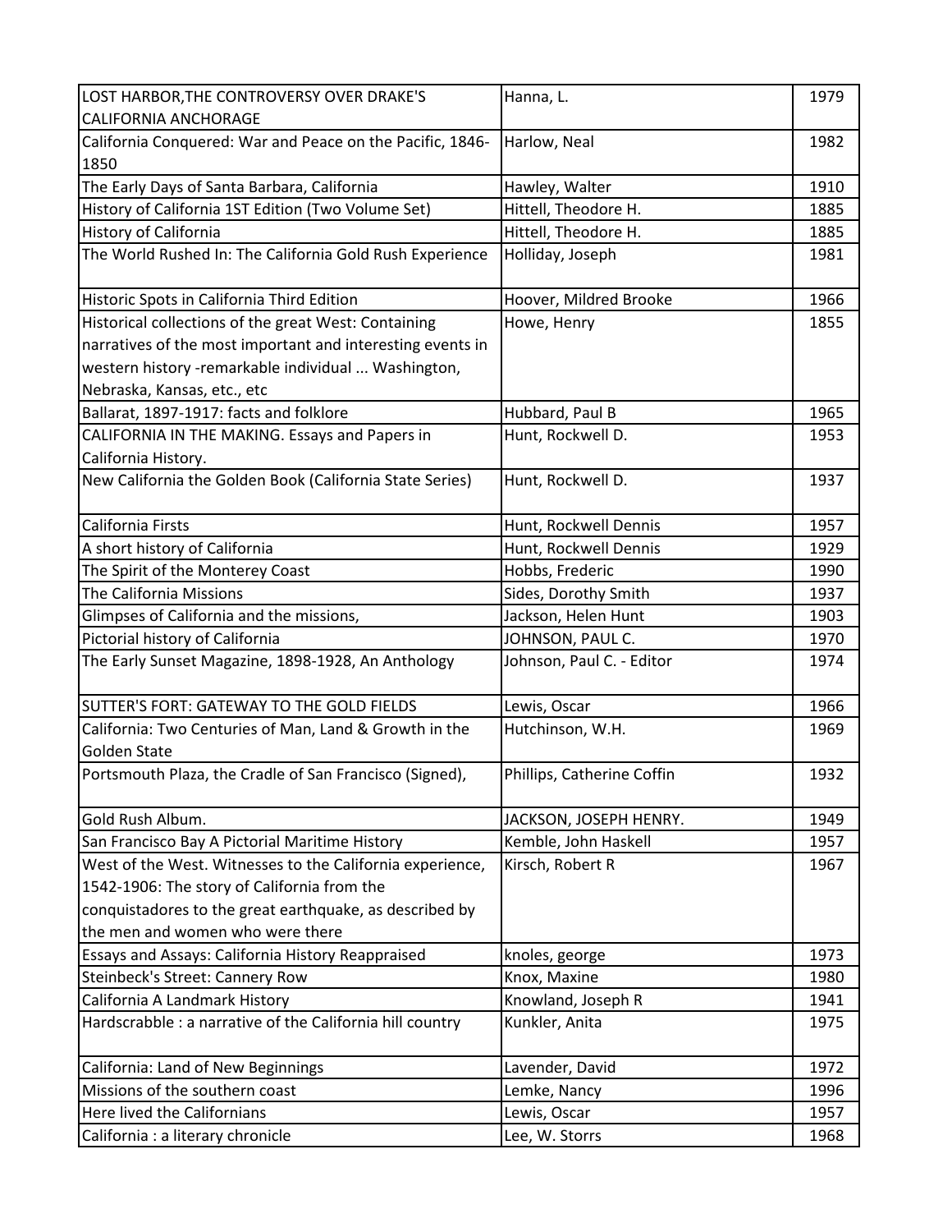| LOST HARBOR,THE CONTROVERSY OVER DRAKE'S CALIFORNIA ANCHORAGE | Hanna, L. | 1979 |
|---|---|---|
| California Conquered: War and Peace on the Pacific, 1846-1850 | Harlow, Neal | 1982 |
| The Early Days of Santa Barbara, California | Hawley, Walter | 1910 |
| History of California 1ST Edition (Two Volume Set) | Hittell, Theodore H. | 1885 |
| History of California | Hittell, Theodore H. | 1885 |
| The World Rushed In: The California Gold Rush Experience | Holliday, Joseph | 1981 |
| Historic Spots in California Third Edition | Hoover, Mildred Brooke | 1966 |
| Historical collections of the great West: Containing narratives of the most important and interesting events in western history -remarkable individual ... Washington, Nebraska, Kansas, etc., etc | Howe, Henry | 1855 |
| Ballarat, 1897-1917: facts and folklore | Hubbard, Paul B | 1965 |
| CALIFORNIA IN THE MAKING. Essays and Papers in California History. | Hunt, Rockwell D. | 1953 |
| New California the Golden Book (California State Series) | Hunt, Rockwell D. | 1937 |
| California Firsts | Hunt, Rockwell Dennis | 1957 |
| A short history of California | Hunt, Rockwell Dennis | 1929 |
| The Spirit of the Monterey Coast | Hobbs, Frederic | 1990 |
| The California Missions | Sides, Dorothy Smith | 1937 |
| Glimpses of California and the missions, | Jackson, Helen Hunt | 1903 |
| Pictorial history of California | JOHNSON, PAUL C. | 1970 |
| The Early Sunset Magazine, 1898-1928, An Anthology | Johnson, Paul C. - Editor | 1974 |
| SUTTER'S FORT: GATEWAY TO THE GOLD FIELDS | Lewis, Oscar | 1966 |
| California: Two Centuries of Man, Land & Growth in the Golden State | Hutchinson, W.H. | 1969 |
| Portsmouth Plaza, the Cradle of San Francisco (Signed), | Phillips, Catherine Coffin | 1932 |
| Gold Rush Album. | JACKSON, JOSEPH HENRY. | 1949 |
| San Francisco Bay A Pictorial Maritime History | Kemble, John Haskell | 1957 |
| West of the West. Witnesses to the California experience, 1542-1906: The story of California from the conquistadores to the great earthquake, as described by the men and women who were there | Kirsch, Robert R | 1967 |
| Essays and Assays: California History Reappraised | knoles, george | 1973 |
| Steinbeck's Street: Cannery Row | Knox, Maxine | 1980 |
| California A Landmark History | Knowland, Joseph R | 1941 |
| Hardscrabble : a narrative of the California hill country | Kunkler, Anita | 1975 |
| California: Land of New Beginnings | Lavender, David | 1972 |
| Missions of the southern coast | Lemke, Nancy | 1996 |
| Here lived the Californians | Lewis, Oscar | 1957 |
| California : a literary chronicle | Lee, W. Storrs | 1968 |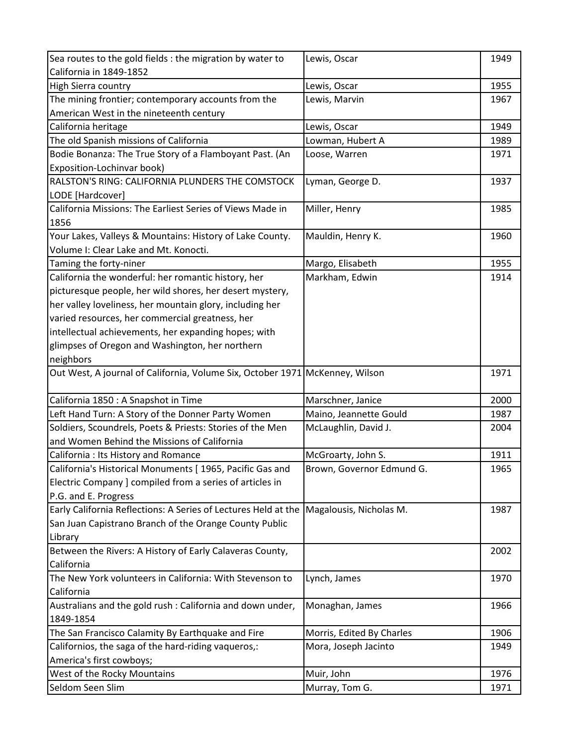| | | |
|---|---|---|
| Sea routes to the gold fields : the migration by water to California in 1849-1852 | Lewis, Oscar | 1949 |
| High Sierra country | Lewis, Oscar | 1955 |
| The mining frontier; contemporary accounts from the American West in the nineteenth century | Lewis, Marvin | 1967 |
| California heritage | Lewis, Oscar | 1949 |
| The old Spanish missions of California | Lowman, Hubert A | 1989 |
| Bodie Bonanza: The True Story of a Flamboyant Past. (An Exposition-Lochinvar book) | Loose, Warren | 1971 |
| RALSTON'S RING: CALIFORNIA PLUNDERS THE COMSTOCK LODE [Hardcover] | Lyman, George D. | 1937 |
| California Missions: The Earliest Series of Views Made in 1856 | Miller, Henry | 1985 |
| Your Lakes, Valleys & Mountains: History of Lake County. Volume I: Clear Lake and Mt. Konocti. | Mauldin, Henry K. | 1960 |
| Taming the forty-niner | Margo, Elisabeth | 1955 |
| California the wonderful: her romantic history, her picturesque people, her wild shores, her desert mystery, her valley loveliness, her mountain glory, including her varied resources, her commercial greatness, her intellectual achievements, her expanding hopes; with glimpses of Oregon and Washington, her northern neighbors | Markham, Edwin | 1914 |
| Out West, A journal of California, Volume Six, October 1971 | McKenney, Wilson | 1971 |
| California 1850 : A Snapshot in Time | Marschner, Janice | 2000 |
| Left Hand Turn: A Story of the Donner Party Women | Maino, Jeannette Gould | 1987 |
| Soldiers, Scoundrels, Poets & Priests: Stories of the Men and Women Behind the Missions of California | McLaughlin, David J. | 2004 |
| California : Its History and Romance | McGroarty, John S. | 1911 |
| California's Historical Monuments [ 1965, Pacific Gas and Electric Company ] compiled from a series of articles in P.G. and E. Progress | Brown, Governor Edmund G. | 1965 |
| Early California Reflections: A Series of Lectures Held at the San Juan Capistrano Branch of the Orange County Public Library | Magalousis, Nicholas M. | 1987 |
| Between the Rivers: A History of Early Calaveras County, California | | 2002 |
| The New York volunteers in California: With Stevenson to California | Lynch, James | 1970 |
| Australians and the gold rush : California and down under, 1849-1854 | Monaghan, James | 1966 |
| The San Francisco Calamity By Earthquake and Fire | Morris, Edited By Charles | 1906 |
| Californios, the saga of the hard-riding vaqueros,: America's first cowboys; | Mora, Joseph Jacinto | 1949 |
| West of the Rocky Mountains | Muir, John | 1976 |
| Seldom Seen Slim | Murray, Tom G. | 1971 |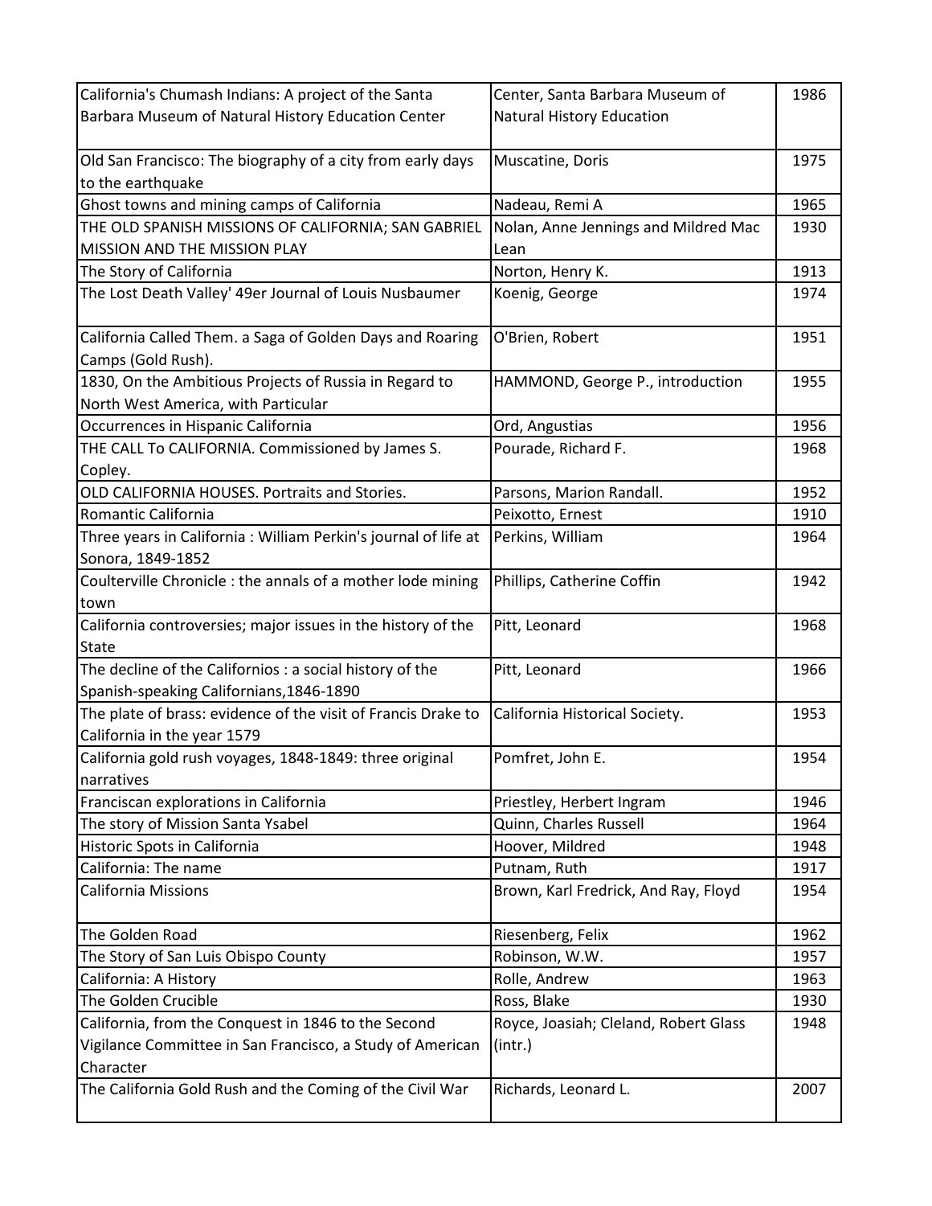| California's Chumash Indians: A project of the Santa Barbara Museum of Natural History Education Center | Center, Santa Barbara Museum of Natural History Education | 1986 |
|---|---|---|
| Old San Francisco: The biography of a city from early days to the earthquake | Muscatine, Doris | 1975 |
| Ghost towns and mining camps of California | Nadeau, Remi A | 1965 |
| THE OLD SPANISH MISSIONS OF CALIFORNIA; SAN GABRIEL MISSION AND THE MISSION PLAY | Nolan, Anne Jennings and Mildred Mac Lean | 1930 |
| The Story of California | Norton, Henry K. | 1913 |
| The Lost Death Valley' 49er Journal of Louis Nusbaumer | Koenig, George | 1974 |
| California Called Them. a Saga of Golden Days and Roaring Camps (Gold Rush). | O'Brien, Robert | 1951 |
| 1830, On the Ambitious Projects of Russia in Regard to North West America, with Particular | HAMMOND, George P., introduction | 1955 |
| Occurrences in Hispanic California | Ord, Angustias | 1956 |
| THE CALL To CALIFORNIA. Commissioned by James S. Copley. | Pourade, Richard F. | 1968 |
| OLD CALIFORNIA HOUSES. Portraits and Stories. | Parsons, Marion Randall. | 1952 |
| Romantic California | Peixotto, Ernest | 1910 |
| Three years in California : William Perkin's journal of life at Sonora, 1849-1852 | Perkins, William | 1964 |
| Coulterville Chronicle : the annals of a mother lode mining town | Phillips, Catherine Coffin | 1942 |
| California controversies; major issues in the history of the State | Pitt, Leonard | 1968 |
| The decline of the Californios : a social history of the Spanish-speaking Californians,1846-1890 | Pitt, Leonard | 1966 |
| The plate of brass: evidence of the visit of Francis Drake to California in the year 1579 | California Historical Society. | 1953 |
| California gold rush voyages, 1848-1849: three original narratives | Pomfret, John E. | 1954 |
| Franciscan explorations in California | Priestley, Herbert Ingram | 1946 |
| The story of Mission Santa Ysabel | Quinn, Charles Russell | 1964 |
| Historic Spots in California | Hoover, Mildred | 1948 |
| California: The name | Putnam, Ruth | 1917 |
| California Missions | Brown, Karl Fredrick, And Ray, Floyd | 1954 |
| The Golden Road | Riesenberg, Felix | 1962 |
| The Story of San Luis Obispo County | Robinson, W.W. | 1957 |
| California: A History | Rolle, Andrew | 1963 |
| The Golden Crucible | Ross, Blake | 1930 |
| California, from the Conquest in 1846 to the Second Vigilance Committee in San Francisco, a Study of American Character | Royce, Joasiah; Cleland, Robert Glass (intr.) | 1948 |
| The California Gold Rush and the Coming of the Civil War | Richards, Leonard L. | 2007 |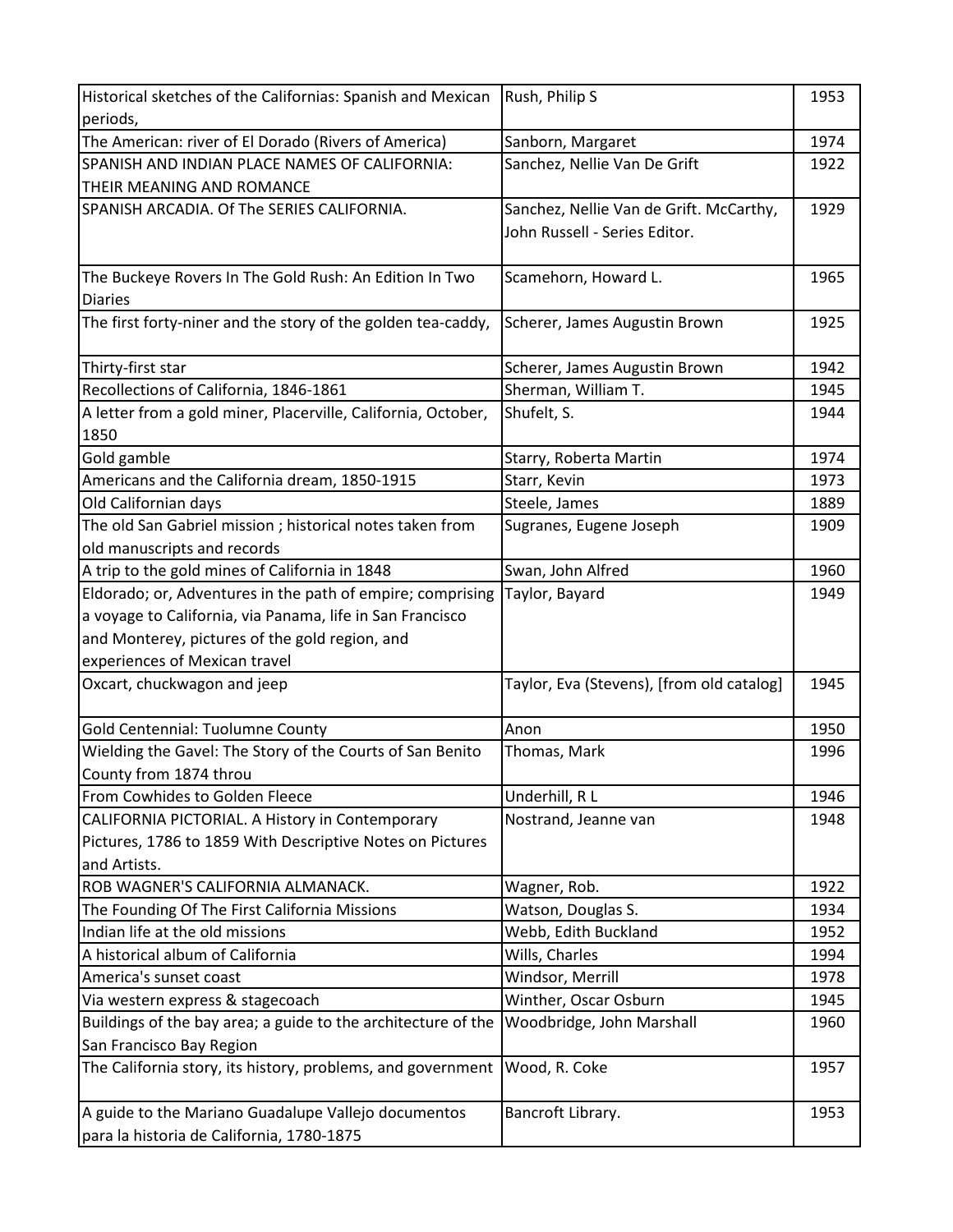| | | |
|---|---|---|
| Historical sketches of the Californias: Spanish and Mexican periods, | Rush, Philip S | 1953 |
| The American: river of El Dorado (Rivers of America) | Sanborn, Margaret | 1974 |
| SPANISH AND INDIAN PLACE NAMES OF CALIFORNIA: THEIR MEANING AND ROMANCE | Sanchez, Nellie Van De Grift | 1922 |
| SPANISH ARCADIA. Of The SERIES CALIFORNIA. | Sanchez, Nellie Van de Grift. McCarthy, John Russell - Series Editor. | 1929 |
| The Buckeye Rovers In The Gold Rush: An Edition In Two Diaries | Scamehorn, Howard L. | 1965 |
| The first forty-niner and the story of the golden tea-caddy, | Scherer, James Augustin Brown | 1925 |
| Thirty-first star | Scherer, James Augustin Brown | 1942 |
| Recollections of California, 1846-1861 | Sherman, William T. | 1945 |
| A letter from a gold miner, Placerville, California, October, 1850 | Shufelt, S. | 1944 |
| Gold gamble | Starry, Roberta Martin | 1974 |
| Americans and the California dream, 1850-1915 | Starr, Kevin | 1973 |
| Old Californian days | Steele, James | 1889 |
| The old San Gabriel mission ; historical notes taken from old manuscripts and records | Sugranes, Eugene Joseph | 1909 |
| A trip to the gold mines of California in 1848 | Swan, John Alfred | 1960 |
| Eldorado; or, Adventures in the path of empire; comprising a voyage to California, via Panama, life in San Francisco and Monterey, pictures of the gold region, and experiences of Mexican travel | Taylor, Bayard | 1949 |
| Oxcart, chuckwagon and jeep | Taylor, Eva (Stevens), [from old catalog] | 1945 |
| Gold Centennial: Tuolumne County | Anon | 1950 |
| Wielding the Gavel: The Story of the Courts of San Benito County from 1874 throu | Thomas, Mark | 1996 |
| From Cowhides to Golden Fleece | Underhill, R L | 1946 |
| CALIFORNIA PICTORIAL. A History in Contemporary Pictures, 1786 to 1859 With Descriptive Notes on Pictures and Artists. | Nostrand, Jeanne van | 1948 |
| ROB WAGNER'S CALIFORNIA ALMANACK. | Wagner, Rob. | 1922 |
| The Founding Of The First California Missions | Watson, Douglas S. | 1934 |
| Indian life at the old missions | Webb, Edith Buckland | 1952 |
| A historical album of California | Wills, Charles | 1994 |
| America's sunset coast | Windsor, Merrill | 1978 |
| Via western express & stagecoach | Winther, Oscar Osburn | 1945 |
| Buildings of the bay area; a guide to the architecture of the San Francisco Bay Region | Woodbridge, John Marshall | 1960 |
| The California story, its history, problems, and government | Wood, R. Coke | 1957 |
| A guide to the Mariano Guadalupe Vallejo documentos para la historia de California, 1780-1875 | Bancroft Library. | 1953 |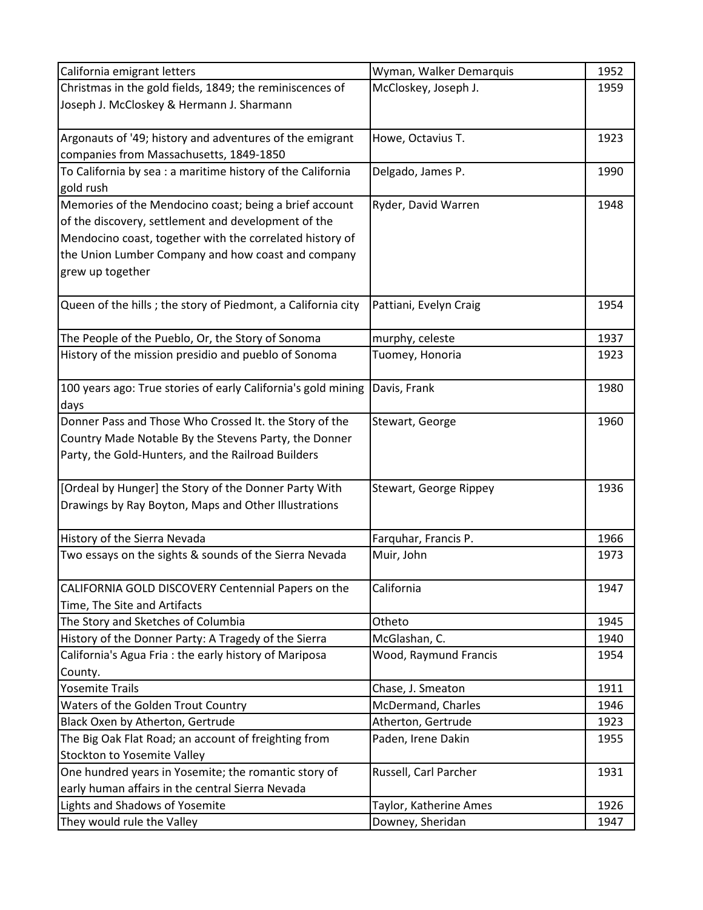| California emigrant letters | Wyman, Walker Demarquis | 1952 |
|---|---|---|
| Christmas in the gold fields, 1849; the reminiscences of Joseph J. McCloskey & Hermann J. Sharmann | McCloskey, Joseph J. | 1959 |
| Argonauts of '49; history and adventures of the emigrant companies from Massachusetts, 1849-1850 | Howe, Octavius T. | 1923 |
| To California by sea : a maritime history of the California gold rush | Delgado, James P. | 1990 |
| Memories of the Mendocino coast; being a brief account of the discovery, settlement and development of the Mendocino coast, together with the correlated history of the Union Lumber Company and how coast and company grew up together | Ryder, David Warren | 1948 |
| Queen of the hills ; the story of Piedmont, a California city | Pattiani, Evelyn Craig | 1954 |
| The People of the Pueblo, Or, the Story of Sonoma | murphy, celeste | 1937 |
| History of the mission presidio and pueblo of Sonoma | Tuomey, Honoria | 1923 |
| 100 years ago: True stories of early California's gold mining days | Davis, Frank | 1980 |
| Donner Pass and Those Who Crossed It. the Story of the Country Made Notable By the Stevens Party, the Donner Party, the Gold-Hunters, and the Railroad Builders | Stewart, George | 1960 |
| [Ordeal by Hunger] the Story of the Donner Party With Drawings by Ray Boyton, Maps and Other Illustrations | Stewart, George Rippey | 1936 |
| History of the Sierra Nevada | Farquhar, Francis P. | 1966 |
| Two essays on the sights & sounds of the Sierra Nevada | Muir, John | 1973 |
| CALIFORNIA GOLD DISCOVERY Centennial Papers on the Time, The Site and Artifacts | California | 1947 |
| The Story and Sketches of Columbia | Otheto | 1945 |
| History of the Donner Party: A Tragedy of the Sierra | McGlashan, C. | 1940 |
| California's Agua Fria : the early history of Mariposa County. | Wood, Raymund Francis | 1954 |
| Yosemite Trails | Chase, J. Smeaton | 1911 |
| Waters of the Golden Trout Country | McDermand, Charles | 1946 |
| Black Oxen by Atherton, Gertrude | Atherton, Gertrude | 1923 |
| The Big Oak Flat Road; an account of freighting from Stockton to Yosemite Valley | Paden, Irene Dakin | 1955 |
| One hundred years in Yosemite; the romantic story of early human affairs in the central Sierra Nevada | Russell, Carl Parcher | 1931 |
| Lights and Shadows of Yosemite | Taylor, Katherine Ames | 1926 |
| They would rule the Valley | Downey, Sheridan | 1947 |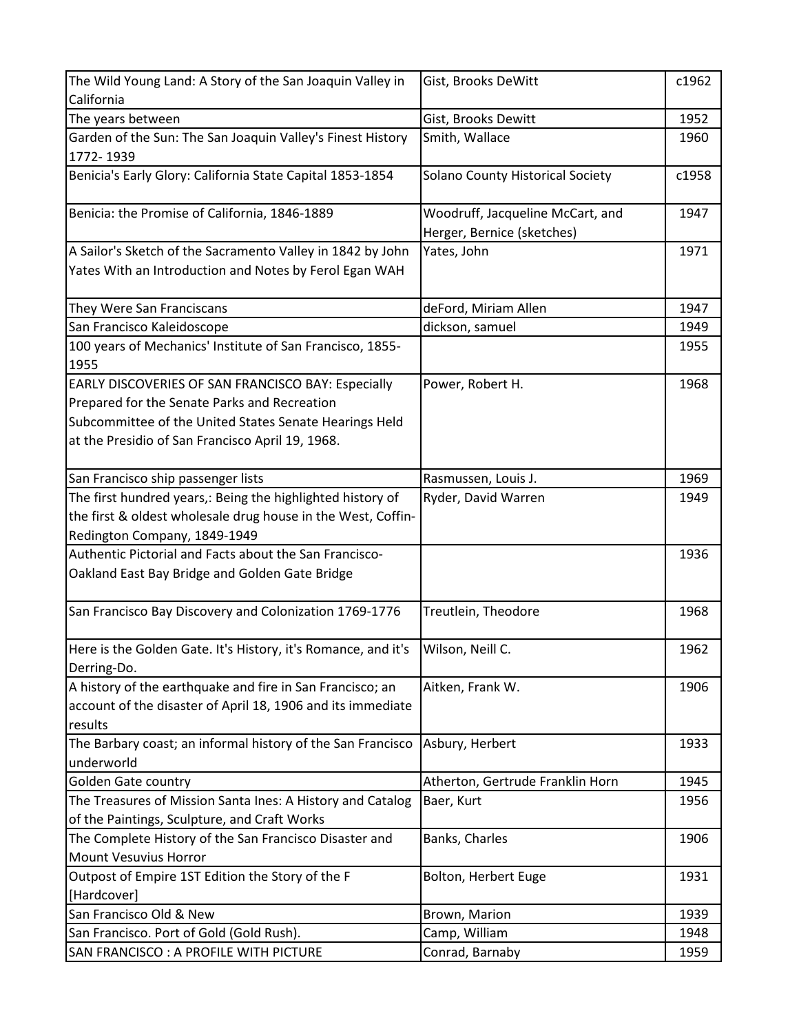| | | |
|---|---|---|
| The Wild Young Land: A Story of the San Joaquin Valley in California | Gist, Brooks DeWitt | c1962 |
| The years between | Gist, Brooks Dewitt | 1952 |
| Garden of the Sun: The San Joaquin Valley's Finest History 1772- 1939 | Smith, Wallace | 1960 |
| Benicia's Early Glory: California State Capital 1853-1854 | Solano County Historical Society | c1958 |
| Benicia: the Promise of California, 1846-1889 | Woodruff, Jacqueline McCart, and Herger, Bernice (sketches) | 1947 |
| A Sailor's Sketch of the Sacramento Valley in 1842 by John Yates With an Introduction and Notes by Ferol Egan WAH | Yates, John | 1971 |
| They Were San Franciscans | deFord, Miriam Allen | 1947 |
| San Francisco Kaleidoscope | dickson, samuel | 1949 |
| 100 years of Mechanics' Institute of San Francisco, 1855-1955 | | 1955 |
| EARLY DISCOVERIES OF SAN FRANCISCO BAY: Especially Prepared for the Senate Parks and Recreation Subcommittee of the United States Senate Hearings Held at the Presidio of San Francisco April 19, 1968. | Power, Robert H. | 1968 |
| San Francisco ship passenger lists | Rasmussen, Louis J. | 1969 |
| The first hundred years,: Being the highlighted history of the first & oldest wholesale drug house in the West, Coffin-Redington Company, 1849-1949 | Ryder, David Warren | 1949 |
| Authentic Pictorial and Facts about the San Francisco-Oakland East Bay Bridge and Golden Gate Bridge | | 1936 |
| San Francisco Bay Discovery and Colonization 1769-1776 | Treutlein, Theodore | 1968 |
| Here is the Golden Gate. It's History, it's Romance, and it's Derring-Do. | Wilson, Neill C. | 1962 |
| A history of the earthquake and fire in San Francisco; an account of the disaster of April 18, 1906 and its immediate results | Aitken, Frank W. | 1906 |
| The Barbary coast; an informal history of the San Francisco underworld | Asbury, Herbert | 1933 |
| Golden Gate country | Atherton, Gertrude Franklin Horn | 1945 |
| The Treasures of Mission Santa Ines: A History and Catalog of the Paintings, Sculpture, and Craft Works | Baer, Kurt | 1956 |
| The Complete History of the San Francisco Disaster and Mount Vesuvius Horror | Banks, Charles | 1906 |
| Outpost of Empire 1ST Edition the Story of the F [Hardcover] | Bolton, Herbert Euge | 1931 |
| San Francisco Old & New | Brown, Marion | 1939 |
| San Francisco. Port of Gold (Gold Rush). | Camp, William | 1948 |
| SAN FRANCISCO : A PROFILE WITH PICTURE | Conrad, Barnaby | 1959 |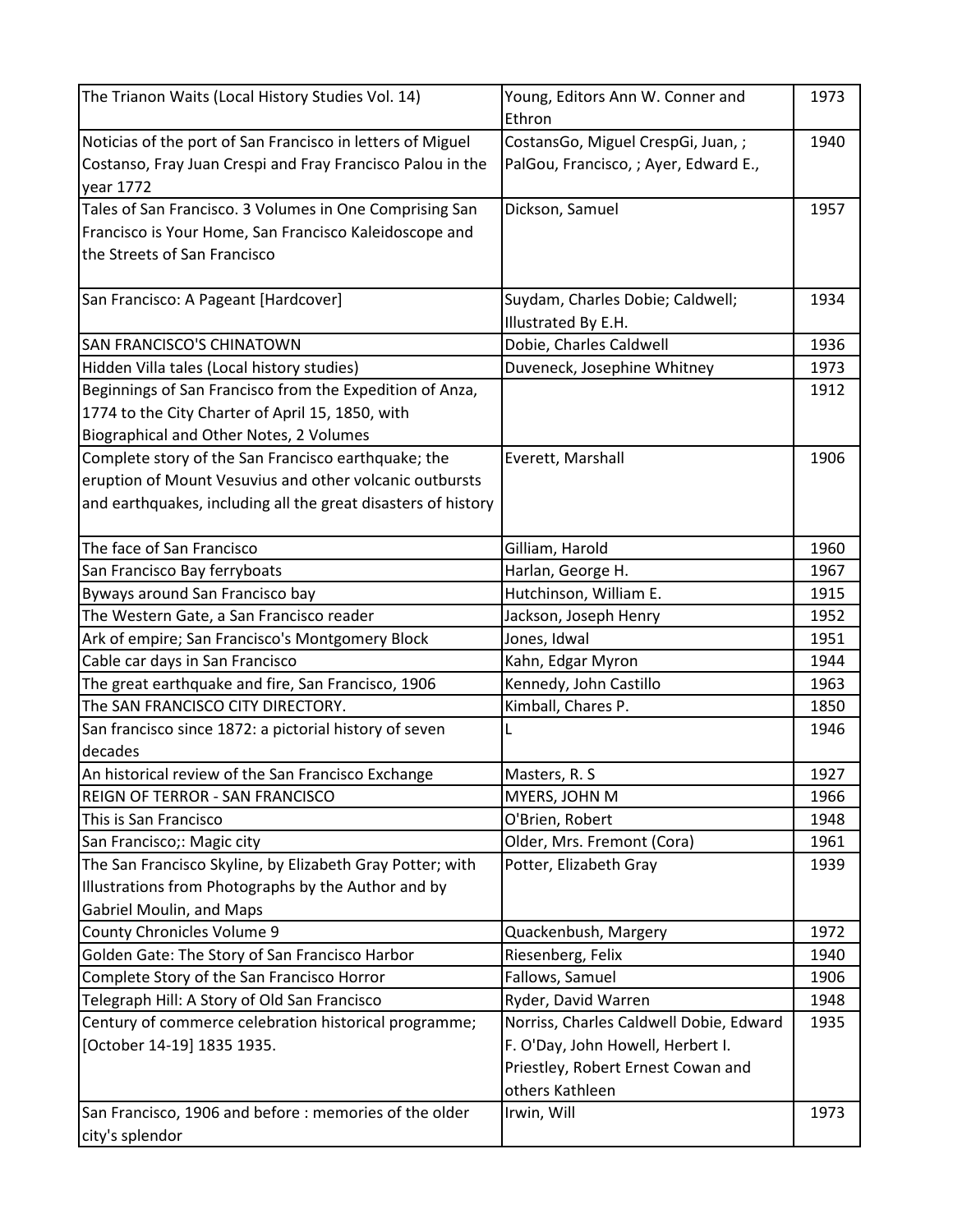| The Trianon Waits (Local History Studies Vol. 14) | Young, Editors Ann W. Conner and Ethron | 1973 |
|---|---|---|
| Noticias of the port of San Francisco in letters of Miguel Costanso, Fray Juan Crespi and Fray Francisco Palou in the year 1772 | CostansGo, Miguel CrespGi, Juan, ; PalGou, Francisco, ; Ayer, Edward E., | 1940 |
| Tales of San Francisco. 3 Volumes in One Comprising San Francisco is Your Home, San Francisco Kaleidoscope and the Streets of San Francisco | Dickson, Samuel | 1957 |
| San Francisco: A Pageant [Hardcover] | Suydam, Charles Dobie; Caldwell; Illustrated By E.H. | 1934 |
| SAN FRANCISCO'S CHINATOWN | Dobie, Charles Caldwell | 1936 |
| Hidden Villa tales (Local history studies) | Duveneck, Josephine Whitney | 1973 |
| Beginnings of San Francisco from the Expedition of Anza, 1774 to the City Charter of April 15, 1850, with Biographical and Other Notes, 2 Volumes | | 1912 |
| Complete story of the San Francisco earthquake; the eruption of Mount Vesuvius and other volcanic outbursts and earthquakes, including all the great disasters of history | Everett, Marshall | 1906 |
| The face of San Francisco | Gilliam, Harold | 1960 |
| San Francisco Bay ferryboats | Harlan, George H. | 1967 |
| Byways around San Francisco bay | Hutchinson, William E. | 1915 |
| The Western Gate, a San Francisco reader | Jackson, Joseph Henry | 1952 |
| Ark of empire; San Francisco's Montgomery Block | Jones, Idwal | 1951 |
| Cable car days in San Francisco | Kahn, Edgar Myron | 1944 |
| The great earthquake and fire, San Francisco, 1906 | Kennedy, John Castillo | 1963 |
| The SAN FRANCISCO CITY DIRECTORY. | Kimball, Chares P. | 1850 |
| San francisco since 1872: a pictorial history of seven decades | L | 1946 |
| An historical review of the San Francisco Exchange | Masters, R. S | 1927 |
| REIGN OF TERROR - SAN FRANCISCO | MYERS, JOHN M | 1966 |
| This is San Francisco | O'Brien, Robert | 1948 |
| San Francisco;: Magic city | Older, Mrs. Fremont (Cora) | 1961 |
| The San Francisco Skyline, by Elizabeth Gray Potter; with Illustrations from Photographs by the Author and by Gabriel Moulin, and Maps | Potter, Elizabeth Gray | 1939 |
| County Chronicles Volume 9 | Quackenbush, Margery | 1972 |
| Golden Gate: The Story of San Francisco Harbor | Riesenberg, Felix | 1940 |
| Complete Story of the San Francisco Horror | Fallows, Samuel | 1906 |
| Telegraph Hill: A Story of Old San Francisco | Ryder, David Warren | 1948 |
| Century of commerce celebration historical programme; [October 14-19] 1835 1935. | Norriss, Charles Caldwell Dobie, Edward F. O'Day, John Howell, Herbert I. Priestley, Robert Ernest Cowan and others Kathleen | 1935 |
| San Francisco, 1906 and before : memories of the older city's splendor | Irwin, Will | 1973 |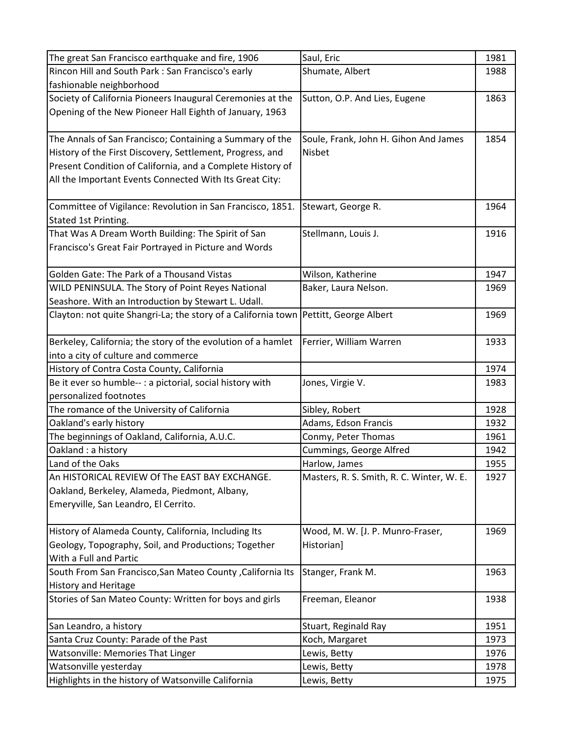| | | |
|---|---|---|
| The great San Francisco earthquake and fire, 1906 | Saul, Eric | 1981 |
| Rincon Hill and South Park : San Francisco's early fashionable neighborhood | Shumate, Albert | 1988 |
| Society of California Pioneers Inaugural Ceremonies at the Opening of the New Pioneer Hall Eighth of January, 1963 | Sutton, O.P. And Lies, Eugene | 1863 |
| The Annals of San Francisco; Containing a Summary of the History of the First Discovery, Settlement, Progress, and Present Condition of California, and a Complete History of All the Important Events Connected With Its Great City: | Soule, Frank, John H. Gihon And James Nisbet | 1854 |
| Committee of Vigilance: Revolution in San Francisco, 1851. Stated 1st Printing. | Stewart, George R. | 1964 |
| That Was A Dream Worth Building: The Spirit of San Francisco's Great Fair Portrayed in Picture and Words | Stellmann, Louis J. | 1916 |
| Golden Gate: The Park of a Thousand Vistas | Wilson, Katherine | 1947 |
| WILD PENINSULA. The Story of Point Reyes National Seashore. With an Introduction by Stewart L. Udall. | Baker, Laura Nelson. | 1969 |
| Clayton: not quite Shangri-La; the story of a California town | Pettitt, George Albert | 1969 |
| Berkeley, California; the story of the evolution of a hamlet into a city of culture and commerce | Ferrier, William Warren | 1933 |
| History of Contra Costa County, California | | 1974 |
| Be it ever so humble-- : a pictorial, social history with personalized footnotes | Jones, Virgie V. | 1983 |
| The romance of the University of California | Sibley, Robert | 1928 |
| Oakland's early history | Adams, Edson Francis | 1932 |
| The beginnings of Oakland, California, A.U.C. | Conmy, Peter Thomas | 1961 |
| Oakland : a history | Cummings, George Alfred | 1942 |
| Land of the Oaks | Harlow, James | 1955 |
| An HISTORICAL REVIEW Of The EAST BAY EXCHANGE. Oakland, Berkeley, Alameda, Piedmont, Albany, Emeryville, San Leandro, El Cerrito. | Masters, R. S. Smith, R. C. Winter, W. E. | 1927 |
| History of Alameda County, California, Including Its Geology, Topography, Soil, and Productions; Together With a Full and Partic | Wood, M. W. [J. P. Munro-Fraser, Historian] | 1969 |
| South From San Francisco,San Mateo County ,California Its History and Heritage | Stanger, Frank M. | 1963 |
| Stories of San Mateo County: Written for boys and girls | Freeman, Eleanor | 1938 |
| San Leandro, a history | Stuart, Reginald Ray | 1951 |
| Santa Cruz County: Parade of the Past | Koch, Margaret | 1973 |
| Watsonville: Memories That Linger | Lewis, Betty | 1976 |
| Watsonville yesterday | Lewis, Betty | 1978 |
| Highlights in the history of Watsonville California | Lewis, Betty | 1975 |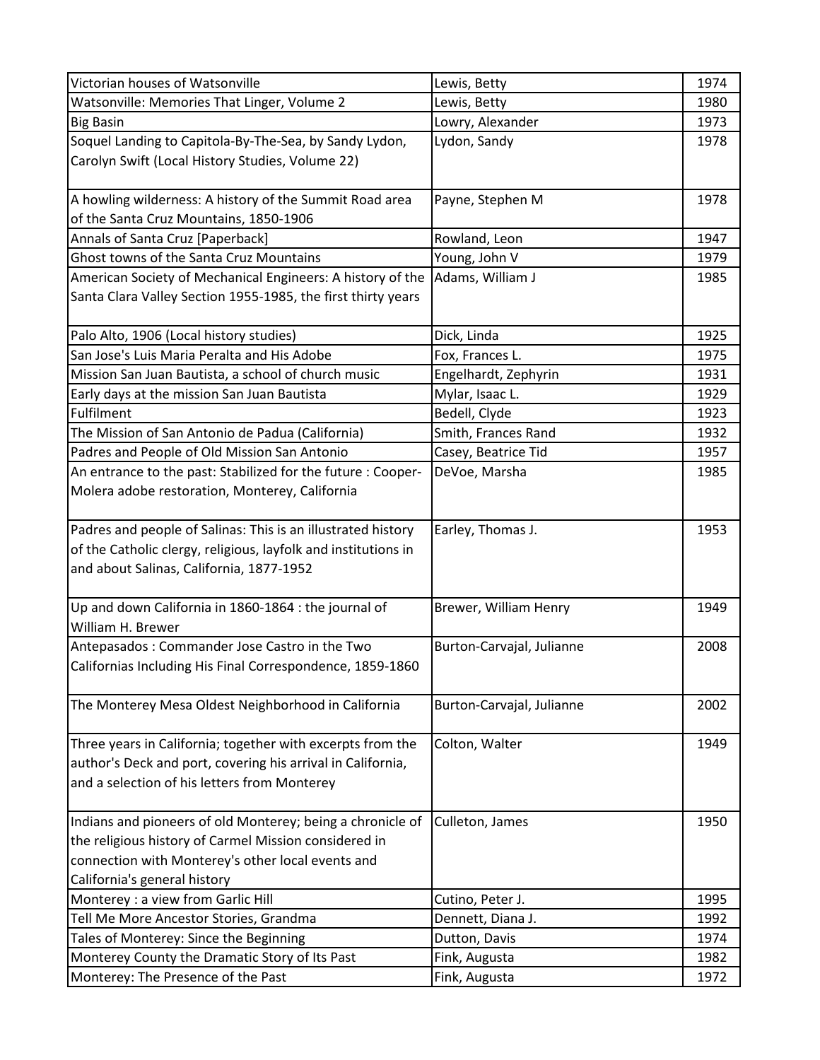| Victorian houses of Watsonville | Lewis, Betty | 1974 |
|---|---|---|
| Watsonville: Memories That Linger, Volume 2 | Lewis, Betty | 1980 |
| Big Basin | Lowry, Alexander | 1973 |
| Soquel Landing to Capitola-By-The-Sea, by Sandy Lydon, Carolyn Swift (Local History Studies, Volume 22) | Lydon, Sandy | 1978 |
| A howling wilderness: A history of the Summit Road area of the Santa Cruz Mountains, 1850-1906 | Payne, Stephen M | 1978 |
| Annals of Santa Cruz [Paperback] | Rowland, Leon | 1947 |
| Ghost towns of the Santa Cruz Mountains | Young, John V | 1979 |
| American Society of Mechanical Engineers: A history of the Santa Clara Valley Section 1955-1985, the first thirty years | Adams, William J | 1985 |
| Palo Alto, 1906 (Local history studies) | Dick, Linda | 1925 |
| San Jose's Luis Maria Peralta and His Adobe | Fox, Frances L. | 1975 |
| Mission San Juan Bautista, a school of church music | Engelhardt, Zephyrin | 1931 |
| Early days at the mission San Juan Bautista | Mylar, Isaac L. | 1929 |
| Fulfilment | Bedell, Clyde | 1923 |
| The Mission of San Antonio de Padua (California) | Smith, Frances Rand | 1932 |
| Padres and People of Old Mission San Antonio | Casey, Beatrice Tid | 1957 |
| An entrance to the past: Stabilized for the future : Cooper-Molera adobe restoration, Monterey, California | DeVoe, Marsha | 1985 |
| Padres and people of Salinas: This is an illustrated history of the Catholic clergy, religious, layfolk and institutions in and about Salinas, California, 1877-1952 | Earley, Thomas J. | 1953 |
| Up and down California in 1860-1864 : the journal of William H. Brewer | Brewer, William Henry | 1949 |
| Antepasados : Commander Jose Castro in the Two Californias Including His Final Correspondence, 1859-1860 | Burton-Carvajal, Julianne | 2008 |
| The Monterey Mesa Oldest Neighborhood in California | Burton-Carvajal, Julianne | 2002 |
| Three years in California; together with excerpts from the author's Deck and port, covering his arrival in California, and a selection of his letters from Monterey | Colton, Walter | 1949 |
| Indians and pioneers of old Monterey; being a chronicle of the religious history of Carmel Mission considered in connection with Monterey's other local events and California's general history | Culleton, James | 1950 |
| Monterey : a view from Garlic Hill | Cutino, Peter J. | 1995 |
| Tell Me More Ancestor Stories, Grandma | Dennett, Diana J. | 1992 |
| Tales of Monterey: Since the Beginning | Dutton, Davis | 1974 |
| Monterey County the Dramatic Story of Its Past | Fink, Augusta | 1982 |
| Monterey: The Presence of the Past | Fink, Augusta | 1972 |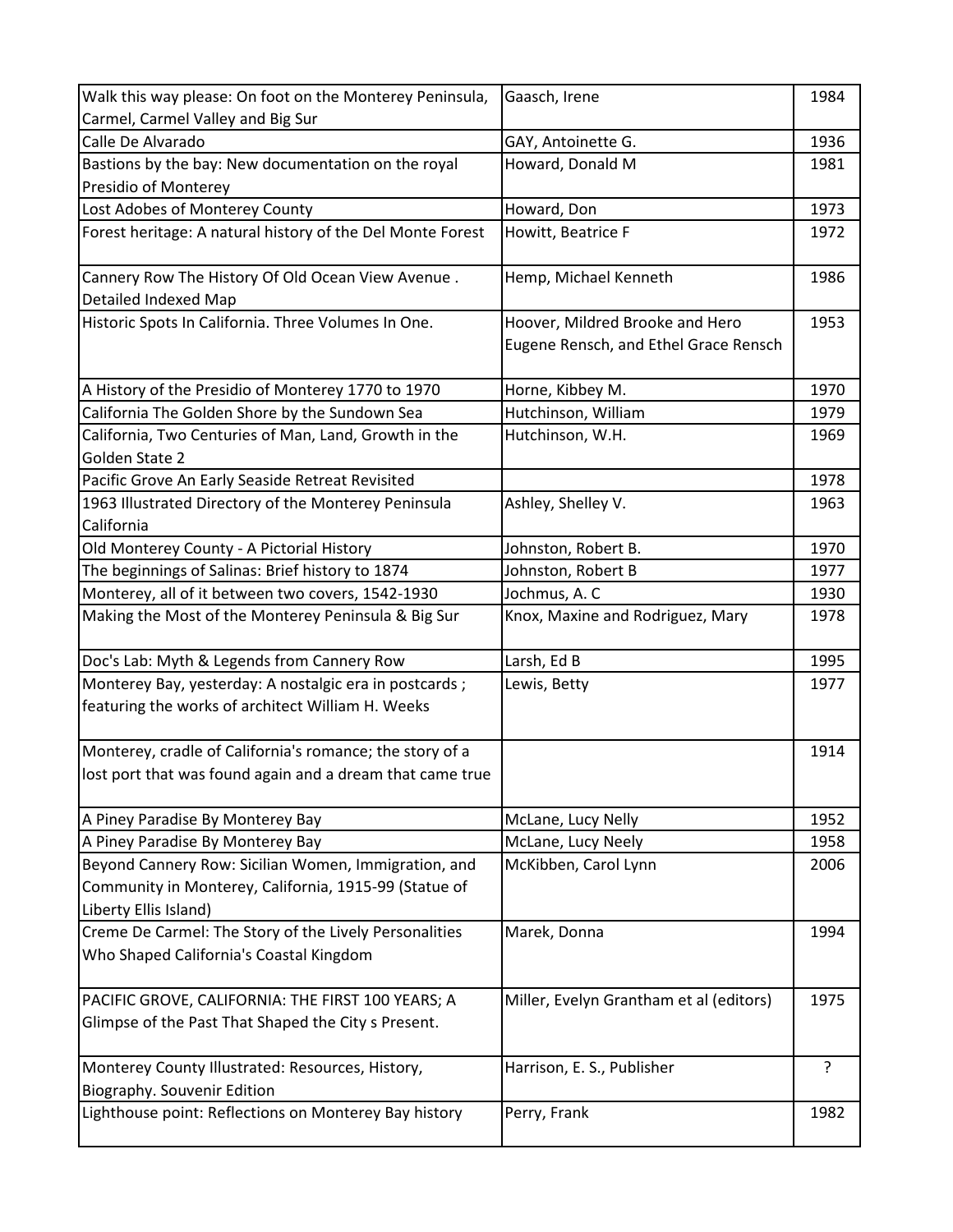| Walk this way please: On foot on the Monterey Peninsula, Carmel, Carmel Valley and Big Sur | Gaasch, Irene | 1984 |
|---|---|---|
| Calle De Alvarado | GAY, Antoinette G. | 1936 |
| Bastions by the bay: New documentation on the royal Presidio of Monterey | Howard, Donald M | 1981 |
| Lost Adobes of Monterey County | Howard, Don | 1973 |
| Forest heritage: A natural history of the Del Monte Forest | Howitt, Beatrice F | 1972 |
| Cannery Row The History Of Old Ocean View Avenue . Detailed Indexed Map | Hemp, Michael Kenneth | 1986 |
| Historic Spots In California. Three Volumes In One. | Hoover, Mildred Brooke and Hero Eugene Rensch, and Ethel Grace Rensch | 1953 |
| A History of the Presidio of Monterey 1770 to 1970 | Horne, Kibbey M. | 1970 |
| California The Golden Shore by the Sundown Sea | Hutchinson, William | 1979 |
| California, Two Centuries of Man, Land, Growth in the Golden State 2 | Hutchinson, W.H. | 1969 |
| Pacific Grove An Early Seaside Retreat Revisited | | 1978 |
| 1963 Illustrated Directory of the Monterey Peninsula California | Ashley, Shelley V. | 1963 |
| Old Monterey County - A Pictorial History | Johnston, Robert B. | 1970 |
| The beginnings of Salinas: Brief history to 1874 | Johnston, Robert B | 1977 |
| Monterey, all of it between two covers, 1542-1930 | Jochmus, A. C | 1930 |
| Making the Most of the Monterey Peninsula & Big Sur | Knox, Maxine and Rodriguez, Mary | 1978 |
| Doc's Lab: Myth & Legends from Cannery Row | Larsh, Ed B | 1995 |
| Monterey Bay, yesterday: A nostalgic era in postcards ; featuring the works of architect William H. Weeks | Lewis, Betty | 1977 |
| Monterey, cradle of California's romance; the story of a lost port that was found again and a dream that came true | | 1914 |
| A Piney Paradise By Monterey Bay | McLane, Lucy Nelly | 1952 |
| A Piney Paradise By Monterey Bay | McLane, Lucy Neely | 1958 |
| Beyond Cannery Row: Sicilian Women, Immigration, and Community in Monterey, California, 1915-99 (Statue of Liberty Ellis Island) | McKibben, Carol Lynn | 2006 |
| Creme De Carmel: The Story of the Lively Personalities Who Shaped California's Coastal Kingdom | Marek, Donna | 1994 |
| PACIFIC GROVE, CALIFORNIA: THE FIRST 100 YEARS; A Glimpse of the Past That Shaped the City s Present. | Miller, Evelyn Grantham et al (editors) | 1975 |
| Monterey County Illustrated: Resources, History, Biography. Souvenir Edition | Harrison, E. S., Publisher | ? |
| Lighthouse point: Reflections on Monterey Bay history | Perry, Frank | 1982 |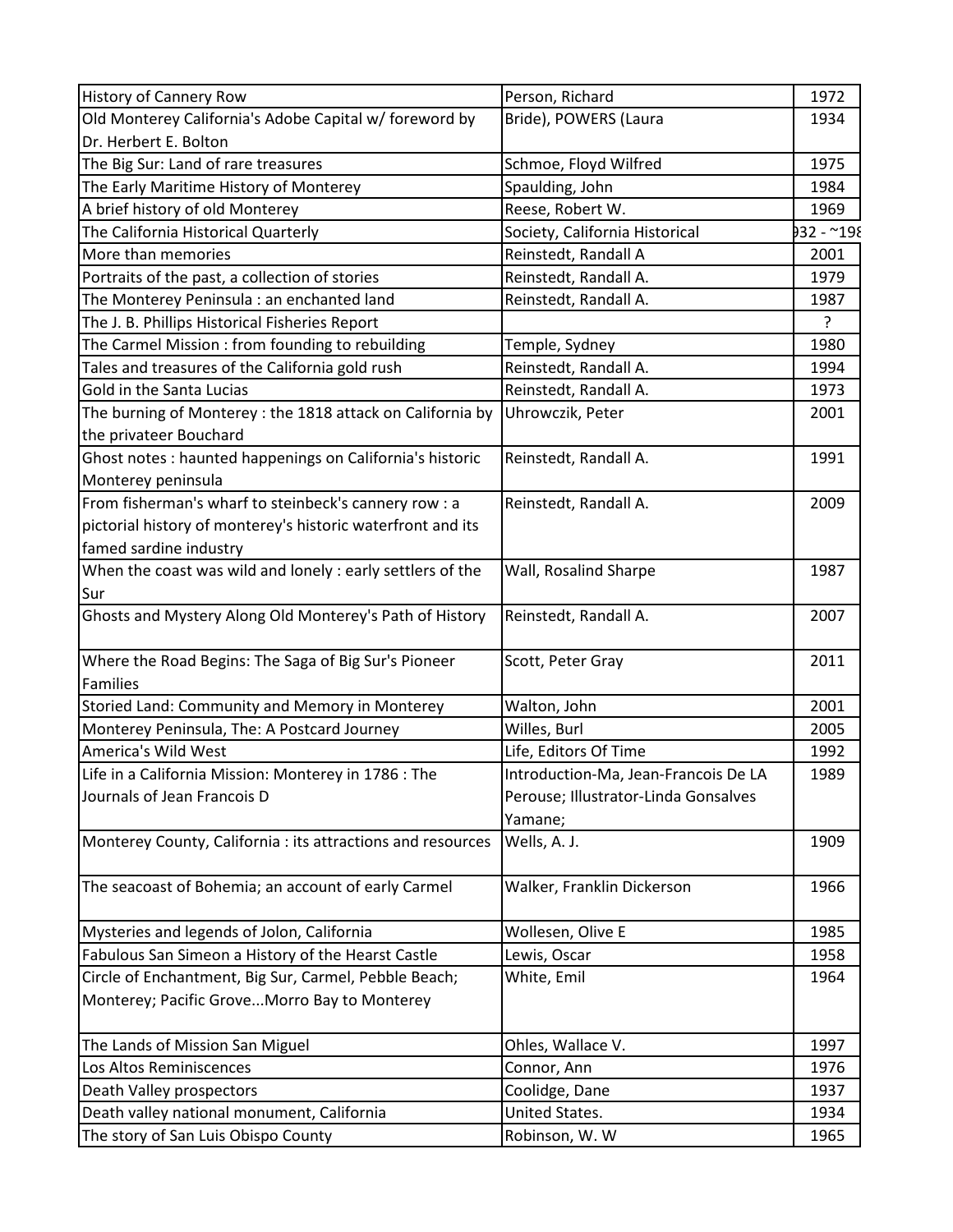| History of Cannery Row | Person, Richard | 1972 |
|---|---|---|
| Old Monterey California's Adobe Capital w/ foreword by Dr. Herbert E. Bolton | Bride), POWERS (Laura | 1934 |
| The Big Sur: Land of rare treasures | Schmoe, Floyd Wilfred | 1975 |
| The Early Maritime History of Monterey | Spaulding, John | 1984 |
| A brief history of old Monterey | Reese, Robert W. | 1969 |
| The California Historical Quarterly | Society, California Historical | )32 - ~198 |
| More than memories | Reinstedt, Randall A | 2001 |
| Portraits of the past, a collection of stories | Reinstedt, Randall A. | 1979 |
| The Monterey Peninsula : an enchanted land | Reinstedt, Randall A. | 1987 |
| The J. B. Phillips Historical Fisheries Report | | ? |
| The Carmel Mission : from founding to rebuilding | Temple, Sydney | 1980 |
| Tales and treasures of the California gold rush | Reinstedt, Randall A. | 1994 |
| Gold in the Santa Lucias | Reinstedt, Randall A. | 1973 |
| The burning of Monterey : the 1818 attack on California by the privateer Bouchard | Uhrowczik, Peter | 2001 |
| Ghost notes : haunted happenings on California's historic Monterey peninsula | Reinstedt, Randall A. | 1991 |
| From fisherman's wharf to steinbeck's cannery row : a pictorial history of monterey's historic waterfront and its famed sardine industry | Reinstedt, Randall A. | 2009 |
| When the coast was wild and lonely : early settlers of the Sur | Wall, Rosalind Sharpe | 1987 |
| Ghosts and Mystery Along Old Monterey's Path of History | Reinstedt, Randall A. | 2007 |
| Where the Road Begins: The Saga of Big Sur's Pioneer Families | Scott, Peter Gray | 2011 |
| Storied Land: Community and Memory in Monterey | Walton, John | 2001 |
| Monterey Peninsula, The: A Postcard Journey | Willes, Burl | 2005 |
| America's Wild West | Life, Editors Of Time | 1992 |
| Life in a California Mission: Monterey in 1786 : The Journals of Jean Francois D | Introduction-Ma, Jean-Francois De LA Perouse; Illustrator-Linda Gonsalves Yamane; | 1989 |
| Monterey County, California : its attractions and resources | Wells, A. J. | 1909 |
| The seacoast of Bohemia; an account of early Carmel | Walker, Franklin Dickerson | 1966 |
| Mysteries and legends of Jolon, California | Wollesen, Olive E | 1985 |
| Fabulous San Simeon a History of the Hearst Castle | Lewis, Oscar | 1958 |
| Circle of Enchantment, Big Sur, Carmel, Pebble Beach; Monterey; Pacific Grove...Morro Bay to Monterey | White, Emil | 1964 |
| The Lands of Mission San Miguel | Ohles, Wallace V. | 1997 |
| Los Altos Reminiscences | Connor, Ann | 1976 |
| Death Valley prospectors | Coolidge, Dane | 1937 |
| Death valley national monument, California | United States. | 1934 |
| The story of San Luis Obispo County | Robinson, W. W | 1965 |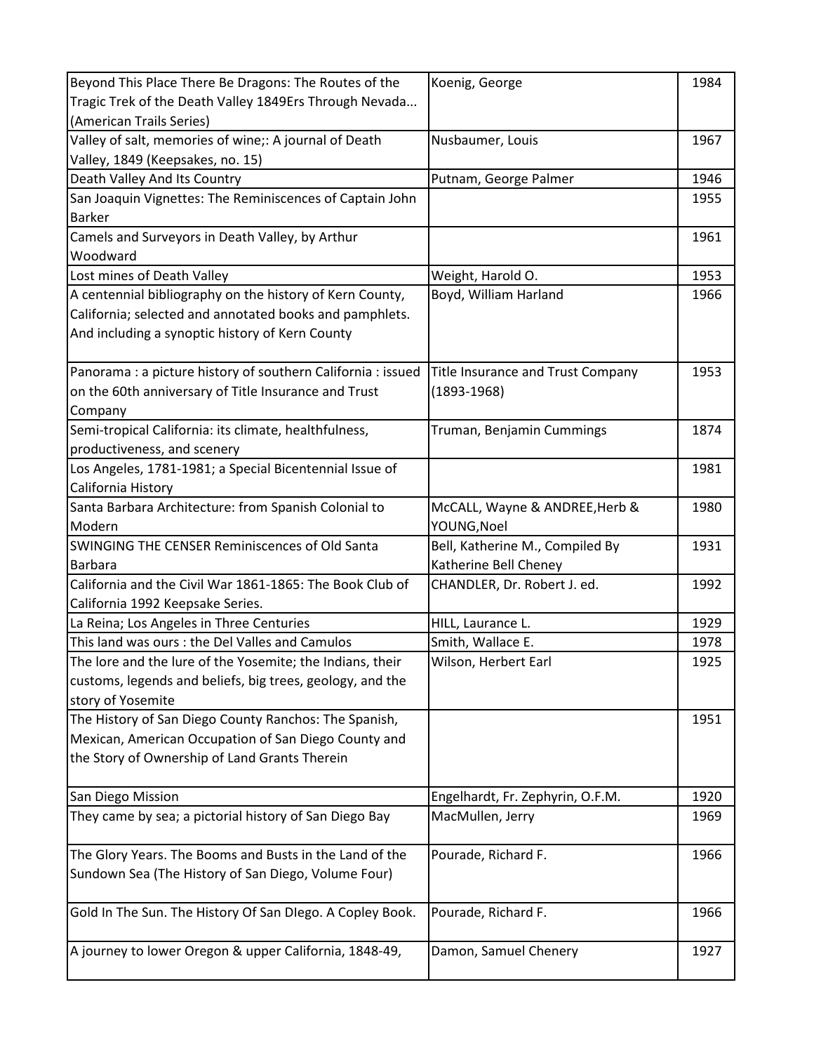| Beyond This Place There Be Dragons: The Routes of the Tragic Trek of the Death Valley 1849Ers Through Nevada... (American Trails Series) | Koenig, George | 1984 |
|---|---|---|
| Valley of salt, memories of wine;: A journal of Death Valley, 1849 (Keepsakes, no. 15) | Nusbaumer, Louis | 1967 |
| Death Valley And Its Country | Putnam, George Palmer | 1946 |
| San Joaquin Vignettes: The Reminiscences of Captain John Barker | | 1955 |
| Camels and Surveyors in Death Valley, by Arthur Woodward | | 1961 |
| Lost mines of Death Valley | Weight, Harold O. | 1953 |
| A centennial bibliography on the history of Kern County, California; selected and annotated books and pamphlets. And including a synoptic history of Kern County | Boyd, William Harland | 1966 |
| Panorama : a picture history of southern California : issued on the 60th anniversary of Title Insurance and Trust Company | Title Insurance and Trust Company (1893-1968) | 1953 |
| Semi-tropical California: its climate, healthfulness, productiveness, and scenery | Truman, Benjamin Cummings | 1874 |
| Los Angeles, 1781-1981; a Special Bicentennial Issue of California History | | 1981 |
| Santa Barbara Architecture: from Spanish Colonial to Modern | McCALL, Wayne & ANDREE,Herb & YOUNG,Noel | 1980 |
| SWINGING THE CENSER Reminiscences of Old Santa Barbara | Bell, Katherine M., Compiled By Katherine Bell Cheney | 1931 |
| California and the Civil War 1861-1865: The Book Club of California 1992 Keepsake Series. | CHANDLER, Dr. Robert J. ed. | 1992 |
| La Reina; Los Angeles in Three Centuries | HILL, Laurance L. | 1929 |
| This land was ours : the Del Valles and Camulos | Smith, Wallace E. | 1978 |
| The lore and the lure of the Yosemite; the Indians, their customs, legends and beliefs, big trees, geology, and the story of Yosemite | Wilson, Herbert Earl | 1925 |
| The History of San Diego County Ranchos: The Spanish, Mexican, American Occupation of San Diego County and the Story of Ownership of Land Grants Therein | | 1951 |
| San Diego Mission | Engelhardt, Fr. Zephyrin, O.F.M. | 1920 |
| They came by sea; a pictorial history of San Diego Bay | MacMullen, Jerry | 1969 |
| The Glory Years. The Booms and Busts in the Land of the Sundown Sea (The History of San Diego, Volume Four) | Pourade, Richard F. | 1966 |
| Gold In The Sun. The History Of San DIego. A Copley Book. | Pourade, Richard F. | 1966 |
| A journey to lower Oregon & upper California, 1848-49, | Damon, Samuel Chenery | 1927 |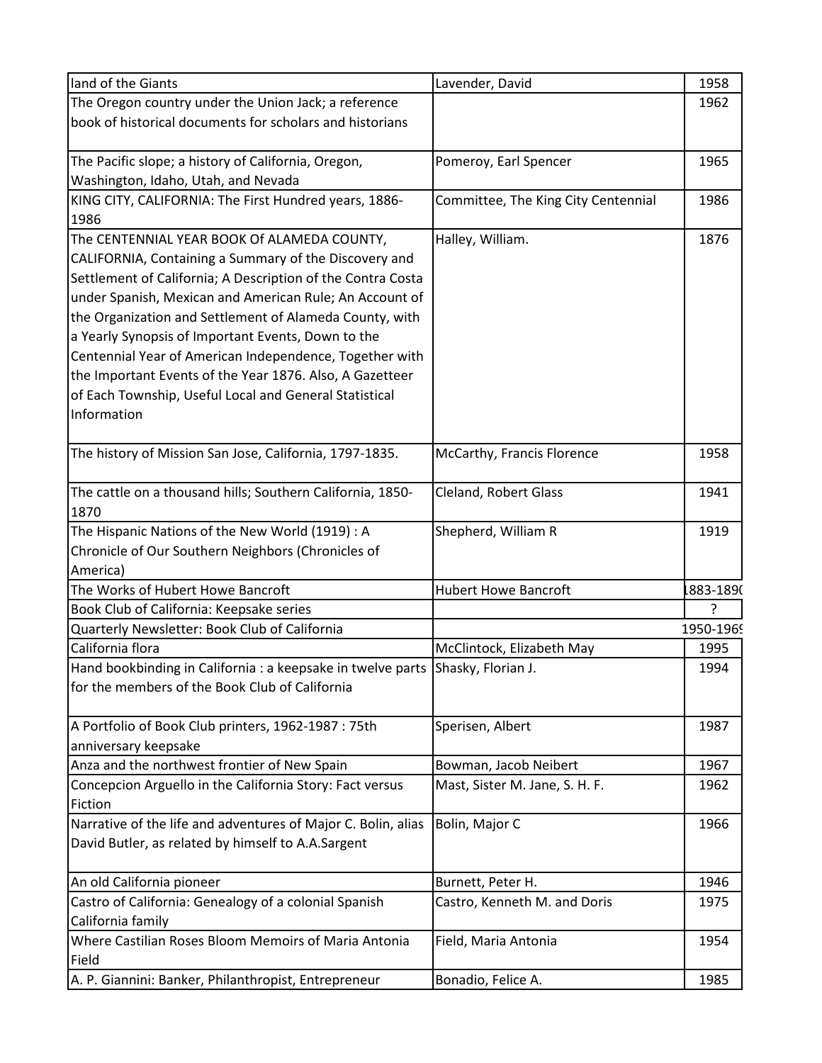| land of the Giants | Lavender, David | 1958 |
|---|---|---|
| The Oregon country under the Union Jack; a reference book of historical documents for scholars and historians | | 1962 |
| The Pacific slope; a history of California, Oregon, Washington, Idaho, Utah, and Nevada | Pomeroy, Earl Spencer | 1965 |
| KING CITY, CALIFORNIA: The First Hundred years, 1886-1986 | Committee, The King City Centennial | 1986 |
| The CENTENNIAL YEAR BOOK Of ALAMEDA COUNTY, CALIFORNIA, Containing a Summary of the Discovery and Settlement of California; A Description of the Contra Costa under Spanish, Mexican and American Rule; An Account of the Organization and Settlement of Alameda County, with a Yearly Synopsis of Important Events, Down to the Centennial Year of American Independence, Together with the Important Events of the Year 1876. Also, A Gazetteer of Each Township, Useful Local and General Statistical Information | Halley, William. | 1876 |
| The history of Mission San Jose, California, 1797-1835. | McCarthy, Francis Florence | 1958 |
| The cattle on a thousand hills; Southern California, 1850-1870 | Cleland, Robert Glass | 1941 |
| The Hispanic Nations of the New World (1919) : A Chronicle of Our Southern Neighbors (Chronicles of America) | Shepherd, William R | 1919 |
| The Works of Hubert Howe Bancroft | Hubert Howe Bancroft | 1883-1890 |
| Book Club of California: Keepsake series | | ? |
| Quarterly Newsletter: Book Club of California | | 1950-1969 |
| California flora | McClintock, Elizabeth May | 1995 |
| Hand bookbinding in California : a keepsake in twelve parts for the members of the Book Club of California | Shasky, Florian J. | 1994 |
| A Portfolio of Book Club printers, 1962-1987 : 75th anniversary keepsake | Sperisen, Albert | 1987 |
| Anza and the northwest frontier of New Spain | Bowman, Jacob Neibert | 1967 |
| Concepcion Arguello in the California Story: Fact versus Fiction | Mast, Sister M. Jane, S. H. F. | 1962 |
| Narrative of the life and adventures of Major C. Bolin, alias David Butler, as related by himself to A.A.Sargent | Bolin, Major C | 1966 |
| An old California pioneer | Burnett, Peter H. | 1946 |
| Castro of California: Genealogy of a colonial Spanish California family | Castro, Kenneth M. and Doris | 1975 |
| Where Castilian Roses Bloom Memoirs of Maria Antonia Field | Field, Maria Antonia | 1954 |
| A. P. Giannini: Banker, Philanthropist, Entrepreneur | Bonadio, Felice A. | 1985 |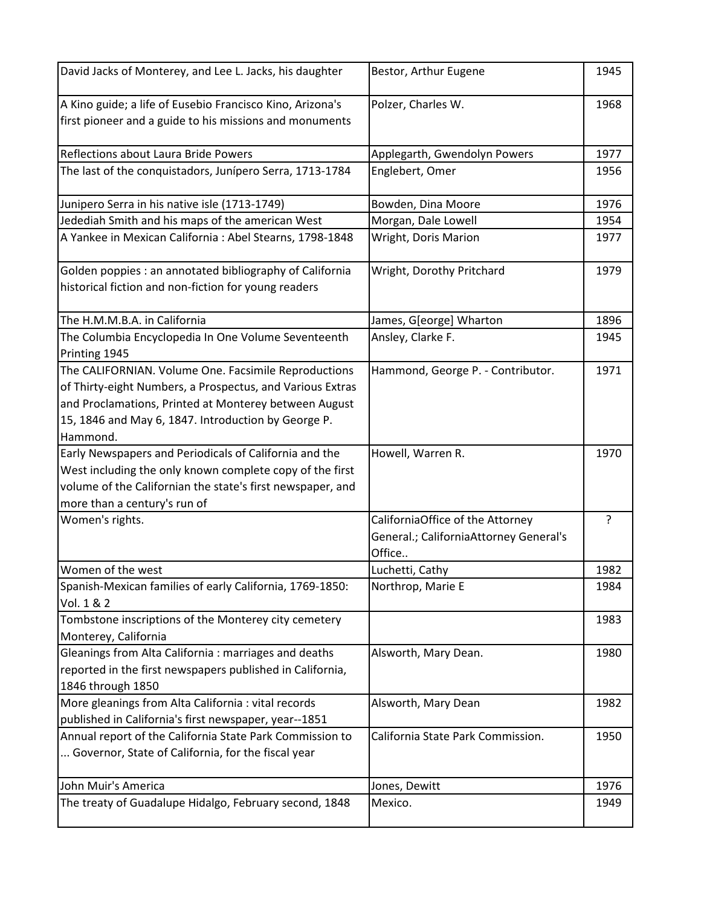| | | |
|---|---|---|
| David Jacks of Monterey, and Lee L. Jacks, his daughter | Bestor, Arthur Eugene | 1945 |
| A Kino guide; a life of Eusebio Francisco Kino, Arizona's first pioneer and a guide to his missions and monuments | Polzer, Charles W. | 1968 |
| Reflections about Laura Bride Powers | Applegarth, Gwendolyn Powers | 1977 |
| The last of the conquistadors, Junípero Serra, 1713-1784 | Englebert, Omer | 1956 |
| Junipero Serra in his native isle (1713-1749) | Bowden, Dina Moore | 1976 |
| Jedediah Smith and his maps of the american West | Morgan, Dale Lowell | 1954 |
| A Yankee in Mexican California : Abel Stearns, 1798-1848 | Wright, Doris Marion | 1977 |
| Golden poppies : an annotated bibliography of California historical fiction and non-fiction for young readers | Wright, Dorothy Pritchard | 1979 |
| The H.M.M.B.A. in California | James, G[eorge] Wharton | 1896 |
| The Columbia Encyclopedia In One Volume Seventeenth Printing 1945 | Ansley, Clarke F. | 1945 |
| The CALIFORNIAN. Volume One. Facsimile Reproductions of Thirty-eight Numbers, a Prospectus, and Various Extras and Proclamations, Printed at Monterey between August 15, 1846 and May 6, 1847. Introduction by George P. Hammond. | Hammond, George P. - Contributor. | 1971 |
| Early Newspapers and Periodicals of California and the West including the only known complete copy of the first volume of the Californian the state's first newspaper, and more than a century's run of | Howell, Warren R. | 1970 |
| Women's rights. | CaliforniaOffice of the Attorney General.; CaliforniaAttorney General's Office.. | ? |
| Women of the west | Luchetti, Cathy | 1982 |
| Spanish-Mexican families of early California, 1769-1850: Vol. 1 & 2 | Northrop, Marie E | 1984 |
| Tombstone inscriptions of the Monterey city cemetery Monterey, California | | 1983 |
| Gleanings from Alta California : marriages and deaths reported in the first newspapers published in California, 1846 through 1850 | Alsworth, Mary Dean. | 1980 |
| More gleanings from Alta California : vital records published in California's first newspaper, year--1851 | Alsworth, Mary Dean | 1982 |
| Annual report of the California State Park Commission to ... Governor, State of California, for the fiscal year | California State Park Commission. | 1950 |
| John Muir's America | Jones, Dewitt | 1976 |
| The treaty of Guadalupe Hidalgo, February second, 1848 | Mexico. | 1949 |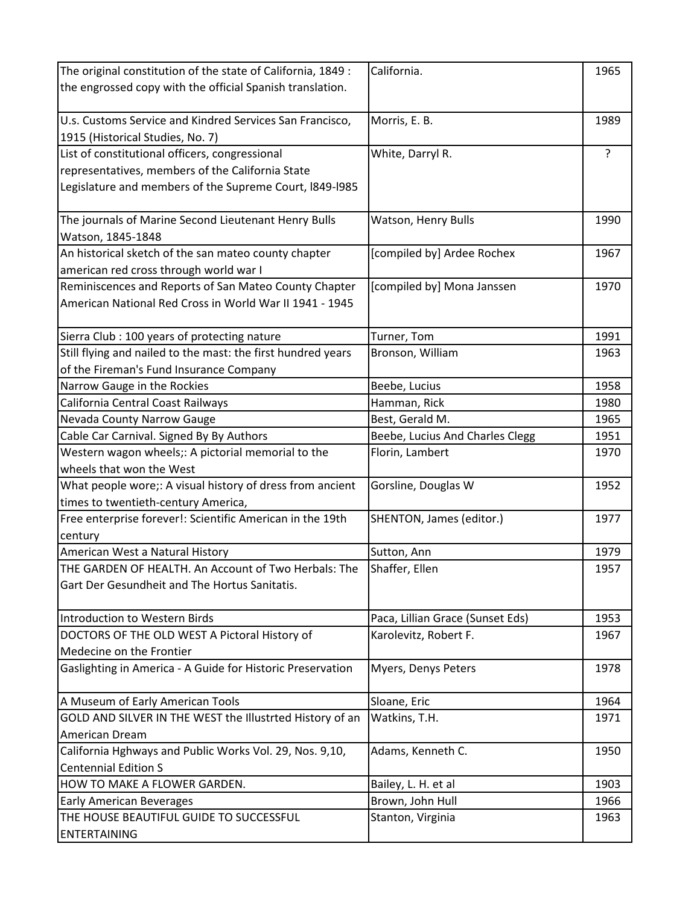| | | |
|---|---|---|
| The original constitution of the state of California, 1849 : the engrossed copy with the official Spanish translation. | California. | 1965 |
| U.s. Customs Service and Kindred Services San Francisco, 1915 (Historical Studies, No. 7) | Morris, E. B. | 1989 |
| List of constitutional officers, congressional representatives, members of the California State Legislature and members of the Supreme Court, l849-l985 | White, Darryl R. | ? |
| The journals of Marine Second Lieutenant Henry Bulls Watson, 1845-1848 | Watson, Henry Bulls | 1990 |
| An historical sketch of the san mateo county chapter american red cross through world war I | [compiled by] Ardee Rochex | 1967 |
| Reminiscences and Reports of San Mateo County Chapter American National Red Cross in World War II 1941 - 1945 | [compiled by] Mona Janssen | 1970 |
| Sierra Club : 100 years of protecting nature | Turner, Tom | 1991 |
| Still flying and nailed to the mast: the first hundred years of the Fireman's Fund Insurance Company | Bronson, William | 1963 |
| Narrow Gauge in the Rockies | Beebe, Lucius | 1958 |
| California Central Coast Railways | Hamman, Rick | 1980 |
| Nevada County Narrow Gauge | Best, Gerald M. | 1965 |
| Cable Car Carnival. Signed By By Authors | Beebe, Lucius And Charles Clegg | 1951 |
| Western wagon wheels;: A pictorial memorial to the wheels that won the West | Florin, Lambert | 1970 |
| What people wore;: A visual history of dress from ancient times to twentieth-century America, | Gorsline, Douglas W | 1952 |
| Free enterprise forever!: Scientific American in the 19th century | SHENTON, James (editor.) | 1977 |
| American West a Natural History | Sutton, Ann | 1979 |
| THE GARDEN OF HEALTH. An Account of Two Herbals: The Gart Der Gesundheit and The Hortus Sanitatis. | Shaffer, Ellen | 1957 |
| Introduction to Western Birds | Paca, Lillian Grace (Sunset Eds) | 1953 |
| DOCTORS OF THE OLD WEST A Pictoral History of Medecine on the Frontier | Karolevitz, Robert F. | 1967 |
| Gaslighting in America - A Guide for Historic Preservation | Myers, Denys Peters | 1978 |
| A Museum of Early American Tools | Sloane, Eric | 1964 |
| GOLD AND SILVER IN THE WEST the Illustrted History of an American Dream | Watkins, T.H. | 1971 |
| California Hghways and Public Works Vol. 29, Nos. 9,10, Centennial Edition S | Adams, Kenneth C. | 1950 |
| HOW TO MAKE A FLOWER GARDEN. | Bailey, L. H. et al | 1903 |
| Early American Beverages | Brown, John Hull | 1966 |
| THE HOUSE BEAUTIFUL GUIDE TO SUCCESSFUL ENTERTAINING | Stanton, Virginia | 1963 |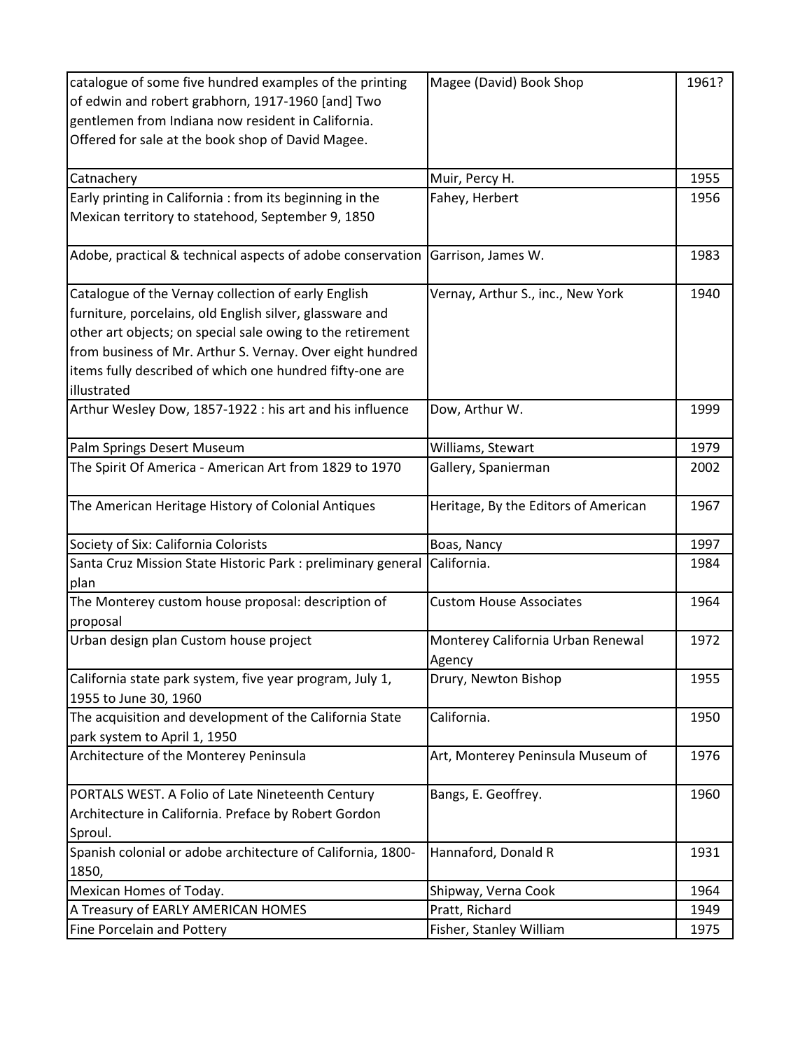| | | |
|---|---|---|
| catalogue of some five hundred examples of the printing of edwin and robert grabhorn, 1917-1960 [and] Two gentlemen from Indiana now resident in California. Offered for sale at the book shop of David Magee. | Magee (David) Book Shop | 1961? |
| Catnachery | Muir, Percy H. | 1955 |
| Early printing in California : from its beginning in the Mexican territory to statehood, September 9, 1850 | Fahey, Herbert | 1956 |
| Adobe, practical & technical aspects of adobe conservation | Garrison, James W. | 1983 |
| Catalogue of the Vernay collection of early English furniture, porcelains, old English silver, glassware and other art objects; on special sale owing to the retirement from business of Mr. Arthur S. Vernay. Over eight hundred items fully described of which one hundred fifty-one are illustrated | Vernay, Arthur S., inc., New York | 1940 |
| Arthur Wesley Dow, 1857-1922 : his art and his influence | Dow, Arthur W. | 1999 |
| Palm Springs Desert Museum | Williams, Stewart | 1979 |
| The Spirit Of America - American Art from 1829 to 1970 | Gallery, Spanierman | 2002 |
| The American Heritage History of Colonial Antiques | Heritage, By the Editors of American | 1967 |
| Society of Six: California Colorists | Boas, Nancy | 1997 |
| Santa Cruz Mission State Historic Park : preliminary general plan | California. | 1984 |
| The Monterey custom house proposal: description of proposal | Custom House Associates | 1964 |
| Urban design plan Custom house project | Monterey California Urban Renewal Agency | 1972 |
| California state park system, five year program, July 1, 1955 to June 30, 1960 | Drury, Newton Bishop | 1955 |
| The acquisition and development of the California State park system to April 1, 1950 | California. | 1950 |
| Architecture of the Monterey Peninsula | Art, Monterey Peninsula Museum of | 1976 |
| PORTALS WEST. A Folio of Late Nineteenth Century Architecture in California. Preface by Robert Gordon Sproul. | Bangs, E. Geoffrey. | 1960 |
| Spanish colonial or adobe architecture of California, 1800-1850, | Hannaford, Donald R | 1931 |
| Mexican Homes of Today. | Shipway, Verna Cook | 1964 |
| A Treasury of EARLY AMERICAN HOMES | Pratt, Richard | 1949 |
| Fine Porcelain and Pottery | Fisher, Stanley William | 1975 |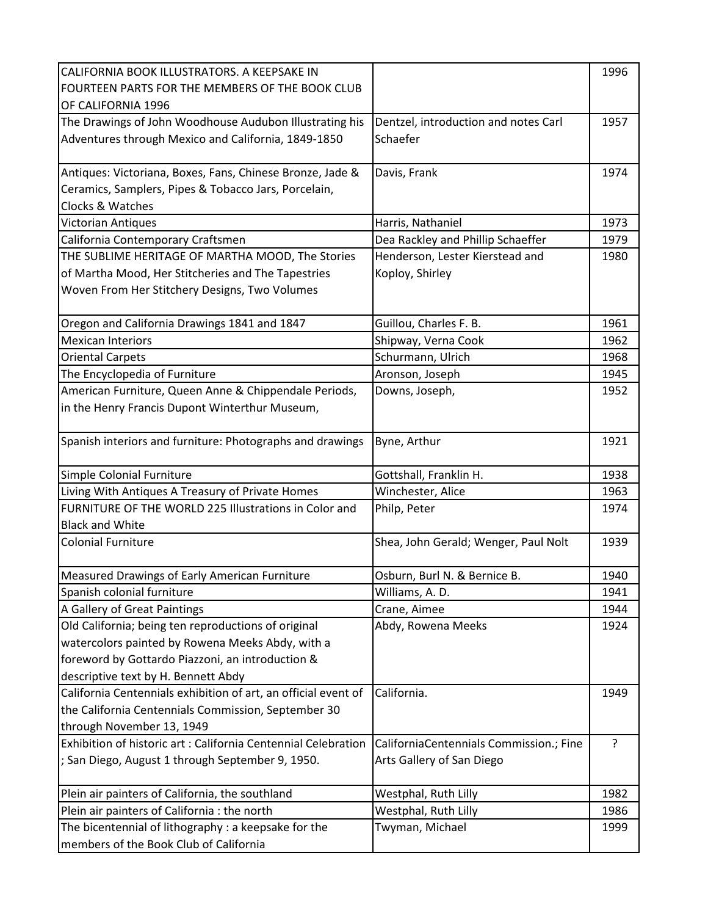| | | |
|---|---|---|
| CALIFORNIA BOOK ILLUSTRATORS. A KEEPSAKE IN FOURTEEN PARTS FOR THE MEMBERS OF THE BOOK CLUB OF CALIFORNIA 1996 | | 1996 |
| The Drawings of John Woodhouse Audubon Illustrating his Adventures through Mexico and California, 1849-1850 | Dentzel, introduction and notes Carl Schaefer | 1957 |
| Antiques: Victoriana, Boxes, Fans, Chinese Bronze, Jade & Ceramics, Samplers, Pipes & Tobacco Jars, Porcelain, Clocks & Watches | Davis, Frank | 1974 |
| Victorian Antiques | Harris, Nathaniel | 1973 |
| California Contemporary Craftsmen | Dea Rackley and Phillip Schaeffer | 1979 |
| THE SUBLIME HERITAGE OF MARTHA MOOD, The Stories of Martha Mood, Her Stitcheries and The Tapestries Woven From Her Stitchery Designs, Two Volumes | Henderson, Lester Kierstead and Koploy, Shirley | 1980 |
| Oregon and California Drawings 1841 and 1847 | Guillou, Charles F. B. | 1961 |
| Mexican Interiors | Shipway, Verna Cook | 1962 |
| Oriental Carpets | Schurmann, Ulrich | 1968 |
| The Encyclopedia of Furniture | Aronson, Joseph | 1945 |
| American Furniture, Queen Anne & Chippendale Periods, in the Henry Francis Dupont Winterthur Museum, | Downs, Joseph, | 1952 |
| Spanish interiors and furniture: Photographs and drawings | Byne, Arthur | 1921 |
| Simple Colonial Furniture | Gottshall, Franklin H. | 1938 |
| Living With Antiques A Treasury of Private Homes | Winchester, Alice | 1963 |
| FURNITURE OF THE WORLD 225 Illustrations in Color and Black and White | Philp, Peter | 1974 |
| Colonial Furniture | Shea, John Gerald; Wenger, Paul Nolt | 1939 |
| Measured Drawings of Early American Furniture | Osburn, Burl N. & Bernice B. | 1940 |
| Spanish colonial furniture | Williams, A. D. | 1941 |
| A Gallery of Great Paintings | Crane, Aimee | 1944 |
| Old California; being ten reproductions of original watercolors painted by Rowena Meeks Abdy, with a foreword by Gottardo Piazzoni, an introduction & descriptive text by H. Bennett Abdy | Abdy, Rowena Meeks | 1924 |
| California Centennials exhibition of art, an official event of the California Centennials Commission, September 30 through November 13, 1949 | California. | 1949 |
| Exhibition of historic art : California Centennial Celebration ; San Diego, August 1 through September 9, 1950. | CaliforniaCentennials Commission.; Fine Arts Gallery of San Diego | ? |
| Plein air painters of California, the southland | Westphal, Ruth Lilly | 1982 |
| Plein air painters of California : the north | Westphal, Ruth Lilly | 1986 |
| The bicentennial of lithography : a keepsake for the members of the Book Club of California | Twyman, Michael | 1999 |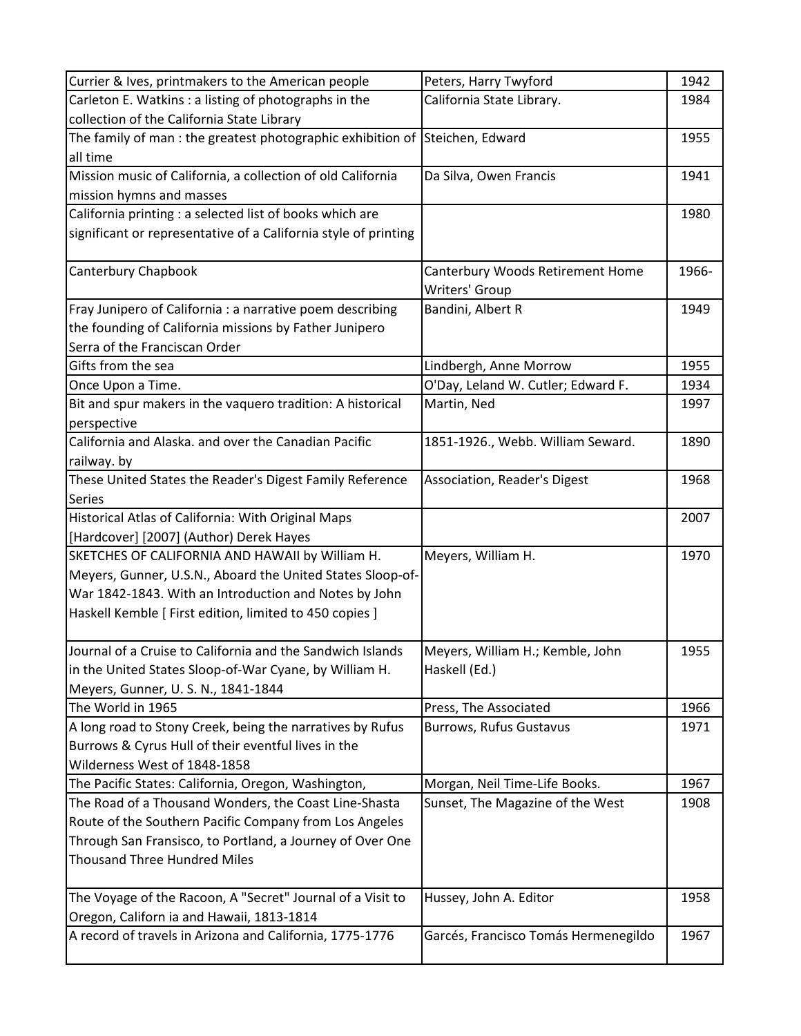| | | |
|---|---|---|
| Currier & Ives, printmakers to the American people | Peters, Harry Twyford | 1942 |
| Carleton E. Watkins : a listing of photographs in the collection of the California State Library | California State Library. | 1984 |
| The family of man : the greatest photographic exhibition of all time | Steichen, Edward | 1955 |
| Mission music of California, a collection of old California mission hymns and masses | Da Silva, Owen Francis | 1941 |
| California printing : a selected list of books which are significant or representative of a California style of printing | | 1980 |
| Canterbury Chapbook | Canterbury Woods Retirement Home Writers' Group | 1966- |
| Fray Junipero of California : a narrative poem describing the founding of California missions by Father Junipero Serra of the Franciscan Order | Bandini, Albert R | 1949 |
| Gifts from the sea | Lindbergh, Anne Morrow | 1955 |
| Once Upon a Time. | O'Day, Leland W. Cutler; Edward F. | 1934 |
| Bit and spur makers in the vaquero tradition: A historical perspective | Martin, Ned | 1997 |
| California and Alaska. and over the Canadian Pacific railway. by | 1851-1926., Webb. William Seward. | 1890 |
| These United States the Reader's Digest Family Reference Series | Association, Reader's Digest | 1968 |
| Historical Atlas of California: With Original Maps [Hardcover] [2007] (Author) Derek Hayes | | 2007 |
| SKETCHES OF CALIFORNIA AND HAWAII by William H. Meyers, Gunner, U.S.N., Aboard the United States Sloop-of-War 1842-1843. With an Introduction and Notes by John Haskell Kemble [ First edition, limited to 450 copies ] | Meyers, William H. | 1970 |
| Journal of a Cruise to California and the Sandwich Islands in the United States Sloop-of-War Cyane, by William H. Meyers, Gunner, U. S. N., 1841-1844 | Meyers, William H.; Kemble, John Haskell (Ed.) | 1955 |
| The World in 1965 | Press, The Associated | 1966 |
| A long road to Stony Creek, being the narratives by Rufus Burrows & Cyrus Hull of their eventful lives in the Wilderness West of 1848-1858 | Burrows, Rufus Gustavus | 1971 |
| The Pacific States: California, Oregon, Washington, | Morgan, Neil Time-Life Books. | 1967 |
| The Road of a Thousand Wonders, the Coast Line-Shasta Route of the Southern Pacific Company from Los Angeles Through San Fransisco, to Portland, a Journey of Over One Thousand Three Hundred Miles | Sunset, The Magazine of the West | 1908 |
| The Voyage of the Racoon, A "Secret" Journal of a Visit to Oregon, Californ ia and Hawaii, 1813-1814 | Hussey, John A. Editor | 1958 |
| A record of travels in Arizona and California, 1775-1776 | Garcés, Francisco Tomás Hermenegildo | 1967 |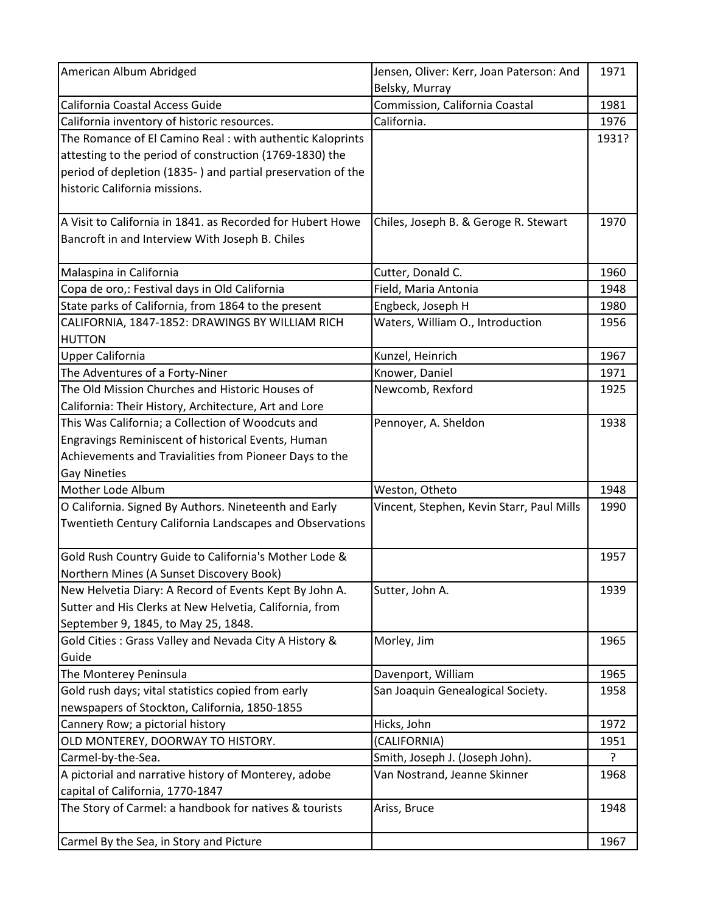| American Album Abridged | Jensen, Oliver: Kerr, Joan Paterson: And Belsky, Murray | 1971 |
|---|---|---|
| California Coastal Access Guide | Commission, California Coastal | 1981 |
| California inventory of historic resources. | California. | 1976 |
| The Romance of El Camino Real : with authentic Kaloprints attesting to the period of construction (1769-1830) the period of depletion (1835- ) and partial preservation of the historic California missions. | | 1931? |
| A Visit to California in 1841. as Recorded for Hubert Howe Bancroft in and Interview With Joseph B. Chiles | Chiles, Joseph B. & Geroge R. Stewart | 1970 |
| Malaspina in California | Cutter, Donald C. | 1960 |
| Copa de oro,: Festival days in Old California | Field, Maria Antonia | 1948 |
| State parks of California, from 1864 to the present | Engbeck, Joseph H | 1980 |
| CALIFORNIA, 1847-1852: DRAWINGS BY WILLIAM RICH HUTTON | Waters, William O., Introduction | 1956 |
| Upper California | Kunzel, Heinrich | 1967 |
| The Adventures of a Forty-Niner | Knower, Daniel | 1971 |
| The Old Mission Churches and Historic Houses of California: Their History, Architecture, Art and Lore | Newcomb, Rexford | 1925 |
| This Was California; a Collection of Woodcuts and Engravings Reminiscent of historical Events, Human Achievements and Travialities from Pioneer Days to the Gay Nineties | Pennoyer, A. Sheldon | 1938 |
| Mother Lode Album | Weston, Otheto | 1948 |
| O California. Signed By Authors. Nineteenth and Early Twentieth Century California Landscapes and Observations | Vincent, Stephen, Kevin Starr, Paul Mills | 1990 |
| Gold Rush Country Guide to California's Mother Lode & Northern Mines (A Sunset Discovery Book) | | 1957 |
| New Helvetia Diary: A Record of Events Kept By John A. Sutter and His Clerks at New Helvetia, California, from September 9, 1845, to May 25, 1848. | Sutter, John A. | 1939 |
| Gold Cities : Grass Valley and Nevada City A History & Guide | Morley, Jim | 1965 |
| The Monterey Peninsula | Davenport, William | 1965 |
| Gold rush days; vital statistics copied from early newspapers of Stockton, California, 1850-1855 | San Joaquin Genealogical Society. | 1958 |
| Cannery Row; a pictorial history | Hicks, John | 1972 |
| OLD MONTEREY, DOORWAY TO HISTORY. | (CALIFORNIA) | 1951 |
| Carmel-by-the-Sea. | Smith, Joseph J. (Joseph John). | ? |
| A pictorial and narrative history of Monterey, adobe capital of California, 1770-1847 | Van Nostrand, Jeanne Skinner | 1968 |
| The Story of Carmel: a handbook for natives & tourists | Ariss, Bruce | 1948 |
| Carmel By the Sea, in Story and Picture | | 1967 |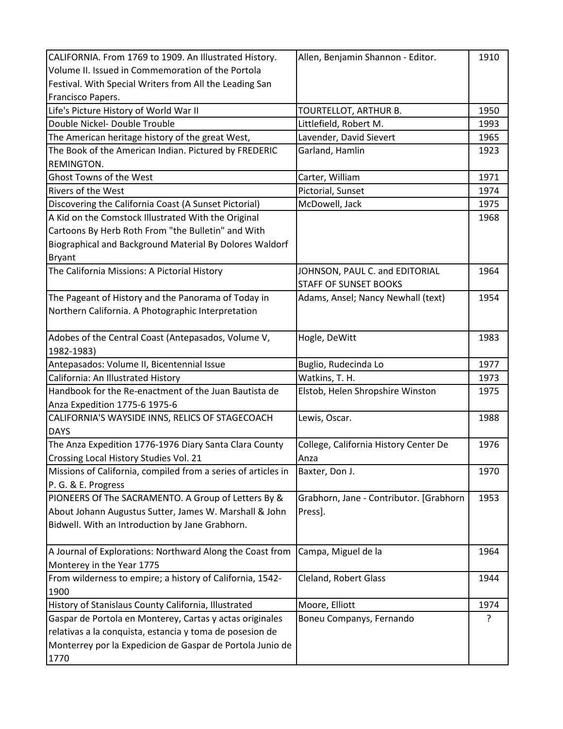| | | |
|---|---|---|
| CALIFORNIA. From 1769 to 1909. An Illustrated History. Volume II. Issued in Commemoration of the Portola Festival. With Special Writers from All the Leading San Francisco Papers. | Allen, Benjamin Shannon - Editor. | 1910 |
| Life's Picture History of World War II | TOURTELLOT, ARTHUR B. | 1950 |
| Double Nickel- Double Trouble | Littlefield, Robert M. | 1993 |
| The American heritage history of the great West, | Lavender, David Sievert | 1965 |
| The Book of the American Indian. Pictured by FREDERIC REMINGTON. | Garland, Hamlin | 1923 |
| Ghost Towns of the West | Carter, William | 1971 |
| Rivers of the West | Pictorial, Sunset | 1974 |
| Discovering the California Coast (A Sunset Pictorial) | McDowell, Jack | 1975 |
| A Kid on the Comstock Illustrated With the Original Cartoons By Herb Roth From "the Bulletin" and With Biographical and Background Material By Dolores Waldorf Bryant | | 1968 |
| The California Missions: A Pictorial History | JOHNSON, PAUL C. and EDITORIAL STAFF OF SUNSET BOOKS | 1964 |
| The Pageant of History and the Panorama of Today in Northern California. A Photographic Interpretation | Adams, Ansel; Nancy Newhall (text) | 1954 |
| Adobes of the Central Coast (Antepasados, Volume V, 1982-1983) | Hogle, DeWitt | 1983 |
| Antepasados: Volume II, Bicentennial Issue | Buglio, Rudecinda Lo | 1977 |
| California: An Illustrated History | Watkins, T. H. | 1973 |
| Handbook for the Re-enactment of the Juan Bautista de Anza Expedition 1775-6 1975-6 | Elstob, Helen Shropshire Winston | 1975 |
| CALIFORNIA'S WAYSIDE INNS, RELICS OF STAGECOACH DAYS | Lewis, Oscar. | 1988 |
| The Anza Expedition 1776-1976 Diary Santa Clara County Crossing Local History Studies Vol. 21 | College, California History Center De Anza | 1976 |
| Missions of California, compiled from a series of articles in P. G. & E. Progress | Baxter, Don J. | 1970 |
| PIONEERS Of The SACRAMENTO. A Group of Letters By & About Johann Augustus Sutter, James W. Marshall & John Bidwell. With an Introduction by Jane Grabhorn. | Grabhorn, Jane - Contributor. [Grabhorn Press]. | 1953 |
| A Journal of Explorations: Northward Along the Coast from Monterey in the Year 1775 | Campa, Miguel de la | 1964 |
| From wilderness to empire; a history of California, 1542-1900 | Cleland, Robert Glass | 1944 |
| History of Stanislaus County California, Illustrated | Moore, Elliott | 1974 |
| Gaspar de Portola en Monterey, Cartas y actas originales relativas a la conquista, estancia y toma de posesion de Monterrey por la Expedicion de Gaspar de Portola Junio de 1770 | Boneu Companys, Fernando | ? |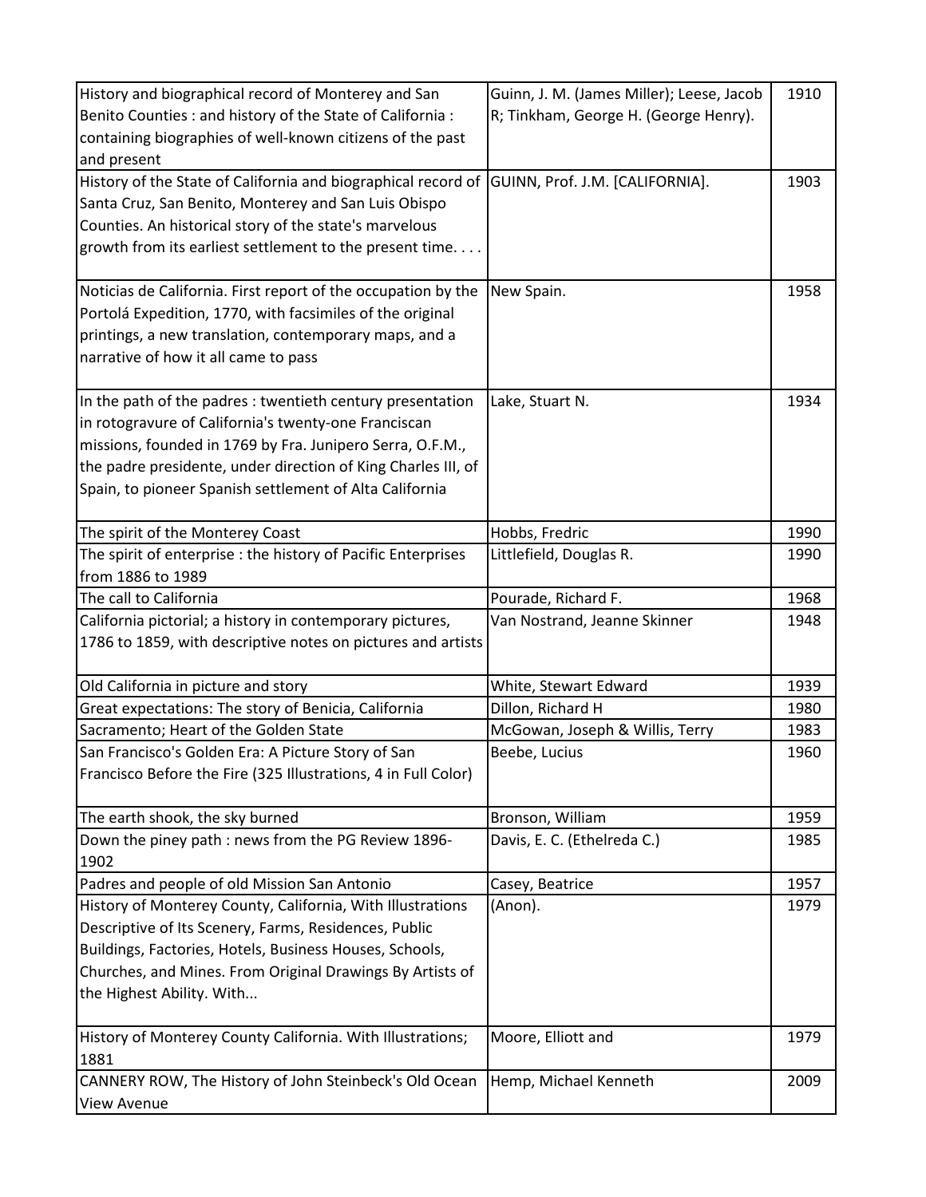| History and biographical record of Monterey and San Benito Counties : and history of the State of California : containing biographies of well-known citizens of the past and present | Guinn, J. M. (James Miller); Leese, Jacob R; Tinkham, George H. (George Henry). | 1910 |
|---|---|---|
| History of the State of California and biographical record of Santa Cruz, San Benito, Monterey and San Luis Obispo Counties. An historical story of the state's marvelous growth from its earliest settlement to the present time. . . . | GUINN, Prof. J.M. [CALIFORNIA]. | 1903 |
| Noticias de California. First report of the occupation by the Portolá Expedition, 1770, with facsimiles of the original printings, a new translation, contemporary maps, and a narrative of how it all came to pass | New Spain. | 1958 |
| In the path of the padres : twentieth century presentation in rotogravure of California's twenty-one Franciscan missions, founded in 1769 by Fra. Junipero Serra, O.F.M., the padre presidente, under direction of King Charles III, of Spain, to pioneer Spanish settlement of Alta California | Lake, Stuart N. | 1934 |
| The spirit of the Monterey Coast | Hobbs, Fredric | 1990 |
| The spirit of enterprise : the history of Pacific Enterprises from 1886 to 1989 | Littlefield, Douglas R. | 1990 |
| The call to California | Pourade, Richard F. | 1968 |
| California pictorial; a history in contemporary pictures, 1786 to 1859, with descriptive notes on pictures and artists | Van Nostrand, Jeanne Skinner | 1948 |
| Old California in picture and story | White, Stewart Edward | 1939 |
| Great expectations: The story of Benicia, California | Dillon, Richard H | 1980 |
| Sacramento; Heart of the Golden State | McGowan, Joseph & Willis, Terry | 1983 |
| San Francisco's Golden Era: A Picture Story of San Francisco Before the Fire (325 Illustrations, 4 in Full Color) | Beebe, Lucius | 1960 |
| The earth shook, the sky burned | Bronson, William | 1959 |
| Down the piney path : news from the PG Review 1896-1902 | Davis, E. C. (Ethelreda C.) | 1985 |
| Padres and people of old Mission San Antonio | Casey, Beatrice | 1957 |
| History of Monterey County, California, With Illustrations Descriptive of Its Scenery, Farms, Residences, Public Buildings, Factories, Hotels, Business Houses, Schools, Churches, and Mines. From Original Drawings By Artists of the Highest Ability. With... | (Anon). | 1979 |
| History of Monterey County California. With Illustrations; 1881 | Moore, Elliott and | 1979 |
| CANNERY ROW, The History of John Steinbeck's Old Ocean View Avenue | Hemp, Michael Kenneth | 2009 |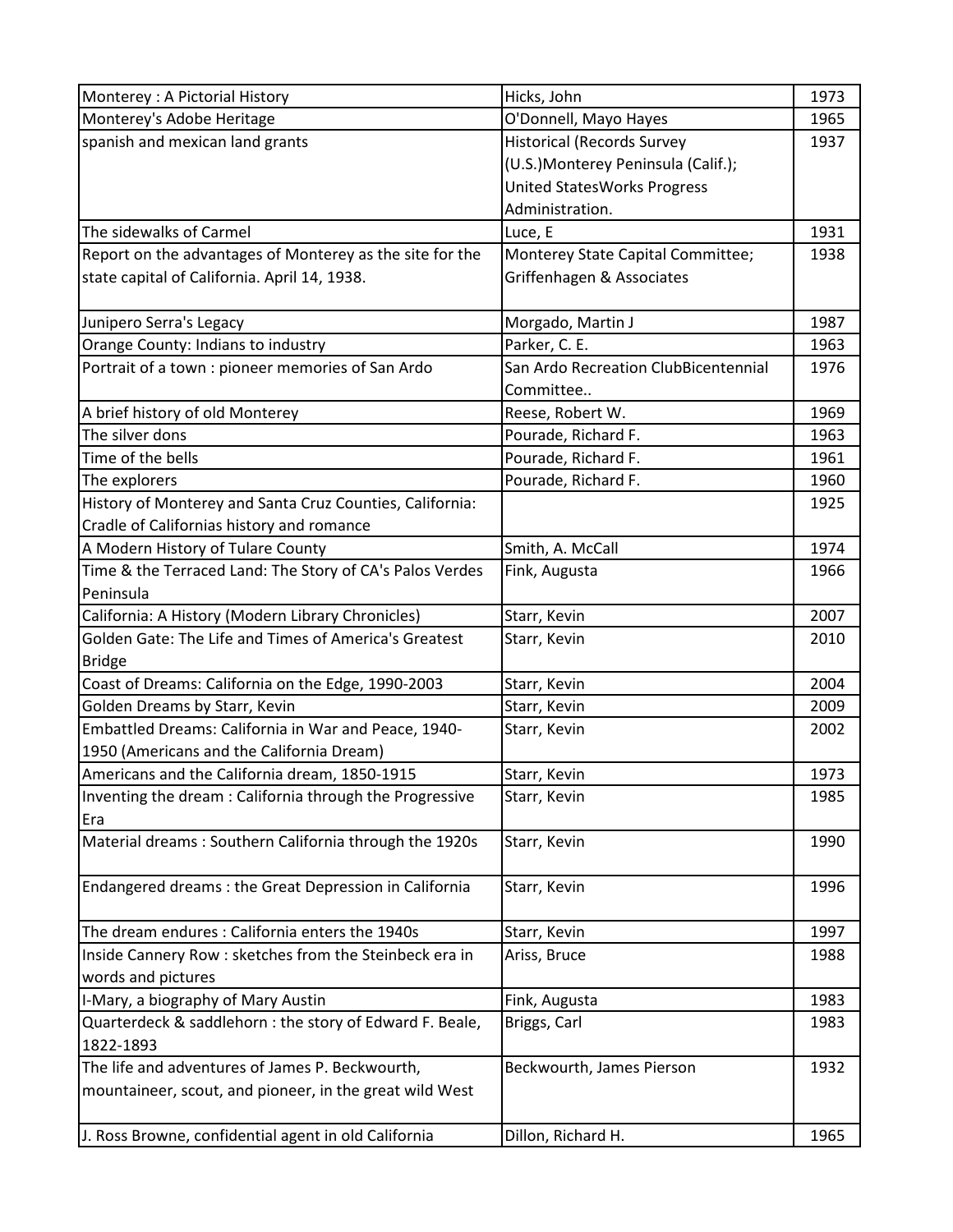| Monterey : A Pictorial History | Hicks, John | 1973 |
|---|---|---|
| Monterey's Adobe Heritage | O'Donnell, Mayo Hayes | 1965 |
| spanish and mexican land grants | Historical (Records Survey (U.S.)Monterey Peninsula (Calif.); United StatesWorks Progress Administration. | 1937 |
| The sidewalks of Carmel | Luce, E | 1931 |
| Report on the advantages of Monterey as the site for the state capital of California. April 14, 1938. | Monterey State Capital Committee; Griffenhagen & Associates | 1938 |
| Junipero Serra's Legacy | Morgado, Martin J | 1987 |
| Orange County: Indians to industry | Parker, C. E. | 1963 |
| Portrait of a town : pioneer memories of San Ardo | San Ardo Recreation ClubBicentennial Committee.. | 1976 |
| A brief history of old Monterey | Reese, Robert W. | 1969 |
| The silver dons | Pourade, Richard F. | 1963 |
| Time of the bells | Pourade, Richard F. | 1961 |
| The explorers | Pourade, Richard F. | 1960 |
| History of Monterey and Santa Cruz Counties, California: Cradle of Californias history and romance | | 1925 |
| A Modern History of Tulare County | Smith, A. McCall | 1974 |
| Time & the Terraced Land: The Story of CA's Palos Verdes Peninsula | Fink, Augusta | 1966 |
| California: A History (Modern Library Chronicles) | Starr, Kevin | 2007 |
| Golden Gate: The Life and Times of America's Greatest Bridge | Starr, Kevin | 2010 |
| Coast of Dreams: California on the Edge, 1990-2003 | Starr, Kevin | 2004 |
| Golden Dreams by Starr, Kevin | Starr, Kevin | 2009 |
| Embattled Dreams: California in War and Peace, 1940-1950 (Americans and the California Dream) | Starr, Kevin | 2002 |
| Americans and the California dream, 1850-1915 | Starr, Kevin | 1973 |
| Inventing the dream : California through the Progressive Era | Starr, Kevin | 1985 |
| Material dreams : Southern California through the 1920s | Starr, Kevin | 1990 |
| Endangered dreams : the Great Depression in California | Starr, Kevin | 1996 |
| The dream endures : California enters the 1940s | Starr, Kevin | 1997 |
| Inside Cannery Row : sketches from the Steinbeck era in words and pictures | Ariss, Bruce | 1988 |
| I-Mary, a biography of Mary Austin | Fink, Augusta | 1983 |
| Quarterdeck & saddlehorn : the story of Edward F. Beale, 1822-1893 | Briggs, Carl | 1983 |
| The life and adventures of James P. Beckwourth, mountaineer, scout, and pioneer, in the great wild West | Beckwourth, James Pierson | 1932 |
| J. Ross Browne, confidential agent in old California | Dillon, Richard H. | 1965 |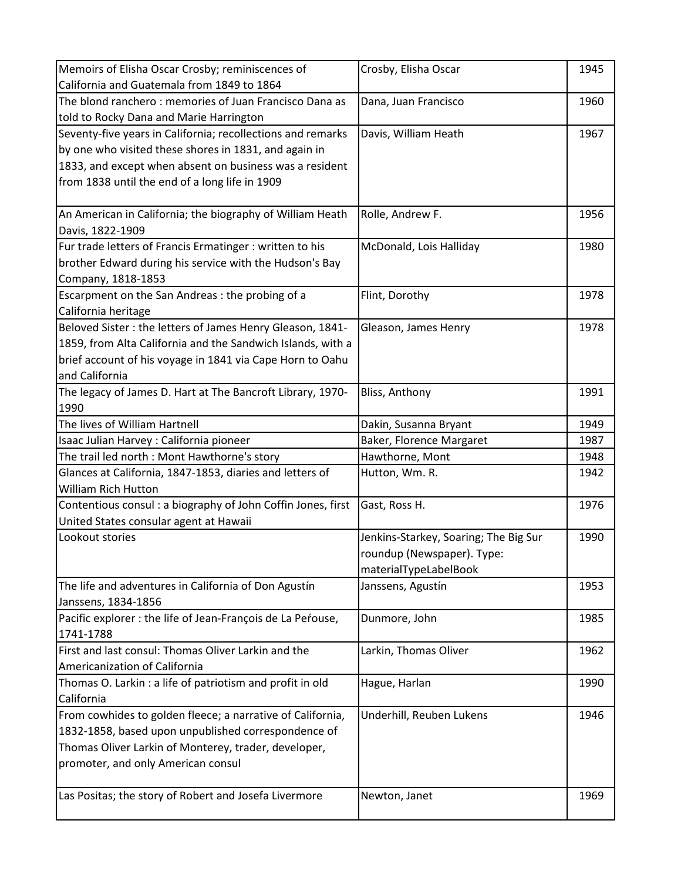| | | |
|---|---|---|
| Memoirs of Elisha Oscar Crosby; reminiscences of California and Guatemala from 1849 to 1864 | Crosby, Elisha Oscar | 1945 |
| The blond ranchero : memories of Juan Francisco Dana as told to Rocky Dana and Marie Harrington | Dana, Juan Francisco | 1960 |
| Seventy-five years in California; recollections and remarks by one who visited these shores in 1831, and again in 1833, and except when absent on business was a resident from 1838 until the end of a long life in 1909 | Davis, William Heath | 1967 |
| An American in California; the biography of William Heath Davis, 1822-1909 | Rolle, Andrew F. | 1956 |
| Fur trade letters of Francis Ermatinger : written to his brother Edward during his service with the Hudson's Bay Company, 1818-1853 | McDonald, Lois Halliday | 1980 |
| Escarpment on the San Andreas : the probing of a California heritage | Flint, Dorothy | 1978 |
| Beloved Sister : the letters of James Henry Gleason, 1841-1859, from Alta California and the Sandwich Islands, with a brief account of his voyage in 1841 via Cape Horn to Oahu and California | Gleason, James Henry | 1978 |
| The legacy of James D. Hart at The Bancroft Library, 1970-1990 | Bliss, Anthony | 1991 |
| The lives of William Hartnell | Dakin, Susanna Bryant | 1949 |
| Isaac Julian Harvey : California pioneer | Baker, Florence Margaret | 1987 |
| The trail led north : Mont Hawthorne's story | Hawthorne, Mont | 1948 |
| Glances at California, 1847-1853, diaries and letters of William Rich Hutton | Hutton, Wm. R. | 1942 |
| Contentious consul : a biography of John Coffin Jones, first United States consular agent at Hawaii | Gast, Ross H. | 1976 |
| Lookout stories | Jenkins-Starkey, Soaring; The Big Sur roundup (Newspaper). Type: materialTypeLabelBook | 1990 |
| The life and adventures in California of Don Agustín Janssens, 1834-1856 | Janssens, Agustín | 1953 |
| Pacific explorer : the life of Jean-François de La Pe ́rouse, 1741-1788 | Dunmore, John | 1985 |
| First and last consul: Thomas Oliver Larkin and the Americanization of California | Larkin, Thomas Oliver | 1962 |
| Thomas O. Larkin : a life of patriotism and profit in old California | Hague, Harlan | 1990 |
| From cowhides to golden fleece; a narrative of California, 1832-1858, based upon unpublished correspondence of Thomas Oliver Larkin of Monterey, trader, developer, promoter, and only American consul | Underhill, Reuben Lukens | 1946 |
| Las Positas; the story of Robert and Josefa Livermore | Newton, Janet | 1969 |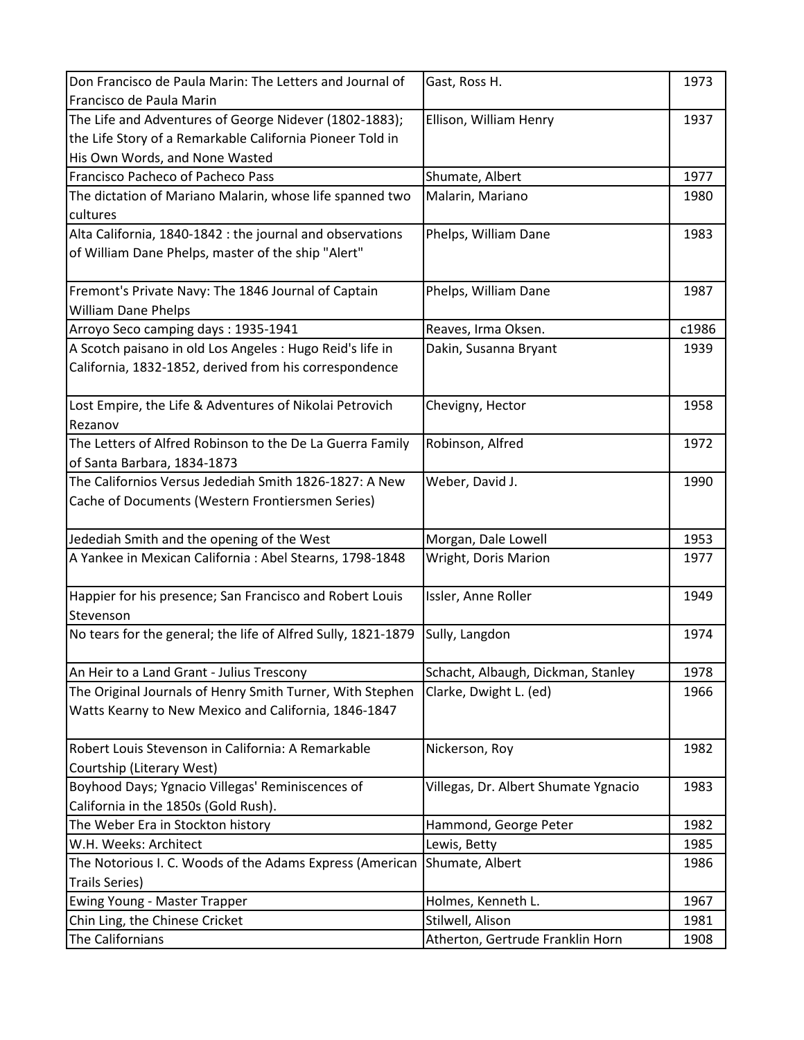| | | |
|---|---|---|
| Don Francisco de Paula Marin: The Letters and Journal of Francisco de Paula Marin | Gast, Ross H. | 1973 |
| The Life and Adventures of George Nidever (1802-1883); the Life Story of a Remarkable California Pioneer Told in His Own Words, and None Wasted | Ellison, William Henry | 1937 |
| Francisco Pacheco of Pacheco Pass | Shumate, Albert | 1977 |
| The dictation of Mariano Malarin, whose life spanned two cultures | Malarin, Mariano | 1980 |
| Alta California, 1840-1842 : the journal and observations of William Dane Phelps, master of the ship "Alert" | Phelps, William Dane | 1983 |
| Fremont's Private Navy: The 1846 Journal of Captain William Dane Phelps | Phelps, William Dane | 1987 |
| Arroyo Seco camping days : 1935-1941 | Reaves, Irma Oksen. | c1986 |
| A Scotch paisano in old Los Angeles : Hugo Reid's life in California, 1832-1852, derived from his correspondence | Dakin, Susanna Bryant | 1939 |
| Lost Empire, the Life & Adventures of Nikolai Petrovich Rezanov | Chevigny, Hector | 1958 |
| The Letters of Alfred Robinson to the De La Guerra Family of Santa Barbara, 1834-1873 | Robinson, Alfred | 1972 |
| The Californios Versus Jedediah Smith 1826-1827: A New Cache of Documents (Western Frontiersmen Series) | Weber, David J. | 1990 |
| Jedediah Smith and the opening of the West | Morgan, Dale Lowell | 1953 |
| A Yankee in Mexican California : Abel Stearns, 1798-1848 | Wright, Doris Marion | 1977 |
| Happier for his presence; San Francisco and Robert Louis Stevenson | Issler, Anne Roller | 1949 |
| No tears for the general; the life of Alfred Sully, 1821-1879 | Sully, Langdon | 1974 |
| An Heir to a Land Grant - Julius Trescony | Schacht, Albaugh, Dickman, Stanley | 1978 |
| The Original Journals of Henry Smith Turner, With Stephen Watts Kearny to New Mexico and California, 1846-1847 | Clarke, Dwight L. (ed) | 1966 |
| Robert Louis Stevenson in California: A Remarkable Courtship (Literary West) | Nickerson, Roy | 1982 |
| Boyhood Days; Ygnacio Villegas' Reminiscences of California in the 1850s (Gold Rush). | Villegas, Dr. Albert Shumate Ygnacio | 1983 |
| The Weber Era in Stockton history | Hammond, George Peter | 1982 |
| W.H. Weeks: Architect | Lewis, Betty | 1985 |
| The Notorious I. C. Woods of the Adams Express (American Trails Series) | Shumate, Albert | 1986 |
| Ewing Young - Master Trapper | Holmes, Kenneth L. | 1967 |
| Chin Ling, the Chinese Cricket | Stilwell, Alison | 1981 |
| The Californians | Atherton, Gertrude Franklin Horn | 1908 |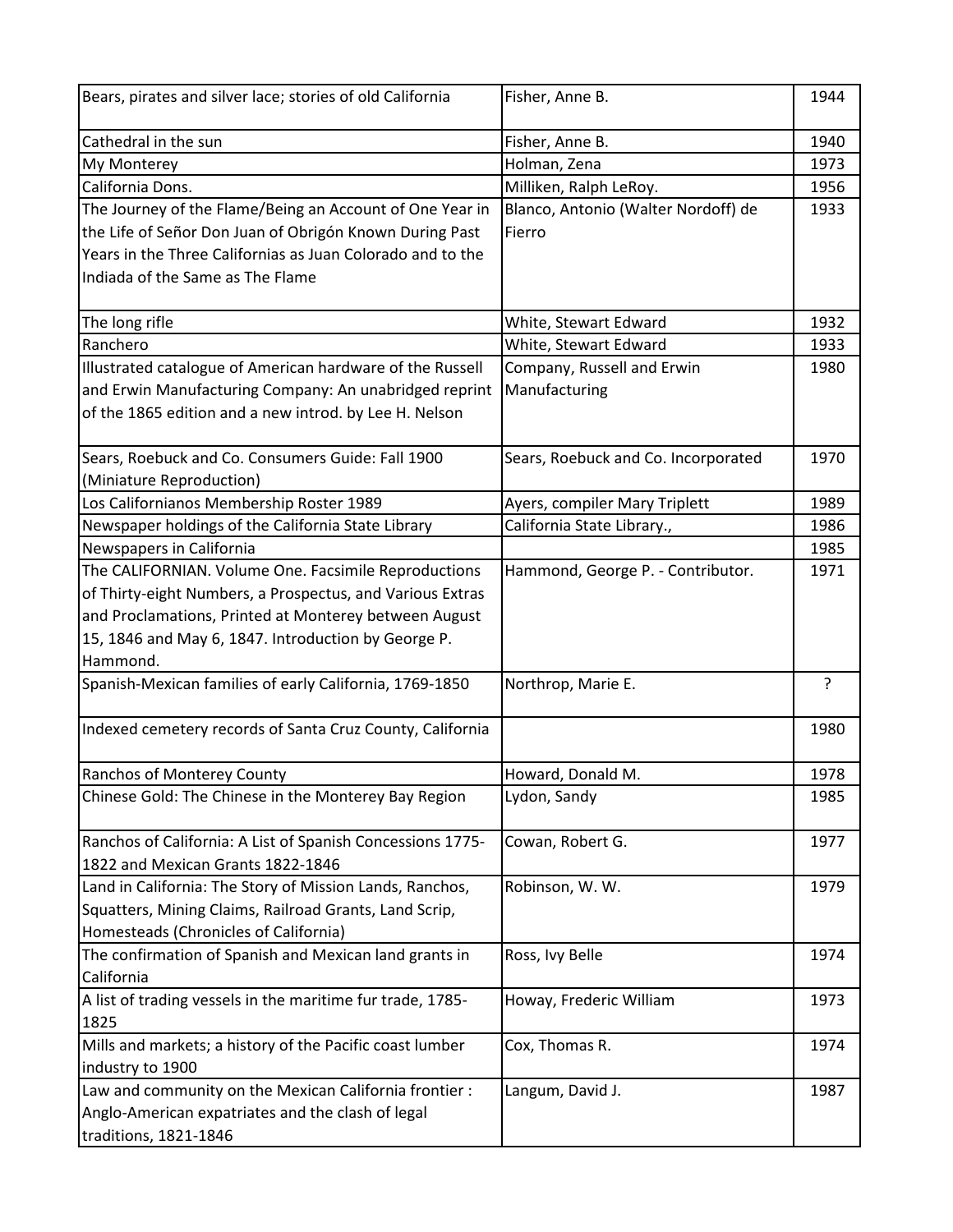| Bears, pirates and silver lace; stories of old California | Fisher, Anne B. | 1944 |
|---|---|---|
| Cathedral in the sun | Fisher, Anne B. | 1940 |
| My Monterey | Holman, Zena | 1973 |
| California Dons. | Milliken, Ralph LeRoy. | 1956 |
| The Journey of the Flame/Being an Account of One Year in the Life of Señor Don Juan of Obrigón Known During Past Years in the Three Californias as Juan Colorado and to the Indiada of the Same as The Flame | Blanco, Antonio (Walter Nordoff) de Fierro | 1933 |
| The long rifle | White, Stewart Edward | 1932 |
| Ranchero | White, Stewart Edward | 1933 |
| Illustrated catalogue of American hardware of the Russell and Erwin Manufacturing Company: An unabridged reprint of the 1865 edition and a new introd. by Lee H. Nelson | Company, Russell and Erwin Manufacturing | 1980 |
| Sears, Roebuck and Co. Consumers Guide: Fall 1900 (Miniature Reproduction) | Sears, Roebuck and Co. Incorporated | 1970 |
| Los Californianos Membership Roster 1989 | Ayers, compiler Mary Triplett | 1989 |
| Newspaper holdings of the California State Library | California State Library., | 1986 |
| Newspapers in California | | 1985 |
| The CALIFORNIAN. Volume One. Facsimile Reproductions of Thirty-eight Numbers, a Prospectus, and Various Extras and Proclamations, Printed at Monterey between August 15, 1846 and May 6, 1847. Introduction by George P. Hammond. | Hammond, George P. - Contributor. | 1971 |
| Spanish-Mexican families of early California, 1769-1850 | Northrop, Marie E. | ? |
| Indexed cemetery records of Santa Cruz County, California | | 1980 |
| Ranchos of Monterey County | Howard, Donald M. | 1978 |
| Chinese Gold: The Chinese in the Monterey Bay Region | Lydon, Sandy | 1985 |
| Ranchos of California: A List of Spanish Concessions 1775-1822 and Mexican Grants 1822-1846 | Cowan, Robert G. | 1977 |
| Land in California: The Story of Mission Lands, Ranchos, Squatters, Mining Claims, Railroad Grants, Land Scrip, Homesteads (Chronicles of California) | Robinson, W. W. | 1979 |
| The confirmation of Spanish and Mexican land grants in California | Ross, Ivy Belle | 1974 |
| A list of trading vessels in the maritime fur trade, 1785-1825 | Howay, Frederic William | 1973 |
| Mills and markets; a history of the Pacific coast lumber industry to 1900 | Cox, Thomas R. | 1974 |
| Law and community on the Mexican California frontier : Anglo-American expatriates and the clash of legal traditions, 1821-1846 | Langum, David J. | 1987 |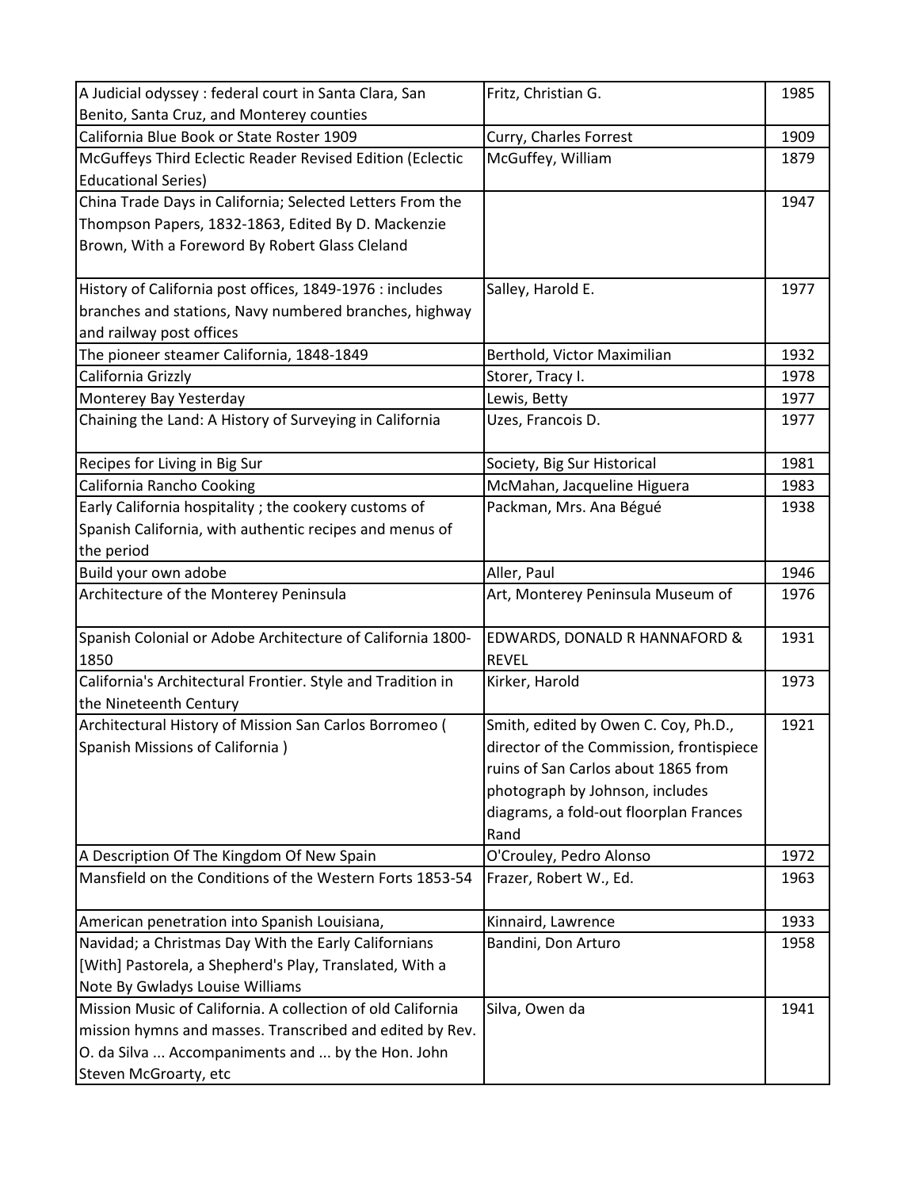| | | |
|---|---|---|
| A Judicial odyssey : federal court in Santa Clara, San Benito, Santa Cruz, and Monterey counties | Fritz, Christian G. | 1985 |
| California Blue Book or State Roster 1909 | Curry, Charles Forrest | 1909 |
| McGuffeys Third Eclectic Reader Revised Edition (Eclectic Educational Series) | McGuffey, William | 1879 |
| China Trade Days in California; Selected Letters From the Thompson Papers, 1832-1863, Edited By D. Mackenzie Brown, With a Foreword By Robert Glass Cleland | | 1947 |
| History of California post offices, 1849-1976 : includes branches and stations, Navy numbered branches, highway and railway post offices | Salley, Harold E. | 1977 |
| The pioneer steamer California, 1848-1849 | Berthold, Victor Maximilian | 1932 |
| California Grizzly | Storer, Tracy I. | 1978 |
| Monterey Bay Yesterday | Lewis, Betty | 1977 |
| Chaining the Land: A History of Surveying in California | Uzes, Francois D. | 1977 |
| Recipes for Living in Big Sur | Society, Big Sur Historical | 1981 |
| California Rancho Cooking | McMahan, Jacqueline Higuera | 1983 |
| Early California hospitality ; the cookery customs of Spanish California, with authentic recipes and menus of the period | Packman, Mrs. Ana Bégué | 1938 |
| Build your own adobe | Aller, Paul | 1946 |
| Architecture of the Monterey Peninsula | Art, Monterey Peninsula Museum of | 1976 |
| Spanish Colonial or Adobe Architecture of California 1800-1850 | EDWARDS, DONALD R HANNAFORD & REVEL | 1931 |
| California's Architectural Frontier. Style and Tradition in the Nineteenth Century | Kirker, Harold | 1973 |
| Architectural History of Mission San Carlos Borromeo ( Spanish Missions of California ) | Smith, edited by Owen C. Coy, Ph.D., director of the Commission, frontispiece ruins of San Carlos about 1865 from photograph by Johnson, includes diagrams, a fold-out floorplan Frances Rand | 1921 |
| A Description Of The Kingdom Of New Spain | O'Crouley, Pedro Alonso | 1972 |
| Mansfield on the Conditions of the Western Forts 1853-54 | Frazer, Robert W., Ed. | 1963 |
| American penetration into Spanish Louisiana, | Kinnaird, Lawrence | 1933 |
| Navidad; a Christmas Day With the Early Californians [With] Pastorela, a Shepherd's Play, Translated, With a Note By Gwladys Louise Williams | Bandini, Don Arturo | 1958 |
| Mission Music of California. A collection of old California mission hymns and masses. Transcribed and edited by Rev. O. da Silva ... Accompaniments and ... by the Hon. John Steven McGroarty, etc | Silva, Owen da | 1941 |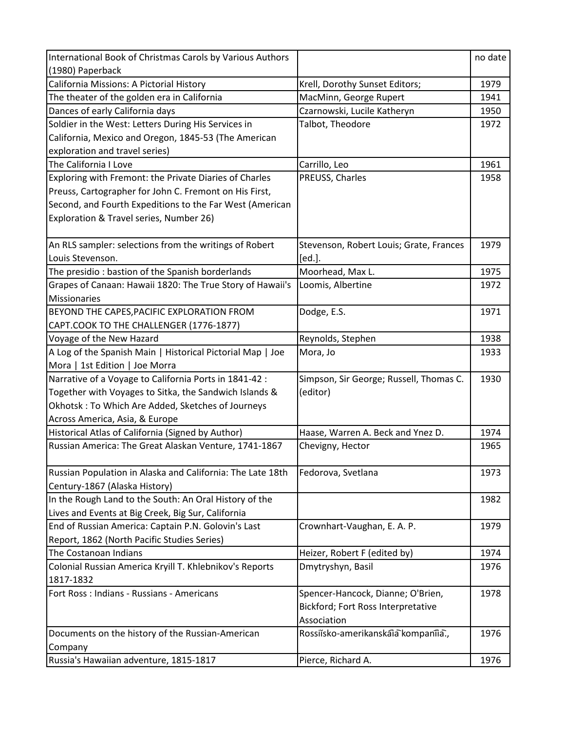| | | |
|---|---|---|
| International Book of Christmas Carols by Various Authors (1980) Paperback | | no date |
| California Missions: A Pictorial History | Krell, Dorothy Sunset Editors; | 1979 |
| The theater of the golden era in California | MacMinn, George Rupert | 1941 |
| Dances of early California days | Czarnowski, Lucile Katheryn | 1950 |
| Soldier in the West: Letters During His Services in California, Mexico and Oregon, 1845-53 (The American exploration and travel series) | Talbot, Theodore | 1972 |
| The California I Love | Carrillo, Leo | 1961 |
| Exploring with Fremont: the Private Diaries of Charles Preuss, Cartographer for John C. Fremont on His First, Second, and Fourth Expeditions to the Far West (American Exploration & Travel series, Number 26) | PREUSS, Charles | 1958 |
| An RLS sampler: selections from the writings of Robert Louis Stevenson. | Stevenson, Robert Louis; Grate, Frances [ed.]. | 1979 |
| The presidio : bastion of the Spanish borderlands | Moorhead, Max L. | 1975 |
| Grapes of Canaan: Hawaii 1820: The True Story of Hawaii's Missionaries | Loomis, Albertine | 1972 |
| BEYOND THE CAPES,PACIFIC EXPLORATION FROM CAPT.COOK TO THE CHALLENGER (1776-1877) | Dodge, E.S. | 1971 |
| Voyage of the New Hazard | Reynolds, Stephen | 1938 |
| A Log of the Spanish Main \| Historical Pictorial Map \| Joe Mora \| 1st Edition \| Joe Morra | Mora, Jo | 1933 |
| Narrative of a Voyage to California Ports in 1841-42 : Together with Voyages to Sitka, the Sandwich Islands & Okhotsk : To Which Are Added, Sketches of Journeys Across America, Asia, & Europe | Simpson, Sir George; Russell, Thomas C. (editor) | 1930 |
| Historical Atlas of California (Signed by Author) | Haase, Warren A. Beck and Ynez D. | 1974 |
| Russian America: The Great Alaskan Venture, 1741-1867 | Chevigny, Hector | 1965 |
| Russian Population in Alaska and California: The Late 18th Century-1867 (Alaska History) | Fedorova, Svetlana | 1973 |
| In the Rough Land to the South: An Oral History of the Lives and Events at Big Creek, Big Sur, California | | 1982 |
| End of Russian America: Captain P.N. Golovin's Last Report, 1862 (North Pacific Studies Series) | Crownhart-Vaughan, E. A. P. | 1979 |
| The Costanoan Indians | Heizer, Robert F (edited by) | 1974 |
| Colonial Russian America Kryill T. Khlebnikov's Reports 1817-1832 | Dmytryshyn, Basil | 1976 |
| Fort Ross : Indians - Russians - Americans | Spencer-Hancock, Dianne; O'Brien, Bickford; Fort Ross Interpretative Association | 1978 |
| Documents on the history of the Russian-American Company | Rossiĭsko-amerikanskai͡a kompanii͡a., | 1976 |
| Russia's Hawaiian adventure, 1815-1817 | Pierce, Richard A. | 1976 |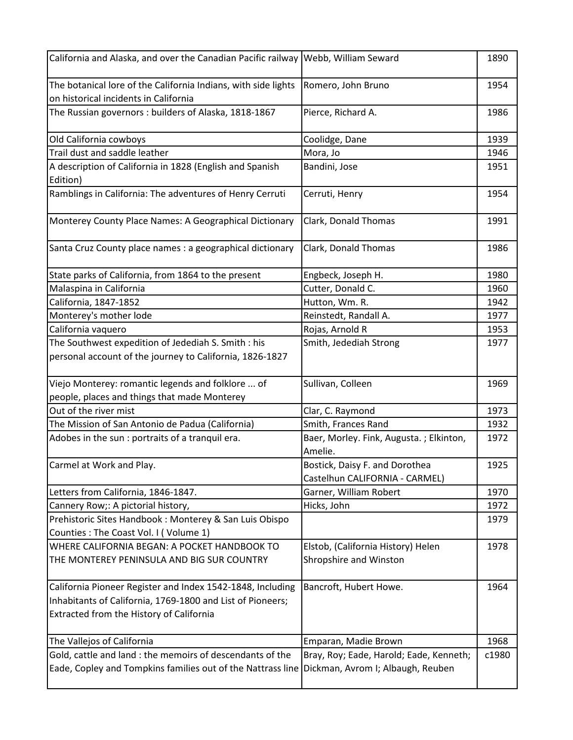| California and Alaska, and over the Canadian Pacific railway | Webb, William Seward | 1890 |
|---|---|---|
| The botanical lore of the California Indians, with side lights on historical incidents in California | Romero, John Bruno | 1954 |
| The Russian governors : builders of Alaska, 1818-1867 | Pierce, Richard A. | 1986 |
| Old California cowboys | Coolidge, Dane | 1939 |
| Trail dust and saddle leather | Mora, Jo | 1946 |
| A description of California in 1828 (English and Spanish Edition) | Bandini, Jose | 1951 |
| Ramblings in California: The adventures of Henry Cerruti | Cerruti, Henry | 1954 |
| Monterey County Place Names: A Geographical Dictionary | Clark, Donald Thomas | 1991 |
| Santa Cruz County place names : a geographical dictionary | Clark, Donald Thomas | 1986 |
| State parks of California, from 1864 to the present | Engbeck, Joseph H. | 1980 |
| Malaspina in California | Cutter, Donald C. | 1960 |
| California, 1847-1852 | Hutton, Wm. R. | 1942 |
| Monterey's mother lode | Reinstedt, Randall A. | 1977 |
| California vaquero | Rojas, Arnold R | 1953 |
| The Southwest expedition of Jedediah S. Smith : his personal account of the journey to California, 1826-1827 | Smith, Jedediah Strong | 1977 |
| Viejo Monterey: romantic legends and folklore ... of people, places and things that made Monterey | Sullivan, Colleen | 1969 |
| Out of the river mist | Clar, C. Raymond | 1973 |
| The Mission of San Antonio de Padua (California) | Smith, Frances Rand | 1932 |
| Adobes in the sun : portraits of a tranquil era. | Baer, Morley. Fink, Augusta. ; Elkinton, Amelie. | 1972 |
| Carmel at Work and Play. | Bostick, Daisy F. and Dorothea Castelhun CALIFORNIA - CARMEL) | 1925 |
| Letters from California, 1846-1847. | Garner, William Robert | 1970 |
| Cannery Row;: A pictorial history, | Hicks, John | 1972 |
| Prehistoric Sites Handbook : Monterey & San Luis Obispo Counties : The Coast Vol. I ( Volume 1) | | 1979 |
| WHERE CALIFORNIA BEGAN: A POCKET HANDBOOK TO THE MONTEREY PENINSULA AND BIG SUR COUNTRY | Elstob, (California History) Helen Shropshire and Winston | 1978 |
| California Pioneer Register and Index 1542-1848, Including Inhabitants of California, 1769-1800 and List of Pioneers; Extracted from the History of California | Bancroft, Hubert Howe. | 1964 |
| The Vallejos of California | Emparan, Madie Brown | 1968 |
| Gold, cattle and land : the memoirs of descendants of the Eade, Copley and Tompkins families out of the Nattrass line | Bray, Roy; Eade, Harold; Eade, Kenneth; Dickman, Avrom I; Albaugh, Reuben | c1980 |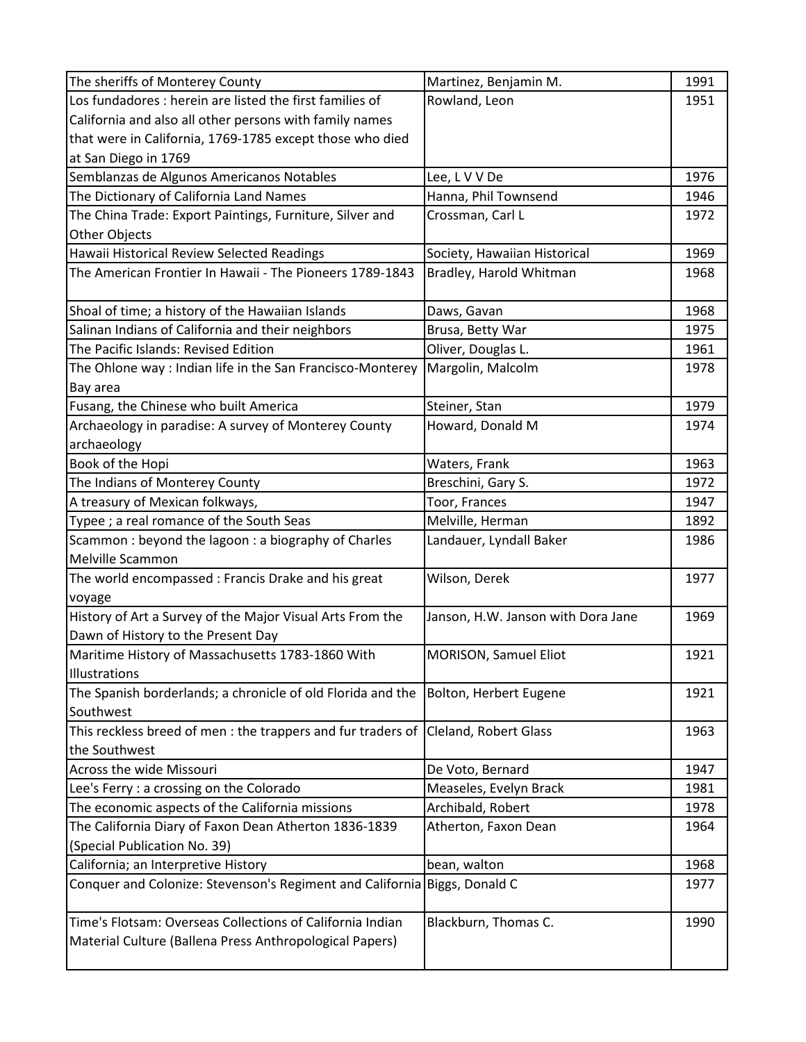| The sheriffs of Monterey County | Martinez, Benjamin M. | 1991 |
|---|---|---|
| Los fundadores : herein are listed the first families of California and also all other persons with family names that were in California, 1769-1785 except those who died at San Diego in 1769 | Rowland, Leon | 1951 |
| Semblanzas de Algunos Americanos Notables | Lee, L V V De | 1976 |
| The Dictionary of California Land Names | Hanna, Phil Townsend | 1946 |
| The China Trade: Export Paintings, Furniture, Silver and Other Objects | Crossman, Carl L | 1972 |
| Hawaii Historical Review Selected Readings | Society, Hawaiian Historical | 1969 |
| The American Frontier In Hawaii - The Pioneers 1789-1843 | Bradley, Harold Whitman | 1968 |
| Shoal of time; a history of the Hawaiian Islands | Daws, Gavan | 1968 |
| Salinan Indians of California and their neighbors | Brusa, Betty War | 1975 |
| The Pacific Islands: Revised Edition | Oliver, Douglas L. | 1961 |
| The Ohlone way : Indian life in the San Francisco-Monterey Bay area | Margolin, Malcolm | 1978 |
| Fusang, the Chinese who built America | Steiner, Stan | 1979 |
| Archaeology in paradise: A survey of Monterey County archaeology | Howard, Donald M | 1974 |
| Book of the Hopi | Waters, Frank | 1963 |
| The Indians of Monterey County | Breschini, Gary S. | 1972 |
| A treasury of Mexican folkways, | Toor, Frances | 1947 |
| Typee ; a real romance of the South Seas | Melville, Herman | 1892 |
| Scammon : beyond the lagoon : a biography of Charles Melville Scammon | Landauer, Lyndall Baker | 1986 |
| The world encompassed : Francis Drake and his great voyage | Wilson, Derek | 1977 |
| History of Art a Survey of the Major Visual Arts From the Dawn of History to the Present Day | Janson, H.W. Janson with Dora Jane | 1969 |
| Maritime History of Massachusetts 1783-1860 With Illustrations | MORISON, Samuel Eliot | 1921 |
| The Spanish borderlands; a chronicle of old Florida and the Southwest | Bolton, Herbert Eugene | 1921 |
| This reckless breed of men : the trappers and fur traders of the Southwest | Cleland, Robert Glass | 1963 |
| Across the wide Missouri | De Voto, Bernard | 1947 |
| Lee's Ferry : a crossing on the Colorado | Measeles, Evelyn Brack | 1981 |
| The economic aspects of the California missions | Archibald, Robert | 1978 |
| The California Diary of Faxon Dean Atherton 1836-1839 (Special Publication No. 39) | Atherton, Faxon Dean | 1964 |
| California; an Interpretive History | bean, walton | 1968 |
| Conquer and Colonize: Stevenson's Regiment and California | Biggs, Donald C | 1977 |
| Time's Flotsam: Overseas Collections of California Indian Material Culture (Ballena Press Anthropological Papers) | Blackburn, Thomas C. | 1990 |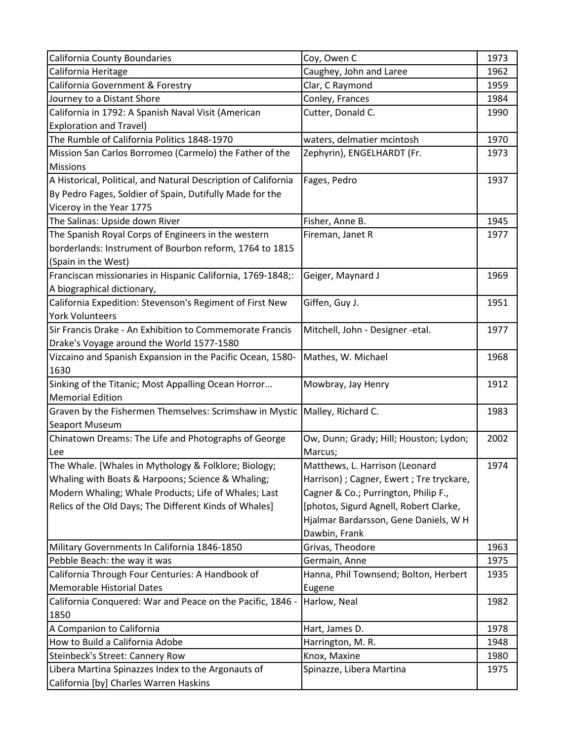| | | |
|---|---|---|
| California County Boundaries | Coy, Owen C | 1973 |
| California Heritage | Caughey, John and Laree | 1962 |
| California Government & Forestry | Clar, C Raymond | 1959 |
| Journey to a Distant Shore | Conley, Frances | 1984 |
| California in 1792: A Spanish Naval Visit (American Exploration and Travel) | Cutter, Donald C. | 1990 |
| The Rumble of California Politics 1848-1970 | waters, delmatier mcintosh | 1970 |
| Mission San Carlos Borromeo (Carmelo) the Father of the Missions | Zephyrin), ENGELHARDT (Fr. | 1973 |
| A Historical, Political, and Natural Description of California By Pedro Fages, Soldier of Spain, Dutifully Made for the Viceroy in the Year 1775 | Fages, Pedro | 1937 |
| The Salinas: Upside down River | Fisher, Anne B. | 1945 |
| The Spanish Royal Corps of Engineers in the western borderlands: Instrument of Bourbon reform, 1764 to 1815 (Spain in the West) | Fireman, Janet R | 1977 |
| Franciscan missionaries in Hispanic California, 1769-1848;: A biographical dictionary, | Geiger, Maynard J | 1969 |
| California Expedition: Stevenson's Regiment of First New York Volunteers | Giffen, Guy J. | 1951 |
| Sir Francis Drake - An Exhibition to Commemorate Francis Drake's Voyage around the World 1577-1580 | Mitchell, John - Designer -etal. | 1977 |
| Vizcaino and Spanish Expansion in the Pacific Ocean, 1580-1630 | Mathes, W. Michael | 1968 |
| Sinking of the Titanic; Most Appalling Ocean Horror... Memorial Edition | Mowbray, Jay Henry | 1912 |
| Graven by the Fishermen Themselves: Scrimshaw in Mystic Seaport Museum | Malley, Richard C. | 1983 |
| Chinatown Dreams: The Life and Photographs of George Lee | Ow, Dunn; Grady; Hill; Houston; Lydon; Marcus; | 2002 |
| The Whale. [Whales in Mythology & Folklore; Biology; Whaling with Boats & Harpoons; Science & Whaling; Modern Whaling; Whale Products; Life of Whales; Last Relics of the Old Days; The Different Kinds of Whales] | Matthews, L. Harrison (Leonard Harrison) ; Cagner, Ewert ; Tre tryckare, Cagner & Co.; Purrington, Philip F., [photos, Sigurd Agnell, Robert Clarke, Hjalmar Bardarsson, Gene Daniels, W H Dawbin, Frank | 1974 |
| Military Governments In California 1846-1850 | Grivas, Theodore | 1963 |
| Pebble Beach: the way it was | Germain, Anne | 1975 |
| California Through Four Centuries: A Handbook of Memorable Historial Dates | Hanna, Phil Townsend; Bolton, Herbert Eugene | 1935 |
| California Conquered: War and Peace on the Pacific, 1846 - 1850 | Harlow, Neal | 1982 |
| A Companion to California | Hart, James D. | 1978 |
| How to Build a California Adobe | Harrington, M. R. | 1948 |
| Steinbeck's Street: Cannery Row | Knox, Maxine | 1980 |
| Libera Martina Spinazzes Index to the Argonauts of California [by] Charles Warren Haskins | Spinazze, Libera Martina | 1975 |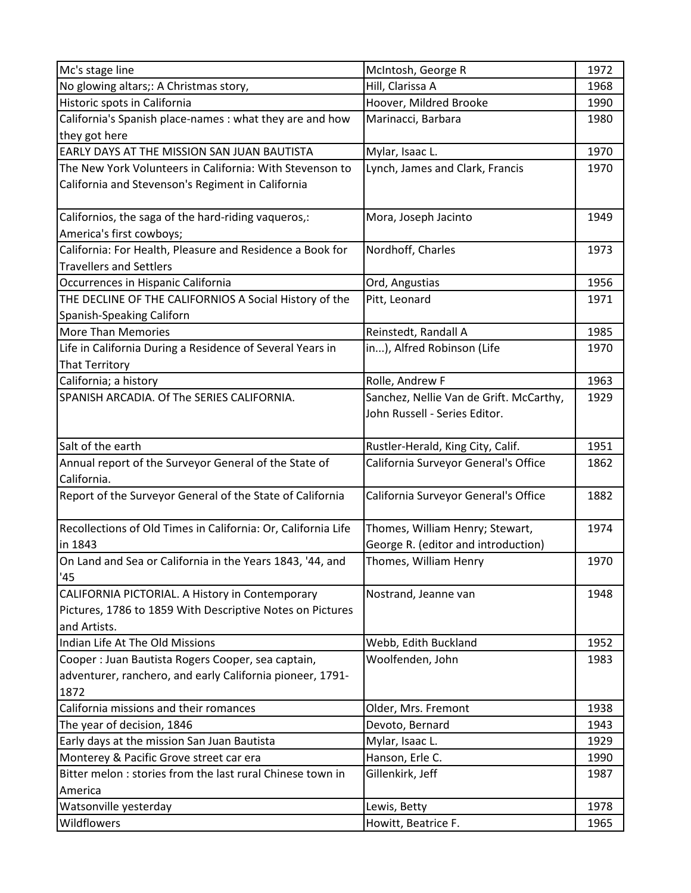| Mc's stage line | McIntosh, George R | 1972 |
|---|---|---|
| No glowing altars;: A Christmas story, | Hill, Clarissa A | 1968 |
| Historic spots in California | Hoover, Mildred Brooke | 1990 |
| California's Spanish place-names : what they are and how they got here | Marinacci, Barbara | 1980 |
| EARLY DAYS AT THE MISSION SAN JUAN BAUTISTA | Mylar, Isaac L. | 1970 |
| The New York Volunteers in California: With Stevenson to California and Stevenson's Regiment in California | Lynch, James and Clark, Francis | 1970 |
| Californios, the saga of the hard-riding vaqueros,: America's first cowboys; | Mora, Joseph Jacinto | 1949 |
| California: For Health, Pleasure and Residence a Book for Travellers and Settlers | Nordhoff, Charles | 1973 |
| Occurrences in Hispanic California | Ord, Angustias | 1956 |
| THE DECLINE OF THE CALIFORNIOS A Social History of the Spanish-Speaking Californ | Pitt, Leonard | 1971 |
| More Than Memories | Reinstedt, Randall A | 1985 |
| Life in California During a Residence of Several Years in That Territory | in...), Alfred Robinson (Life | 1970 |
| California; a history | Rolle, Andrew F | 1963 |
| SPANISH ARCADIA. Of The SERIES CALIFORNIA. | Sanchez, Nellie Van de Grift. McCarthy, John Russell - Series Editor. | 1929 |
| Salt of the earth | Rustler-Herald, King City, Calif. | 1951 |
| Annual report of the Surveyor General of the State of California. | California Surveyor General's Office | 1862 |
| Report of the Surveyor General of the State of California | California Surveyor General's Office | 1882 |
| Recollections of Old Times in California: Or, California Life in 1843 | Thomes, William Henry; Stewart, George R. (editor and introduction) | 1974 |
| On Land and Sea or California in the Years 1843, '44, and '45 | Thomes, William Henry | 1970 |
| CALIFORNIA PICTORIAL. A History in Contemporary Pictures, 1786 to 1859 With Descriptive Notes on Pictures and Artists. | Nostrand, Jeanne van | 1948 |
| Indian Life At The Old Missions | Webb, Edith Buckland | 1952 |
| Cooper : Juan Bautista Rogers Cooper, sea captain, adventurer, ranchero, and early California pioneer, 1791-1872 | Woolfenden, John | 1983 |
| California missions and their romances | Older, Mrs. Fremont | 1938 |
| The year of decision, 1846 | Devoto, Bernard | 1943 |
| Early days at the mission San Juan Bautista | Mylar, Isaac L. | 1929 |
| Monterey & Pacific Grove street car era | Hanson, Erle C. | 1990 |
| Bitter melon : stories from the last rural Chinese town in America | Gillenkirk, Jeff | 1987 |
| Watsonville yesterday | Lewis, Betty | 1978 |
| Wildflowers | Howitt, Beatrice F. | 1965 |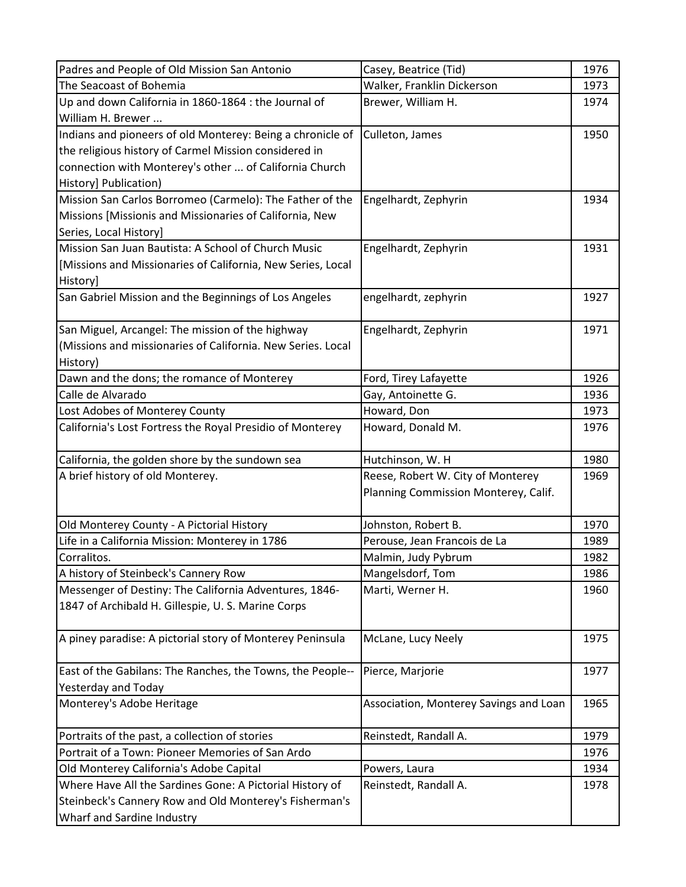| Padres and People of Old Mission San Antonio | Casey, Beatrice (Tid) | 1976 |
|---|---|---|
| The Seacoast of Bohemia | Walker, Franklin Dickerson | 1973 |
| Up and down California in 1860-1864 : the Journal of William H. Brewer ... | Brewer, William H. | 1974 |
| Indians and pioneers of old Monterey: Being a chronicle of the religious history of Carmel Mission considered in connection with Monterey's other ... of California Church History] Publication) | Culleton, James | 1950 |
| Mission San Carlos Borromeo (Carmelo): The Father of the Missions [Missionis and Missionaries of California, New Series, Local History] | Engelhardt, Zephyrin | 1934 |
| Mission San Juan Bautista: A School of Church Music [Missions and Missionaries of California, New Series, Local History] | Engelhardt, Zephyrin | 1931 |
| San Gabriel Mission and the Beginnings of Los Angeles | engelhardt, zephyrin | 1927 |
| San Miguel, Arcangel: The mission of the highway (Missions and missionaries of California. New Series. Local History) | Engelhardt, Zephyrin | 1971 |
| Dawn and the dons; the romance of Monterey | Ford, Tirey Lafayette | 1926 |
| Calle de Alvarado | Gay, Antoinette G. | 1936 |
| Lost Adobes of Monterey County | Howard, Don | 1973 |
| California's Lost Fortress the Royal Presidio of Monterey | Howard, Donald M. | 1976 |
| California, the golden shore by the sundown sea | Hutchinson, W. H | 1980 |
| A brief history of old Monterey. | Reese, Robert W. City of Monterey Planning Commission Monterey, Calif. | 1969 |
| Old Monterey County - A Pictorial History | Johnston, Robert B. | 1970 |
| Life in a California Mission: Monterey in 1786 | Perouse, Jean Francois de La | 1989 |
| Corralitos. | Malmin, Judy Pybrum | 1982 |
| A history of Steinbeck's Cannery Row | Mangelsdorf, Tom | 1986 |
| Messenger of Destiny: The California Adventures, 1846-1847 of Archibald H. Gillespie, U. S. Marine Corps | Marti, Werner H. | 1960 |
| A piney paradise: A pictorial story of Monterey Peninsula | McLane, Lucy Neely | 1975 |
| East of the Gabilans: The Ranches, the Towns, the People--Yesterday and Today | Pierce, Marjorie | 1977 |
| Monterey's Adobe Heritage | Association, Monterey Savings and Loan | 1965 |
| Portraits of the past, a collection of stories | Reinstedt, Randall A. | 1979 |
| Portrait of a Town: Pioneer Memories of San Ardo | | 1976 |
| Old Monterey California's Adobe Capital | Powers, Laura | 1934 |
| Where Have All the Sardines Gone: A Pictorial History of Steinbeck's Cannery Row and Old Monterey's Fisherman's Wharf and Sardine Industry | Reinstedt, Randall A. | 1978 |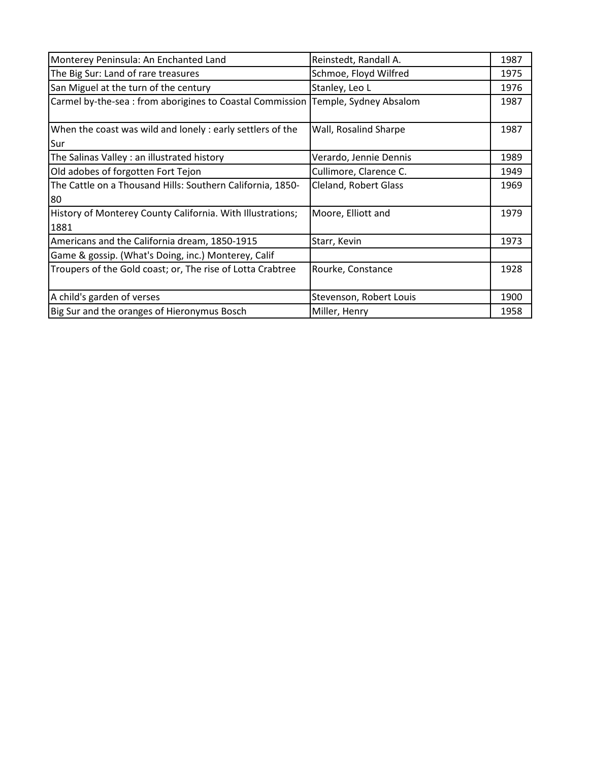| | | |
|---|---|---|
| Monterey Peninsula: An Enchanted Land | Reinstedt, Randall A. | 1987 |
| The Big Sur: Land of rare treasures | Schmoe, Floyd Wilfred | 1975 |
| San Miguel at the turn of the century | Stanley, Leo L | 1976 |
| Carmel by-the-sea : from aborigines to Coastal Commission | Temple, Sydney Absalom | 1987 |
| When the coast was wild and lonely : early settlers of the Sur | Wall, Rosalind Sharpe | 1987 |
| The Salinas Valley : an illustrated history | Verardo, Jennie Dennis | 1989 |
| Old adobes of forgotten Fort Tejon | Cullimore, Clarence C. | 1949 |
| The Cattle on a Thousand Hills: Southern California, 1850-80 | Cleland, Robert Glass | 1969 |
| History of Monterey County California. With Illustrations; 1881 | Moore, Elliott and | 1979 |
| Americans and the California dream, 1850-1915 | Starr, Kevin | 1973 |
| Game & gossip. (What's Doing, inc.) Monterey, Calif | | |
| Troupers of the Gold coast; or, The rise of Lotta Crabtree | Rourke, Constance | 1928 |
| A child's garden of verses | Stevenson, Robert Louis | 1900 |
| Big Sur and the oranges of Hieronymus Bosch | Miller, Henry | 1958 |